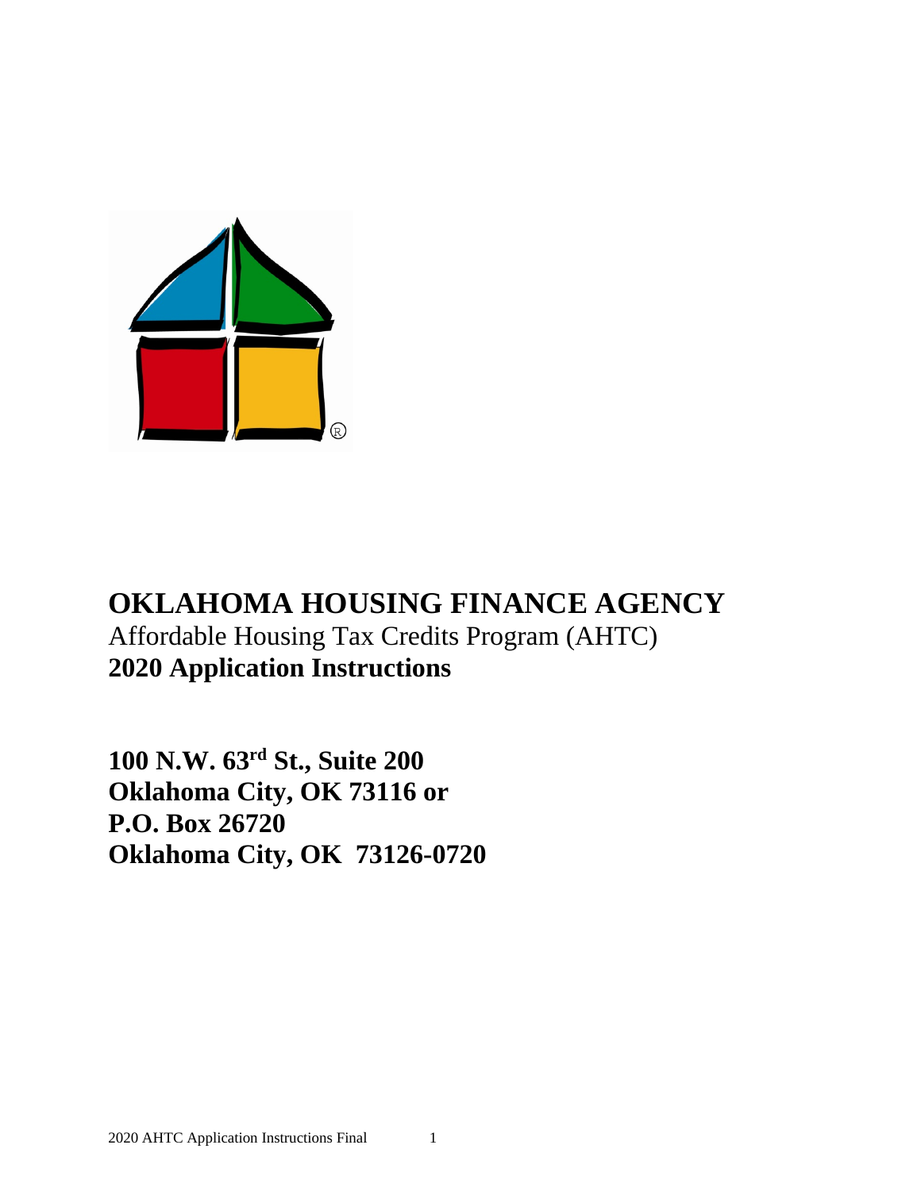# OKLAHOMA HOUSING FINANCE AGENCY

Affordable Housing Tax Credits Program (AHTC)

**2020 Application Instructions**

**100 N.W. 63rd St., Suite 200**
**Oklahoma City, OK 73116 or**
**P.O. Box 26720**
**Oklahoma City, OK 73126-0720**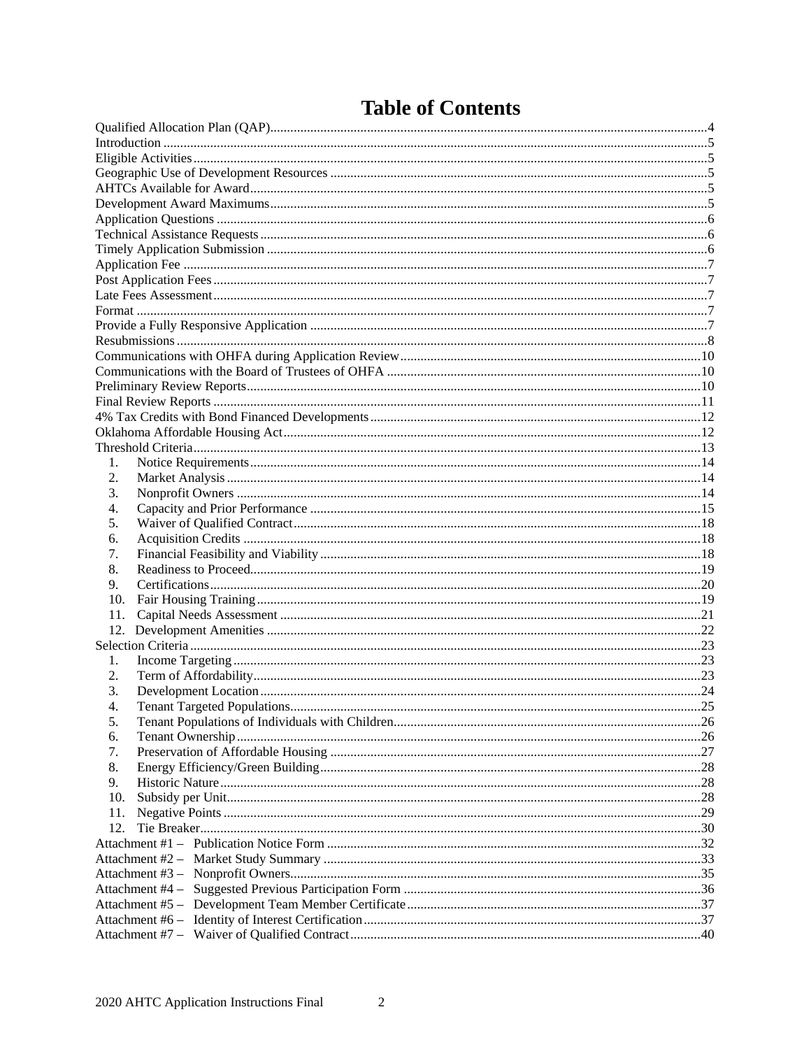# Table of Contents

Qualified Allocation Plan (QAP)....4
Introduction....5
Eligible Activities....5
Geographic Use of Development Resources....5
AHTCs Available for Award....5
Development Award Maximums....5
Application Questions....6
Technical Assistance Requests....6
Timely Application Submission....6
Application Fee....7
Post Application Fees....7
Late Fees Assessment....7
Format....7
Provide a Fully Responsive Application....7
Resubmissions....8
Communications with OHFA during Application Review....10
Communications with the Board of Trustees of OHFA....10
Preliminary Review Reports....10
Final Review Reports....11
4% Tax Credits with Bond Financed Developments....12
Oklahoma Affordable Housing Act....12
Threshold Criteria....13

1. Notice Requirements....14
2. Market Analysis....14
3. Nonprofit Owners....14
4. Capacity and Prior Performance....15
5. Waiver of Qualified Contract....18
6. Acquisition Credits....18
7. Financial Feasibility and Viability....18
8. Readiness to Proceed....19
9. Certifications....20
10. Fair Housing Training....19
11. Capital Needs Assessment....21
12. Development Amenities....22

Selection Criteria....23

1. Income Targeting....23
2. Term of Affordability....23
3. Development Location....24
4. Tenant Targeted Populations....25
5. Tenant Populations of Individuals with Children....26
6. Tenant Ownership....26
7. Preservation of Affordable Housing....27
8. Energy Efficiency/Green Building....28
9. Historic Nature....28
10. Subsidy per Unit....28
11. Negative Points....29
12. Tie Breaker....30

Attachment #1 – Publication Notice Form....32
Attachment #2 – Market Study Summary....33
Attachment #3 – Nonprofit Owners....35
Attachment #4 – Suggested Previous Participation Form....36
Attachment #5 – Development Team Member Certificate....37
Attachment #6 – Identity of Interest Certification....37
Attachment #7 – Waiver of Qualified Contract....40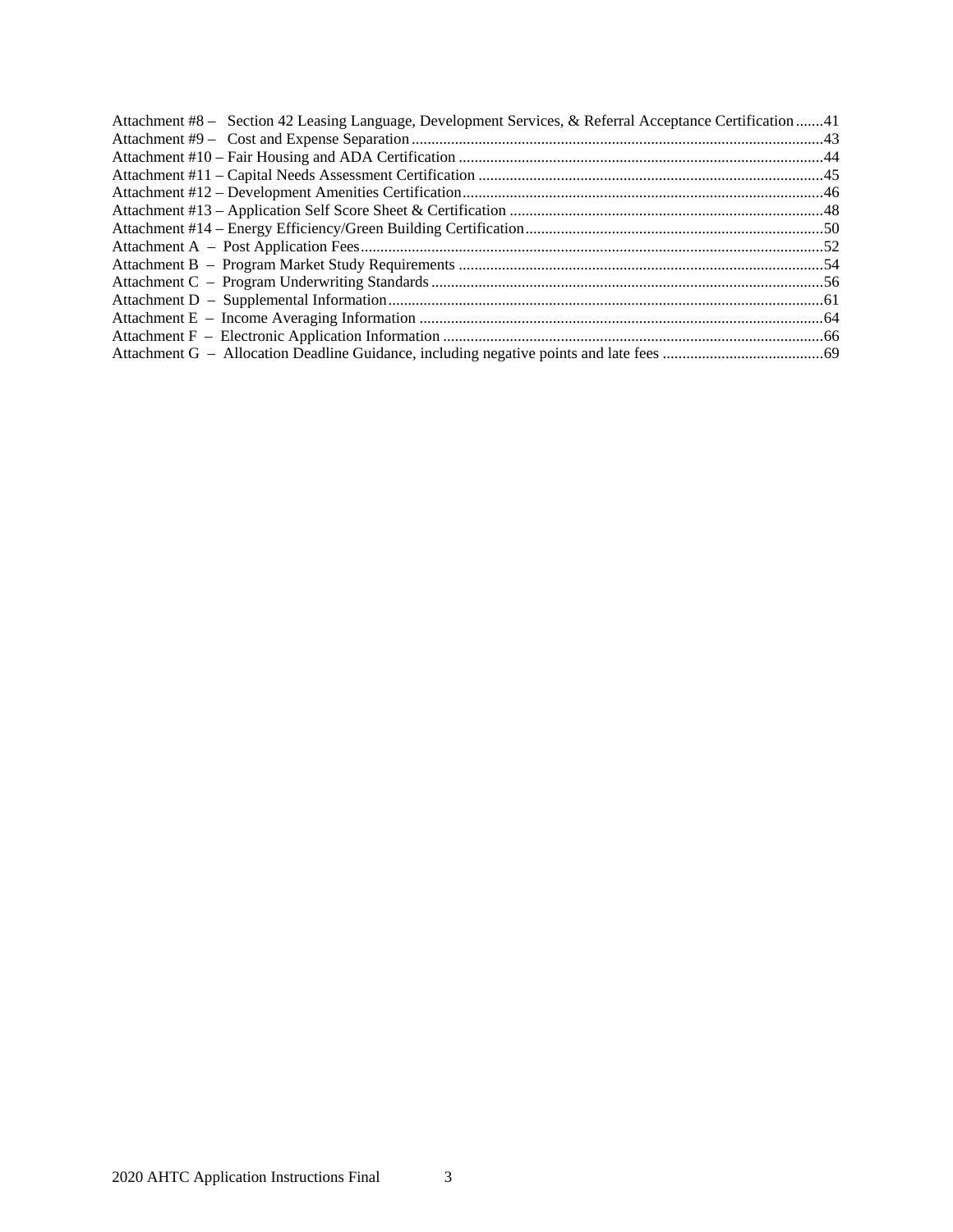Attachment #8 – Section 42 Leasing Language, Development Services, & Referral Acceptance Certification .......41
Attachment #9 – Cost and Expense Separation ........................................................................................43
Attachment #10 – Fair Housing and ADA Certification ............................................................................44
Attachment #11 – Capital Needs Assessment Certification .......................................................................45
Attachment #12 – Development Amenities Certification...........................................................................46
Attachment #13 – Application Self Score Sheet & Certification ...............................................................48
Attachment #14 – Energy Efficiency/Green Building Certification...........................................................50
Attachment A – Post Application Fees.....................................................................................................52
Attachment B – Program Market Study Requirements ............................................................................54
Attachment C – Program Underwriting Standards ...................................................................................56
Attachment D – Supplemental Information.............................................................................................61
Attachment E – Income Averaging Information ......................................................................................64
Attachment F – Electronic Application Information ................................................................................66
Attachment G – Allocation Deadline Guidance, including negative points and late fees .........................................69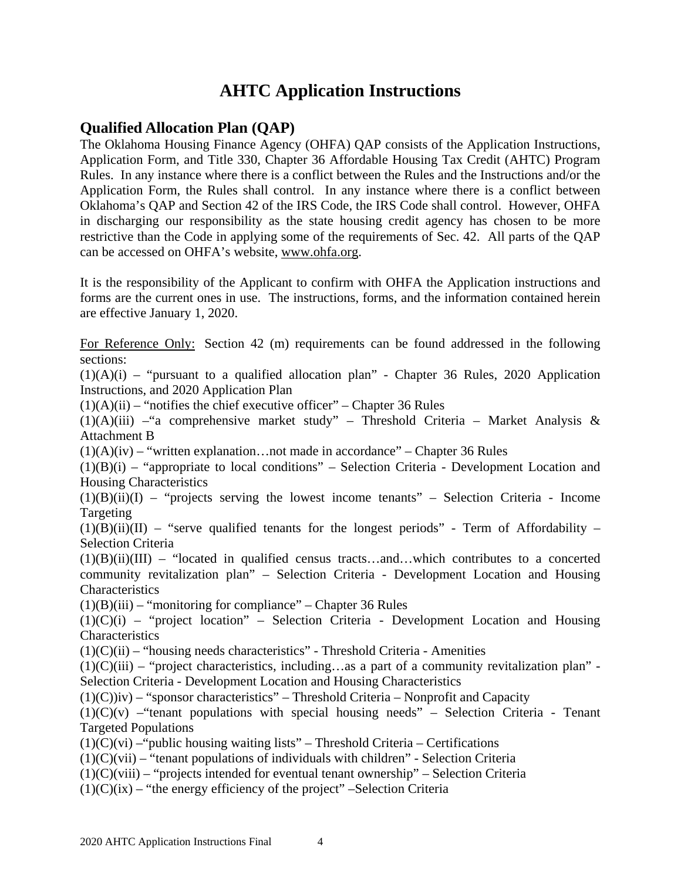# AHTC Application Instructions

## Qualified Allocation Plan (QAP)

The Oklahoma Housing Finance Agency (OHFA) QAP consists of the Application Instructions, Application Form, and Title 330, Chapter 36 Affordable Housing Tax Credit (AHTC) Program Rules. In any instance where there is a conflict between the Rules and the Instructions and/or the Application Form, the Rules shall control. In any instance where there is a conflict between Oklahoma's QAP and Section 42 of the IRS Code, the IRS Code shall control. However, OHFA in discharging our responsibility as the state housing credit agency has chosen to be more restrictive than the Code in applying some of the requirements of Sec. 42. All parts of the QAP can be accessed on OHFA's website, www.ohfa.org.

It is the responsibility of the Applicant to confirm with OHFA the Application instructions and forms are the current ones in use. The instructions, forms, and the information contained herein are effective January 1, 2020.

For Reference Only: Section 42 (m) requirements can be found addressed in the following sections:

(1)(A)(i) – "pursuant to a qualified allocation plan" - Chapter 36 Rules, 2020 Application Instructions, and 2020 Application Plan

(1)(A)(ii) – "notifies the chief executive officer" – Chapter 36 Rules

(1)(A)(iii) –"a comprehensive market study" – Threshold Criteria – Market Analysis & Attachment B

(1)(A)(iv) – "written explanation…not made in accordance" – Chapter 36 Rules

(1)(B)(i) – "appropriate to local conditions" – Selection Criteria - Development Location and Housing Characteristics

(1)(B)(ii)(I) – "projects serving the lowest income tenants" – Selection Criteria - Income Targeting

(1)(B)(ii)(II) – "serve qualified tenants for the longest periods" - Term of Affordability – Selection Criteria

(1)(B)(ii)(III) – "located in qualified census tracts…and…which contributes to a concerted community revitalization plan" – Selection Criteria - Development Location and Housing Characteristics

(1)(B)(iii) – "monitoring for compliance" – Chapter 36 Rules

(1)(C)(i) – "project location" – Selection Criteria - Development Location and Housing Characteristics

(1)(C)(ii) – "housing needs characteristics" - Threshold Criteria - Amenities

(1)(C)(iii) – "project characteristics, including…as a part of a community revitalization plan" - Selection Criteria - Development Location and Housing Characteristics

(1)(C))iv) – "sponsor characteristics" – Threshold Criteria – Nonprofit and Capacity

(1)(C)(v) –"tenant populations with special housing needs" – Selection Criteria - Tenant Targeted Populations

(1)(C)(vi) –"public housing waiting lists" – Threshold Criteria – Certifications

(1)(C)(vii) – "tenant populations of individuals with children" - Selection Criteria

(1)(C)(viii) – "projects intended for eventual tenant ownership" – Selection Criteria

(1)(C)(ix) – "the energy efficiency of the project" –Selection Criteria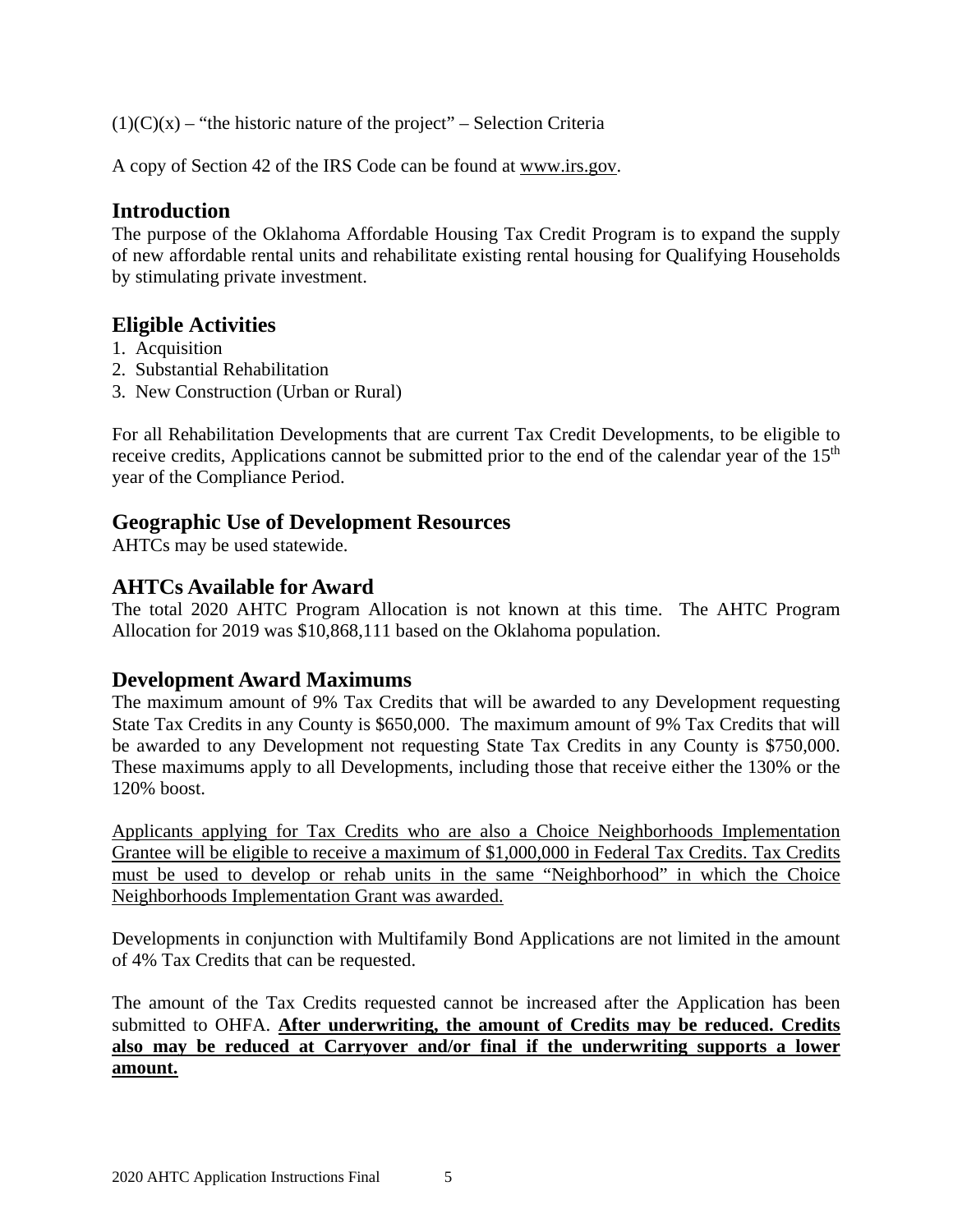(1)(C)(x) – "the historic nature of the project" – Selection Criteria

A copy of Section 42 of the IRS Code can be found at www.irs.gov.

## Introduction

The purpose of the Oklahoma Affordable Housing Tax Credit Program is to expand the supply of new affordable rental units and rehabilitate existing rental housing for Qualifying Households by stimulating private investment.

## Eligible Activities

1. Acquisition
2. Substantial Rehabilitation
3. New Construction (Urban or Rural)

For all Rehabilitation Developments that are current Tax Credit Developments, to be eligible to receive credits, Applications cannot be submitted prior to the end of the calendar year of the 15th year of the Compliance Period.

## Geographic Use of Development Resources

AHTCs may be used statewide.

## AHTCs Available for Award

The total 2020 AHTC Program Allocation is not known at this time. The AHTC Program Allocation for 2019 was $10,868,111 based on the Oklahoma population.

## Development Award Maximums

The maximum amount of 9% Tax Credits that will be awarded to any Development requesting State Tax Credits in any County is $650,000. The maximum amount of 9% Tax Credits that will be awarded to any Development not requesting State Tax Credits in any County is $750,000. These maximums apply to all Developments, including those that receive either the 130% or the 120% boost.

Applicants applying for Tax Credits who are also a Choice Neighborhoods Implementation Grantee will be eligible to receive a maximum of $1,000,000 in Federal Tax Credits. Tax Credits must be used to develop or rehab units in the same "Neighborhood" in which the Choice Neighborhoods Implementation Grant was awarded.

Developments in conjunction with Multifamily Bond Applications are not limited in the amount of 4% Tax Credits that can be requested.

The amount of the Tax Credits requested cannot be increased after the Application has been submitted to OHFA. **After underwriting, the amount of Credits may be reduced. Credits also may be reduced at Carryover and/or final if the underwriting supports a lower amount.**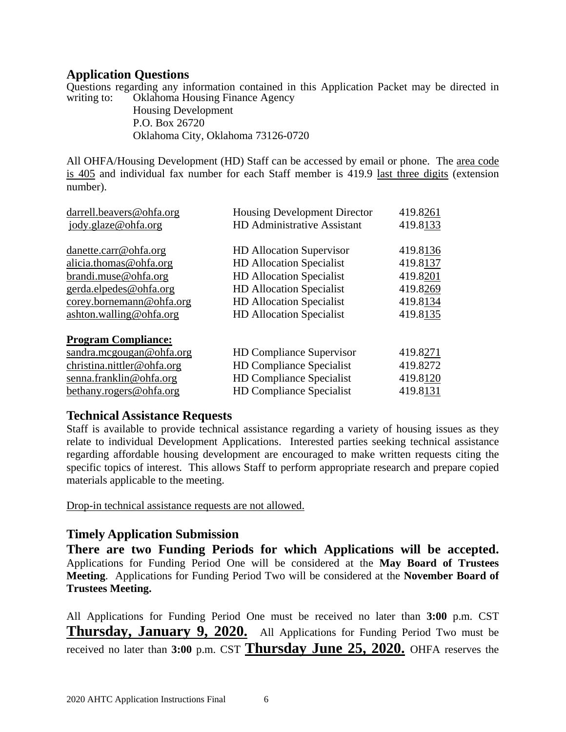## Application Questions

Questions regarding any information contained in this Application Packet may be directed in writing to:

Oklahoma Housing Finance Agency
Housing Development
P.O. Box 26720
Oklahoma City, Oklahoma 73126-0720

All OHFA/Housing Development (HD) Staff can be accessed by email or phone. The area code is 405 and individual fax number for each Staff member is 419.9 last three digits (extension number).

| | | |
|---|---|---|
| darrell.beavers@ohfa.org | Housing Development Director | 419.8261 |
| jody.glaze@ohfa.org | HD Administrative Assistant | 419.8133 |
| | | |
| danette.carr@ohfa.org | HD Allocation Supervisor | 419.8136 |
| alicia.thomas@ohfa.org | HD Allocation Specialist | 419.8137 |
| brandi.muse@ohfa.org | HD Allocation Specialist | 419.8201 |
| gerda.elpedes@ohfa.org | HD Allocation Specialist | 419.8269 |
| corey.bornemann@ohfa.org | HD Allocation Specialist | 419.8134 |
| ashton.walling@ohfa.org | HD Allocation Specialist | 419.8135 |
| | | |
| **Program Compliance:** | | |
| sandra.mcgougan@ohfa.org | HD Compliance Supervisor | 419.8271 |
| christina.nittler@ohfa.org | HD Compliance Specialist | 419.8272 |
| senna.franklin@ohfa.org | HD Compliance Specialist | 419.8120 |
| bethany.rogers@ohfa.org | HD Compliance Specialist | 419.8131 |

## Technical Assistance Requests

Staff is available to provide technical assistance regarding a variety of housing issues as they relate to individual Development Applications. Interested parties seeking technical assistance regarding affordable housing development are encouraged to make written requests citing the specific topics of interest. This allows Staff to perform appropriate research and prepare copied materials applicable to the meeting.

Drop-in technical assistance requests are not allowed.

## Timely Application Submission

**There are two Funding Periods for which Applications will be accepted.** Applications for Funding Period One will be considered at the **May Board of Trustees Meeting**. Applications for Funding Period Two will be considered at the **November Board of Trustees Meeting.**

All Applications for Funding Period One must be received no later than **3:00** p.m. CST **Thursday, January 9, 2020.** All Applications for Funding Period Two must be received no later than **3:00** p.m. CST **Thursday June 25, 2020.** OHFA reserves the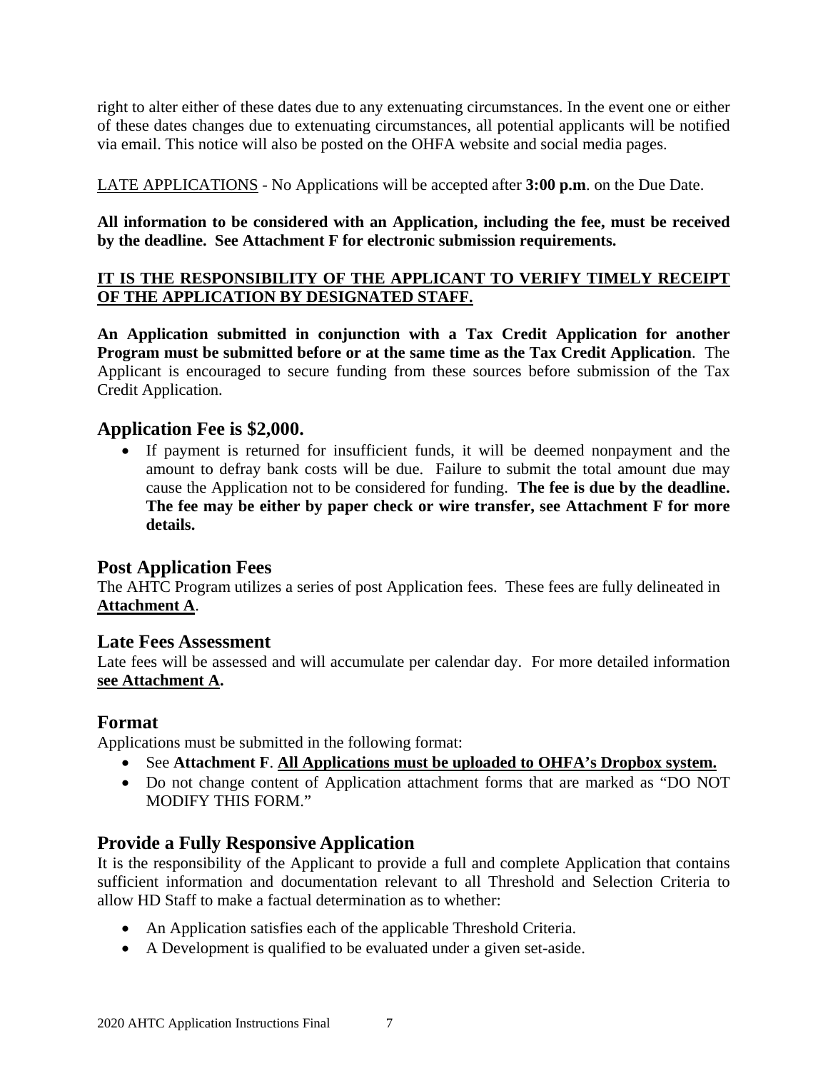right to alter either of these dates due to any extenuating circumstances. In the event one or either of these dates changes due to extenuating circumstances, all potential applicants will be notified via email. This notice will also be posted on the OHFA website and social media pages.

LATE APPLICATIONS - No Applications will be accepted after **3:00 p.m**. on the Due Date.

**All information to be considered with an Application, including the fee, must be received by the deadline. See Attachment F for electronic submission requirements.**

**IT IS THE RESPONSIBILITY OF THE APPLICANT TO VERIFY TIMELY RECEIPT OF THE APPLICATION BY DESIGNATED STAFF.**

**An Application submitted in conjunction with a Tax Credit Application for another Program must be submitted before or at the same time as the Tax Credit Application**. The Applicant is encouraged to secure funding from these sources before submission of the Tax Credit Application.

## Application Fee is $2,000.

- If payment is returned for insufficient funds, it will be deemed nonpayment and the amount to defray bank costs will be due. Failure to submit the total amount due may cause the Application not to be considered for funding. **The fee is due by the deadline. The fee may be either by paper check or wire transfer, see Attachment F for more details.**

## Post Application Fees

The AHTC Program utilizes a series of post Application fees. These fees are fully delineated in **Attachment A**.

## Late Fees Assessment

Late fees will be assessed and will accumulate per calendar day. For more detailed information **see Attachment A.**

## Format

Applications must be submitted in the following format:

- See **Attachment F**. **All Applications must be uploaded to OHFA's Dropbox system.**
- Do not change content of Application attachment forms that are marked as "DO NOT MODIFY THIS FORM."

## Provide a Fully Responsive Application

It is the responsibility of the Applicant to provide a full and complete Application that contains sufficient information and documentation relevant to all Threshold and Selection Criteria to allow HD Staff to make a factual determination as to whether:

- An Application satisfies each of the applicable Threshold Criteria.
- A Development is qualified to be evaluated under a given set-aside.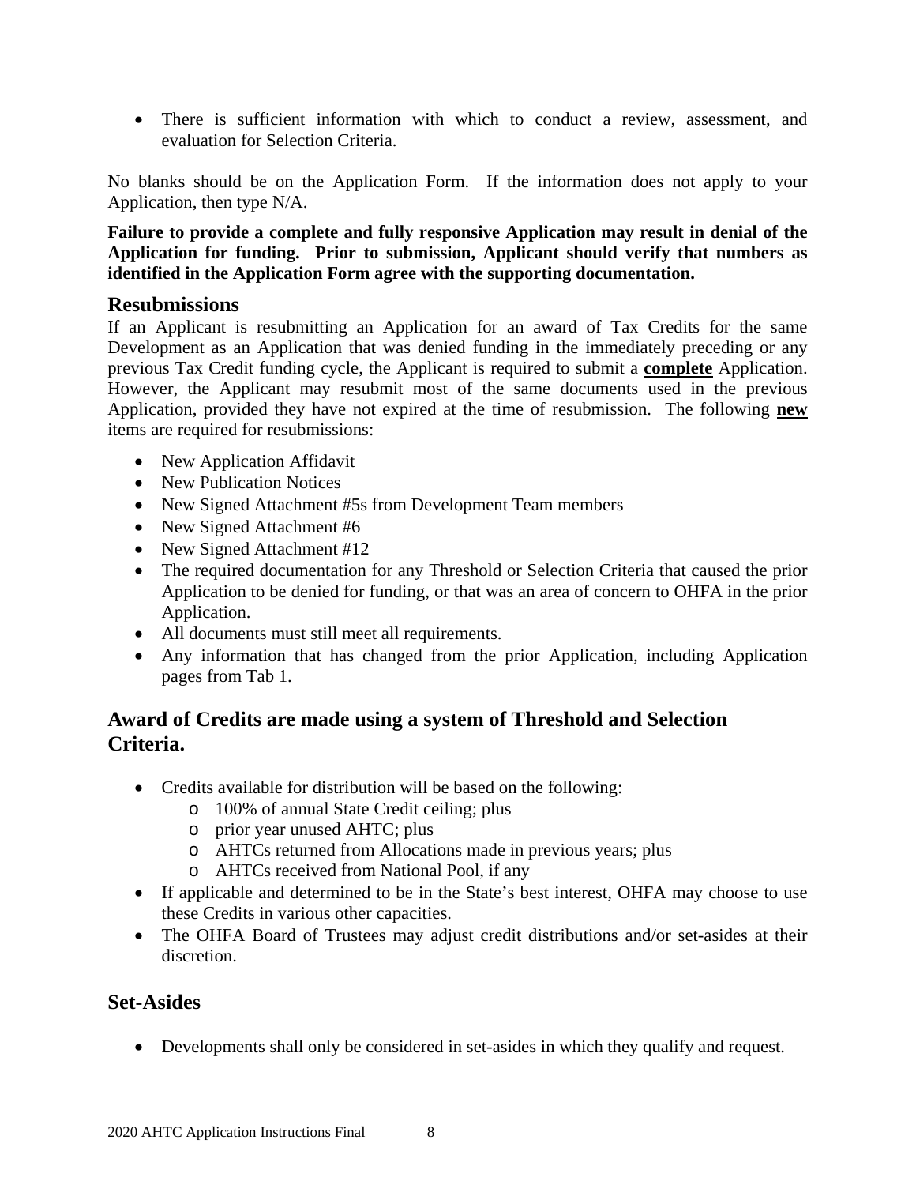- There is sufficient information with which to conduct a review, assessment, and evaluation for Selection Criteria.

No blanks should be on the Application Form. If the information does not apply to your Application, then type N/A.

**Failure to provide a complete and fully responsive Application may result in denial of the Application for funding. Prior to submission, Applicant should verify that numbers as identified in the Application Form agree with the supporting documentation.**

## Resubmissions

If an Applicant is resubmitting an Application for an award of Tax Credits for the same Development as an Application that was denied funding in the immediately preceding or any previous Tax Credit funding cycle, the Applicant is required to submit a **complete** Application. However, the Applicant may resubmit most of the same documents used in the previous Application, provided they have not expired at the time of resubmission. The following **new** items are required for resubmissions:

- New Application Affidavit
- New Publication Notices
- New Signed Attachment #5s from Development Team members
- New Signed Attachment #6
- New Signed Attachment #12
- The required documentation for any Threshold or Selection Criteria that caused the prior Application to be denied for funding, or that was an area of concern to OHFA in the prior Application.
- All documents must still meet all requirements.
- Any information that has changed from the prior Application, including Application pages from Tab 1.

## Award of Credits are made using a system of Threshold and Selection Criteria.

- Credits available for distribution will be based on the following:
  - 100% of annual State Credit ceiling; plus
  - prior year unused AHTC; plus
  - AHTCs returned from Allocations made in previous years; plus
  - AHTCs received from National Pool, if any
- If applicable and determined to be in the State's best interest, OHFA may choose to use these Credits in various other capacities.
- The OHFA Board of Trustees may adjust credit distributions and/or set-asides at their discretion.

## Set-Asides

- Developments shall only be considered in set-asides in which they qualify and request.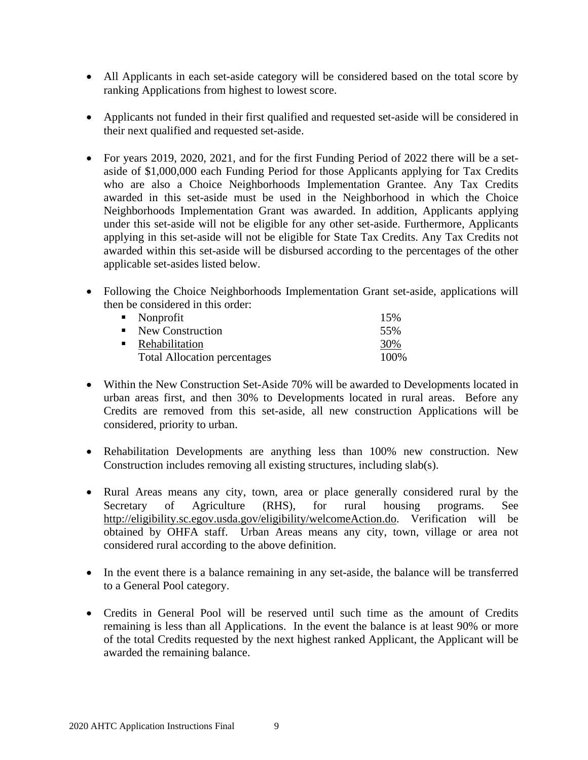- All Applicants in each set-aside category will be considered based on the total score by ranking Applications from highest to lowest score.

- Applicants not funded in their first qualified and requested set-aside will be considered in their next qualified and requested set-aside.

- For years 2019, 2020, 2021, and for the first Funding Period of 2022 there will be a set-aside of $1,000,000 each Funding Period for those Applicants applying for Tax Credits who are also a Choice Neighborhoods Implementation Grantee. Any Tax Credits awarded in this set-aside must be used in the Neighborhood in which the Choice Neighborhoods Implementation Grant was awarded. In addition, Applicants applying under this set-aside will not be eligible for any other set-aside. Furthermore, Applicants applying in this set-aside will not be eligible for State Tax Credits. Any Tax Credits not awarded within this set-aside will be disbursed according to the percentages of the other applicable set-asides listed below.

- Following the Choice Neighborhoods Implementation Grant set-aside, applications will then be considered in this order:

| | |
|---|---|
| ▪ Nonprofit | 15% |
| ▪ New Construction | 55% |
| ▪ Rehabilitation | 30% |
| Total Allocation percentages | 100% |

- Within the New Construction Set-Aside 70% will be awarded to Developments located in urban areas first, and then 30% to Developments located in rural areas. Before any Credits are removed from this set-aside, all new construction Applications will be considered, priority to urban.

- Rehabilitation Developments are anything less than 100% new construction. New Construction includes removing all existing structures, including slab(s).

- Rural Areas means any city, town, area or place generally considered rural by the Secretary of Agriculture (RHS), for rural housing programs. See http://eligibility.sc.egov.usda.gov/eligibility/welcomeAction.do. Verification will be obtained by OHFA staff. Urban Areas means any city, town, village or area not considered rural according to the above definition.

- In the event there is a balance remaining in any set-aside, the balance will be transferred to a General Pool category.

- Credits in General Pool will be reserved until such time as the amount of Credits remaining is less than all Applications. In the event the balance is at least 90% or more of the total Credits requested by the next highest ranked Applicant, the Applicant will be awarded the remaining balance.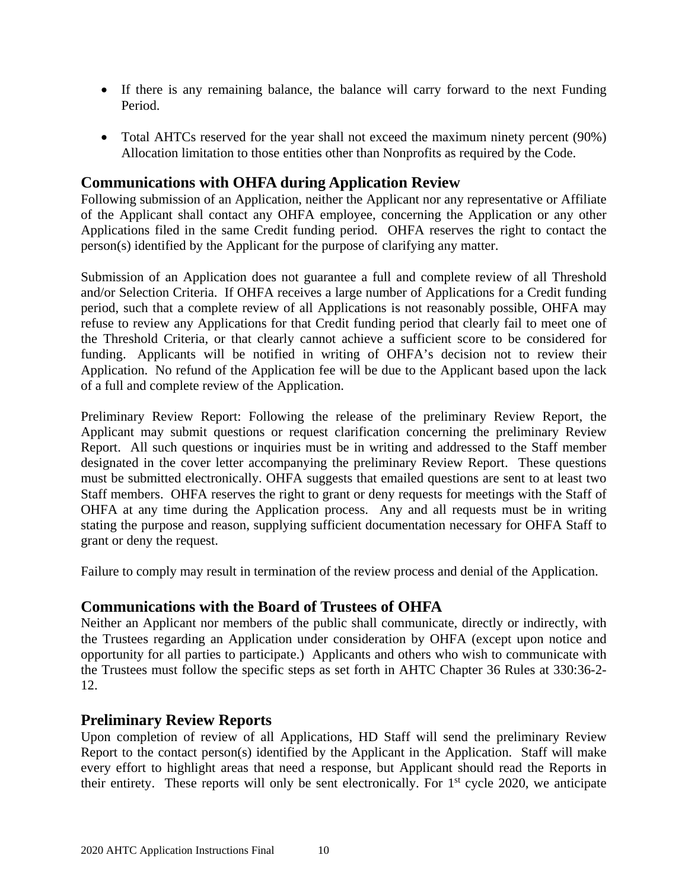- If there is any remaining balance, the balance will carry forward to the next Funding Period.

- Total AHTCs reserved for the year shall not exceed the maximum ninety percent (90%) Allocation limitation to those entities other than Nonprofits as required by the Code.

## Communications with OHFA during Application Review

Following submission of an Application, neither the Applicant nor any representative or Affiliate of the Applicant shall contact any OHFA employee, concerning the Application or any other Applications filed in the same Credit funding period. OHFA reserves the right to contact the person(s) identified by the Applicant for the purpose of clarifying any matter.

Submission of an Application does not guarantee a full and complete review of all Threshold and/or Selection Criteria. If OHFA receives a large number of Applications for a Credit funding period, such that a complete review of all Applications is not reasonably possible, OHFA may refuse to review any Applications for that Credit funding period that clearly fail to meet one of the Threshold Criteria, or that clearly cannot achieve a sufficient score to be considered for funding. Applicants will be notified in writing of OHFA's decision not to review their Application. No refund of the Application fee will be due to the Applicant based upon the lack of a full and complete review of the Application.

Preliminary Review Report: Following the release of the preliminary Review Report, the Applicant may submit questions or request clarification concerning the preliminary Review Report. All such questions or inquiries must be in writing and addressed to the Staff member designated in the cover letter accompanying the preliminary Review Report. These questions must be submitted electronically. OHFA suggests that emailed questions are sent to at least two Staff members. OHFA reserves the right to grant or deny requests for meetings with the Staff of OHFA at any time during the Application process. Any and all requests must be in writing stating the purpose and reason, supplying sufficient documentation necessary for OHFA Staff to grant or deny the request.

Failure to comply may result in termination of the review process and denial of the Application.

## Communications with the Board of Trustees of OHFA

Neither an Applicant nor members of the public shall communicate, directly or indirectly, with the Trustees regarding an Application under consideration by OHFA (except upon notice and opportunity for all parties to participate.) Applicants and others who wish to communicate with the Trustees must follow the specific steps as set forth in AHTC Chapter 36 Rules at 330:36-2-12.

## Preliminary Review Reports

Upon completion of review of all Applications, HD Staff will send the preliminary Review Report to the contact person(s) identified by the Applicant in the Application. Staff will make every effort to highlight areas that need a response, but Applicant should read the Reports in their entirety. These reports will only be sent electronically. For 1st cycle 2020, we anticipate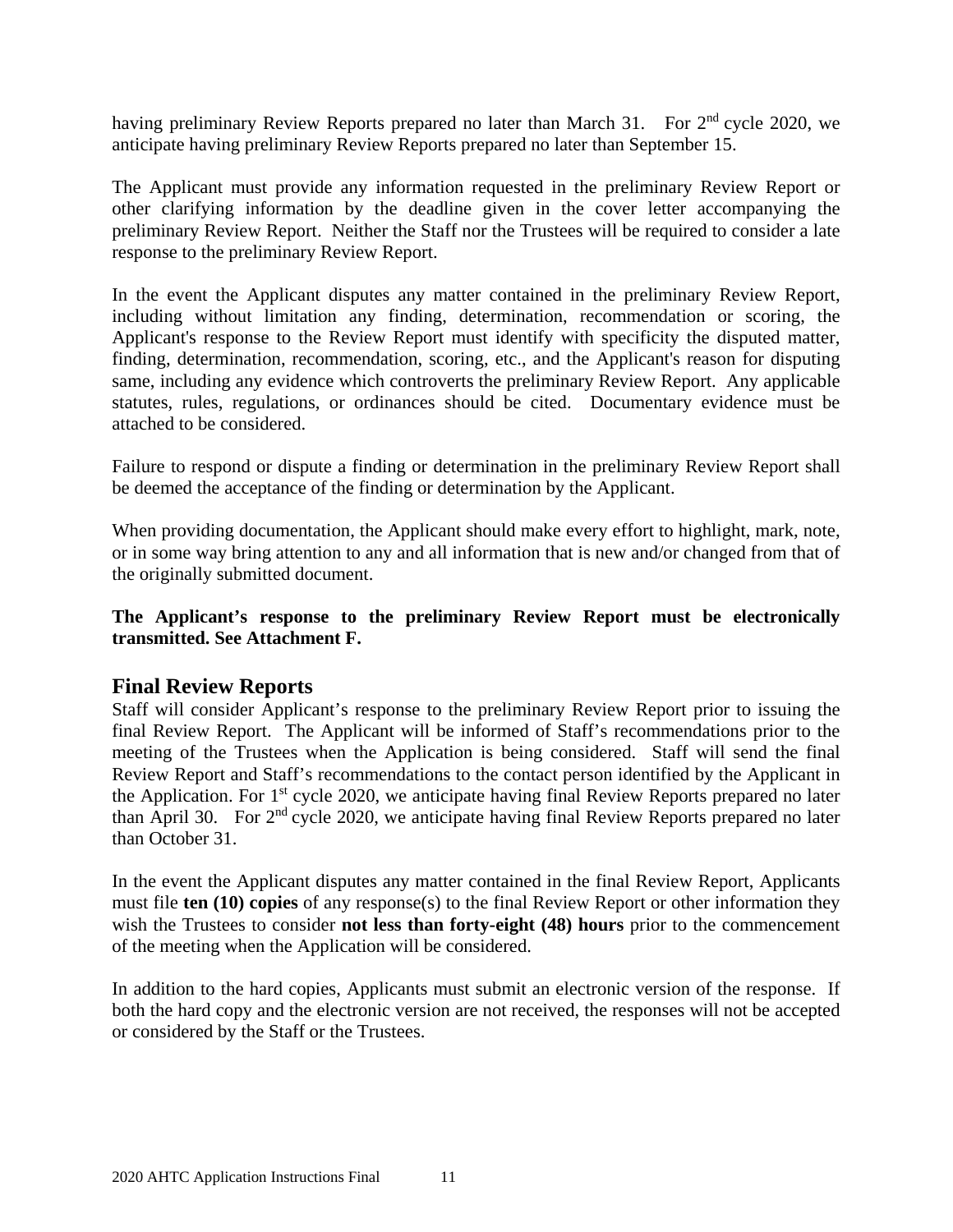having preliminary Review Reports prepared no later than March 31. For 2nd cycle 2020, we anticipate having preliminary Review Reports prepared no later than September 15.

The Applicant must provide any information requested in the preliminary Review Report or other clarifying information by the deadline given in the cover letter accompanying the preliminary Review Report. Neither the Staff nor the Trustees will be required to consider a late response to the preliminary Review Report.

In the event the Applicant disputes any matter contained in the preliminary Review Report, including without limitation any finding, determination, recommendation or scoring, the Applicant's response to the Review Report must identify with specificity the disputed matter, finding, determination, recommendation, scoring, etc., and the Applicant's reason for disputing same, including any evidence which controverts the preliminary Review Report. Any applicable statutes, rules, regulations, or ordinances should be cited. Documentary evidence must be attached to be considered.

Failure to respond or dispute a finding or determination in the preliminary Review Report shall be deemed the acceptance of the finding or determination by the Applicant.

When providing documentation, the Applicant should make every effort to highlight, mark, note, or in some way bring attention to any and all information that is new and/or changed from that of the originally submitted document.

**The Applicant's response to the preliminary Review Report must be electronically transmitted. See Attachment F.**

## Final Review Reports

Staff will consider Applicant's response to the preliminary Review Report prior to issuing the final Review Report. The Applicant will be informed of Staff's recommendations prior to the meeting of the Trustees when the Application is being considered. Staff will send the final Review Report and Staff's recommendations to the contact person identified by the Applicant in the Application. For 1st cycle 2020, we anticipate having final Review Reports prepared no later than April 30. For 2nd cycle 2020, we anticipate having final Review Reports prepared no later than October 31.

In the event the Applicant disputes any matter contained in the final Review Report, Applicants must file **ten (10) copies** of any response(s) to the final Review Report or other information they wish the Trustees to consider **not less than forty-eight (48) hours** prior to the commencement of the meeting when the Application will be considered.

In addition to the hard copies, Applicants must submit an electronic version of the response. If both the hard copy and the electronic version are not received, the responses will not be accepted or considered by the Staff or the Trustees.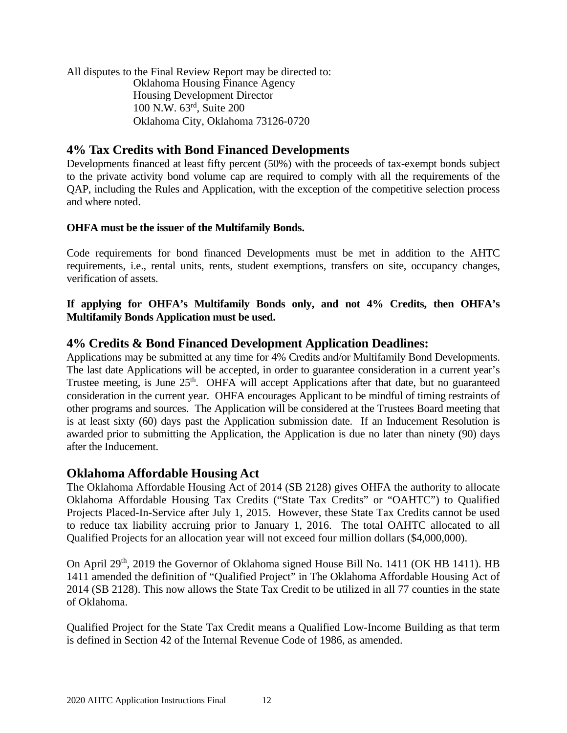All disputes to the Final Review Report may be directed to:

Oklahoma Housing Finance Agency
Housing Development Director
100 N.W. 63rd, Suite 200
Oklahoma City, Oklahoma 73126-0720

## 4% Tax Credits with Bond Financed Developments

Developments financed at least fifty percent (50%) with the proceeds of tax-exempt bonds subject to the private activity bond volume cap are required to comply with all the requirements of the QAP, including the Rules and Application, with the exception of the competitive selection process and where noted.

**OHFA must be the issuer of the Multifamily Bonds.**

Code requirements for bond financed Developments must be met in addition to the AHTC requirements, i.e., rental units, rents, student exemptions, transfers on site, occupancy changes, verification of assets.

**If applying for OHFA's Multifamily Bonds only, and not 4% Credits, then OHFA's Multifamily Bonds Application must be used.**

## 4% Credits & Bond Financed Development Application Deadlines:

Applications may be submitted at any time for 4% Credits and/or Multifamily Bond Developments. The last date Applications will be accepted, in order to guarantee consideration in a current year's Trustee meeting, is June 25th. OHFA will accept Applications after that date, but no guaranteed consideration in the current year. OHFA encourages Applicant to be mindful of timing restraints of other programs and sources. The Application will be considered at the Trustees Board meeting that is at least sixty (60) days past the Application submission date. If an Inducement Resolution is awarded prior to submitting the Application, the Application is due no later than ninety (90) days after the Inducement.

## Oklahoma Affordable Housing Act

The Oklahoma Affordable Housing Act of 2014 (SB 2128) gives OHFA the authority to allocate Oklahoma Affordable Housing Tax Credits ("State Tax Credits" or "OAHTC") to Qualified Projects Placed-In-Service after July 1, 2015. However, these State Tax Credits cannot be used to reduce tax liability accruing prior to January 1, 2016. The total OAHTC allocated to all Qualified Projects for an allocation year will not exceed four million dollars ($4,000,000).

On April 29th, 2019 the Governor of Oklahoma signed House Bill No. 1411 (OK HB 1411). HB 1411 amended the definition of "Qualified Project" in The Oklahoma Affordable Housing Act of 2014 (SB 2128). This now allows the State Tax Credit to be utilized in all 77 counties in the state of Oklahoma.

Qualified Project for the State Tax Credit means a Qualified Low-Income Building as that term is defined in Section 42 of the Internal Revenue Code of 1986, as amended.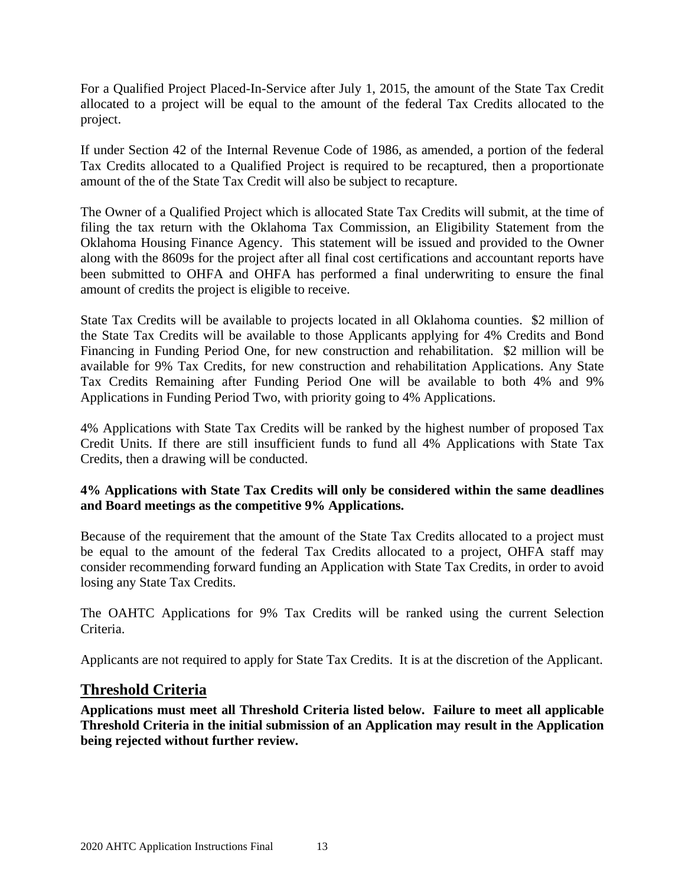For a Qualified Project Placed-In-Service after July 1, 2015, the amount of the State Tax Credit allocated to a project will be equal to the amount of the federal Tax Credits allocated to the project.

If under Section 42 of the Internal Revenue Code of 1986, as amended, a portion of the federal Tax Credits allocated to a Qualified Project is required to be recaptured, then a proportionate amount of the of the State Tax Credit will also be subject to recapture.

The Owner of a Qualified Project which is allocated State Tax Credits will submit, at the time of filing the tax return with the Oklahoma Tax Commission, an Eligibility Statement from the Oklahoma Housing Finance Agency. This statement will be issued and provided to the Owner along with the 8609s for the project after all final cost certifications and accountant reports have been submitted to OHFA and OHFA has performed a final underwriting to ensure the final amount of credits the project is eligible to receive.

State Tax Credits will be available to projects located in all Oklahoma counties. $2 million of the State Tax Credits will be available to those Applicants applying for 4% Credits and Bond Financing in Funding Period One, for new construction and rehabilitation. $2 million will be available for 9% Tax Credits, for new construction and rehabilitation Applications. Any State Tax Credits Remaining after Funding Period One will be available to both 4% and 9% Applications in Funding Period Two, with priority going to 4% Applications.

4% Applications with State Tax Credits will be ranked by the highest number of proposed Tax Credit Units. If there are still insufficient funds to fund all 4% Applications with State Tax Credits, then a drawing will be conducted.

**4% Applications with State Tax Credits will only be considered within the same deadlines and Board meetings as the competitive 9% Applications.**

Because of the requirement that the amount of the State Tax Credits allocated to a project must be equal to the amount of the federal Tax Credits allocated to a project, OHFA staff may consider recommending forward funding an Application with State Tax Credits, in order to avoid losing any State Tax Credits.

The OAHTC Applications for 9% Tax Credits will be ranked using the current Selection Criteria.

Applicants are not required to apply for State Tax Credits. It is at the discretion of the Applicant.

## Threshold Criteria

**Applications must meet all Threshold Criteria listed below. Failure to meet all applicable Threshold Criteria in the initial submission of an Application may result in the Application being rejected without further review.**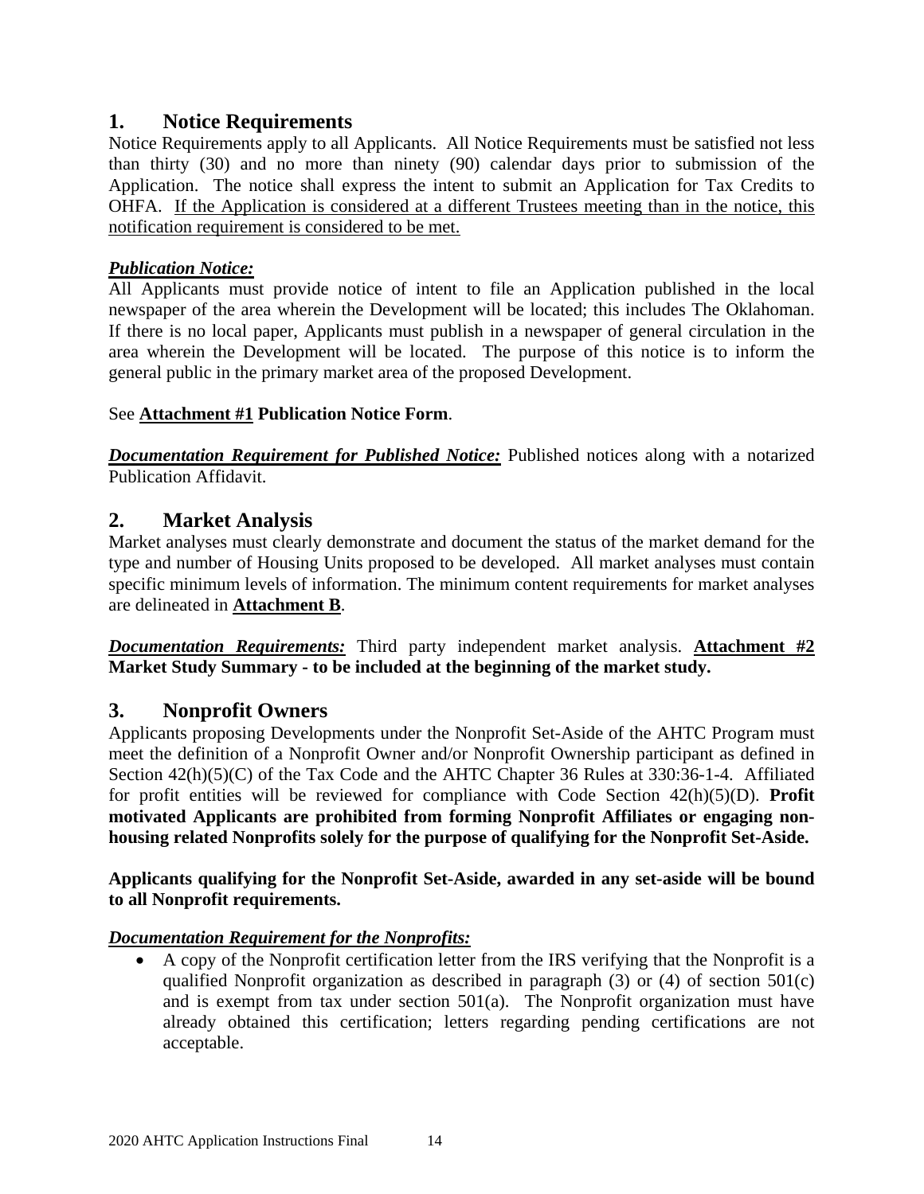## 1. Notice Requirements

Notice Requirements apply to all Applicants. All Notice Requirements must be satisfied not less than thirty (30) and no more than ninety (90) calendar days prior to submission of the Application. The notice shall express the intent to submit an Application for Tax Credits to OHFA. <u>If the Application is considered at a different Trustees meeting than in the notice, this notification requirement is considered to be met.</u>

***<u>Publication Notice:</u>***

All Applicants must provide notice of intent to file an Application published in the local newspaper of the area wherein the Development will be located; this includes The Oklahoman. If there is no local paper, Applicants must publish in a newspaper of general circulation in the area wherein the Development will be located. The purpose of this notice is to inform the general public in the primary market area of the proposed Development.

See **<u>Attachment #1</u> Publication Notice Form**.

***<u>Documentation Requirement for Published Notice:</u>*** Published notices along with a notarized Publication Affidavit.

## 2. Market Analysis

Market analyses must clearly demonstrate and document the status of the market demand for the type and number of Housing Units proposed to be developed. All market analyses must contain specific minimum levels of information. The minimum content requirements for market analyses are delineated in **<u>Attachment B</u>**.

***<u>Documentation Requirements:</u>*** Third party independent market analysis. **<u>Attachment #2</u> Market Study Summary - to be included at the beginning of the market study.**

## 3. Nonprofit Owners

Applicants proposing Developments under the Nonprofit Set-Aside of the AHTC Program must meet the definition of a Nonprofit Owner and/or Nonprofit Ownership participant as defined in Section 42(h)(5)(C) of the Tax Code and the AHTC Chapter 36 Rules at 330:36-1-4. Affiliated for profit entities will be reviewed for compliance with Code Section 42(h)(5)(D). **Profit motivated Applicants are prohibited from forming Nonprofit Affiliates or engaging non-housing related Nonprofits solely for the purpose of qualifying for the Nonprofit Set-Aside.**

**Applicants qualifying for the Nonprofit Set-Aside, awarded in any set-aside will be bound to all Nonprofit requirements.**

***<u>Documentation Requirement for the Nonprofits:</u>***

- A copy of the Nonprofit certification letter from the IRS verifying that the Nonprofit is a qualified Nonprofit organization as described in paragraph (3) or (4) of section 501(c) and is exempt from tax under section 501(a). The Nonprofit organization must have already obtained this certification; letters regarding pending certifications are not acceptable.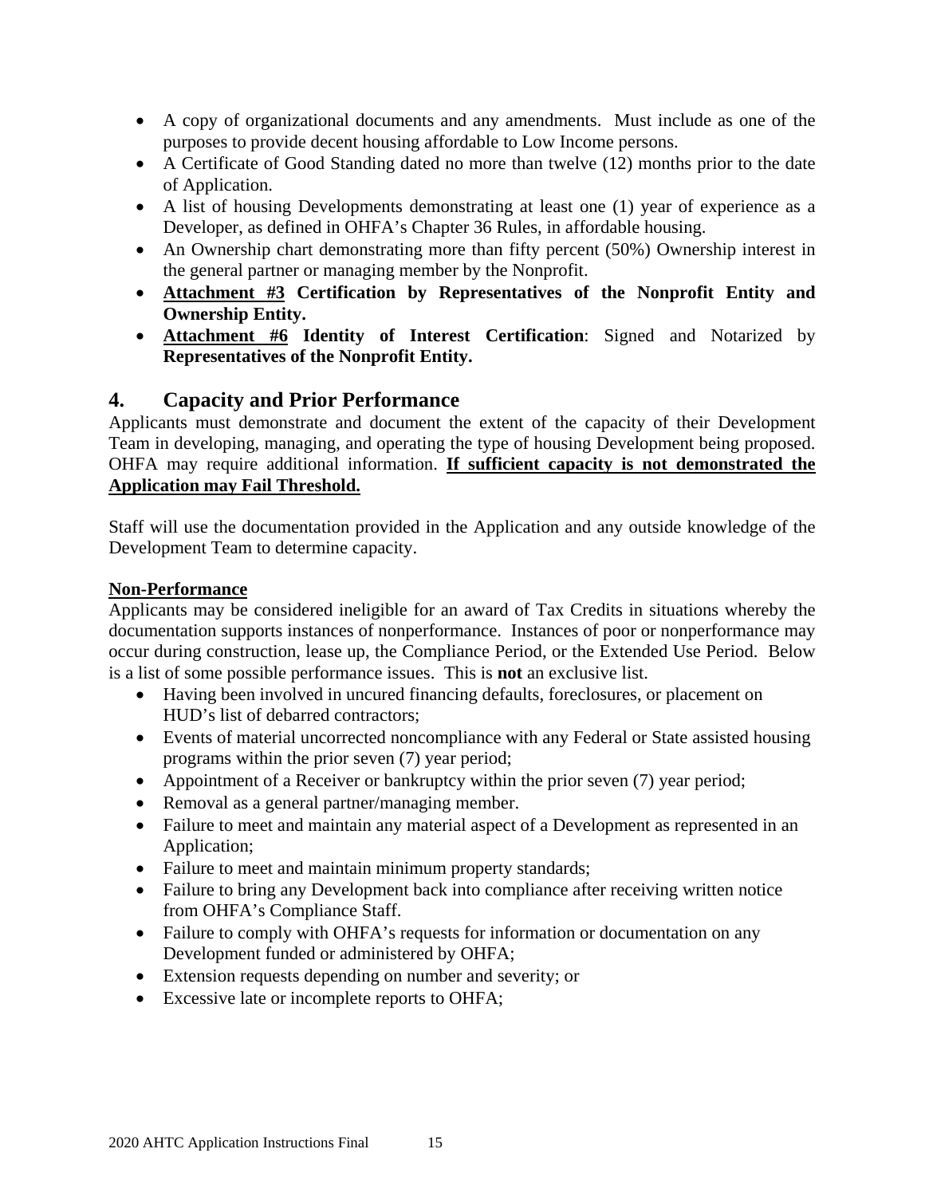- A copy of organizational documents and any amendments. Must include as one of the purposes to provide decent housing affordable to Low Income persons.
- A Certificate of Good Standing dated no more than twelve (12) months prior to the date of Application.
- A list of housing Developments demonstrating at least one (1) year of experience as a Developer, as defined in OHFA's Chapter 36 Rules, in affordable housing.
- An Ownership chart demonstrating more than fifty percent (50%) Ownership interest in the general partner or managing member by the Nonprofit.
- **<u>Attachment #3</u> Certification by Representatives of the Nonprofit Entity and Ownership Entity.**
- **<u>Attachment #6</u> Identity of Interest Certification**: Signed and Notarized by **Representatives of the Nonprofit Entity.**

## 4. Capacity and Prior Performance

Applicants must demonstrate and document the extent of the capacity of their Development Team in developing, managing, and operating the type of housing Development being proposed. OHFA may require additional information. **<u>If sufficient capacity is not demonstrated the Application may Fail Threshold.</u>**

Staff will use the documentation provided in the Application and any outside knowledge of the Development Team to determine capacity.

**<u>Non-Performance</u>**

Applicants may be considered ineligible for an award of Tax Credits in situations whereby the documentation supports instances of nonperformance. Instances of poor or nonperformance may occur during construction, lease up, the Compliance Period, or the Extended Use Period. Below is a list of some possible performance issues. This is **not** an exclusive list.

- Having been involved in uncured financing defaults, foreclosures, or placement on HUD's list of debarred contractors;
- Events of material uncorrected noncompliance with any Federal or State assisted housing programs within the prior seven (7) year period;
- Appointment of a Receiver or bankruptcy within the prior seven (7) year period;
- Removal as a general partner/managing member.
- Failure to meet and maintain any material aspect of a Development as represented in an Application;
- Failure to meet and maintain minimum property standards;
- Failure to bring any Development back into compliance after receiving written notice from OHFA's Compliance Staff.
- Failure to comply with OHFA's requests for information or documentation on any Development funded or administered by OHFA;
- Extension requests depending on number and severity; or
- Excessive late or incomplete reports to OHFA;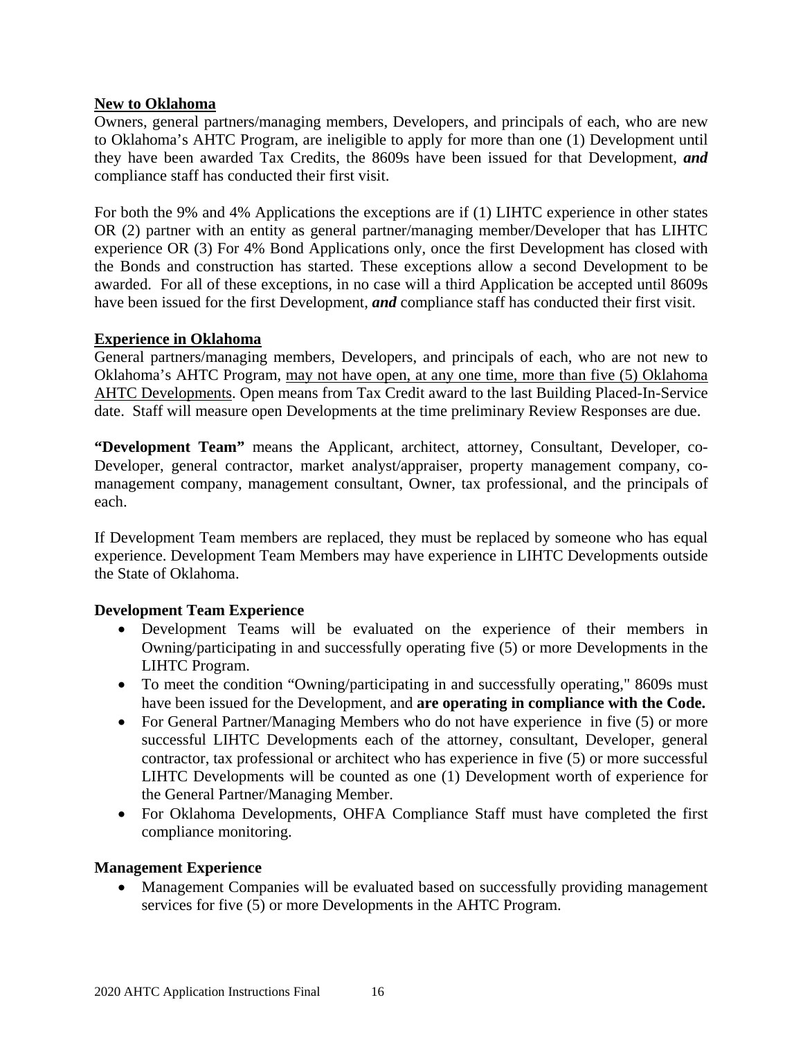**New to Oklahoma**

Owners, general partners/managing members, Developers, and principals of each, who are new to Oklahoma's AHTC Program, are ineligible to apply for more than one (1) Development until they have been awarded Tax Credits, the 8609s have been issued for that Development, ***and*** compliance staff has conducted their first visit.

For both the 9% and 4% Applications the exceptions are if (1) LIHTC experience in other states OR (2) partner with an entity as general partner/managing member/Developer that has LIHTC experience OR (3) For 4% Bond Applications only, once the first Development has closed with the Bonds and construction has started. These exceptions allow a second Development to be awarded. For all of these exceptions, in no case will a third Application be accepted until 8609s have been issued for the first Development, ***and*** compliance staff has conducted their first visit.

**Experience in Oklahoma**

General partners/managing members, Developers, and principals of each, who are not new to Oklahoma's AHTC Program, may not have open, at any one time, more than five (5) Oklahoma AHTC Developments. Open means from Tax Credit award to the last Building Placed-In-Service date. Staff will measure open Developments at the time preliminary Review Responses are due.

**"Development Team"** means the Applicant, architect, attorney, Consultant, Developer, co-Developer, general contractor, market analyst/appraiser, property management company, co-management company, management consultant, Owner, tax professional, and the principals of each.

If Development Team members are replaced, they must be replaced by someone who has equal experience. Development Team Members may have experience in LIHTC Developments outside the State of Oklahoma.

**Development Team Experience**

- Development Teams will be evaluated on the experience of their members in Owning/participating in and successfully operating five (5) or more Developments in the LIHTC Program.
- To meet the condition "Owning/participating in and successfully operating," 8609s must have been issued for the Development, and **are operating in compliance with the Code.**
- For General Partner/Managing Members who do not have experience in five (5) or more successful LIHTC Developments each of the attorney, consultant, Developer, general contractor, tax professional or architect who has experience in five (5) or more successful LIHTC Developments will be counted as one (1) Development worth of experience for the General Partner/Managing Member.
- For Oklahoma Developments, OHFA Compliance Staff must have completed the first compliance monitoring.

**Management Experience**

- Management Companies will be evaluated based on successfully providing management services for five (5) or more Developments in the AHTC Program.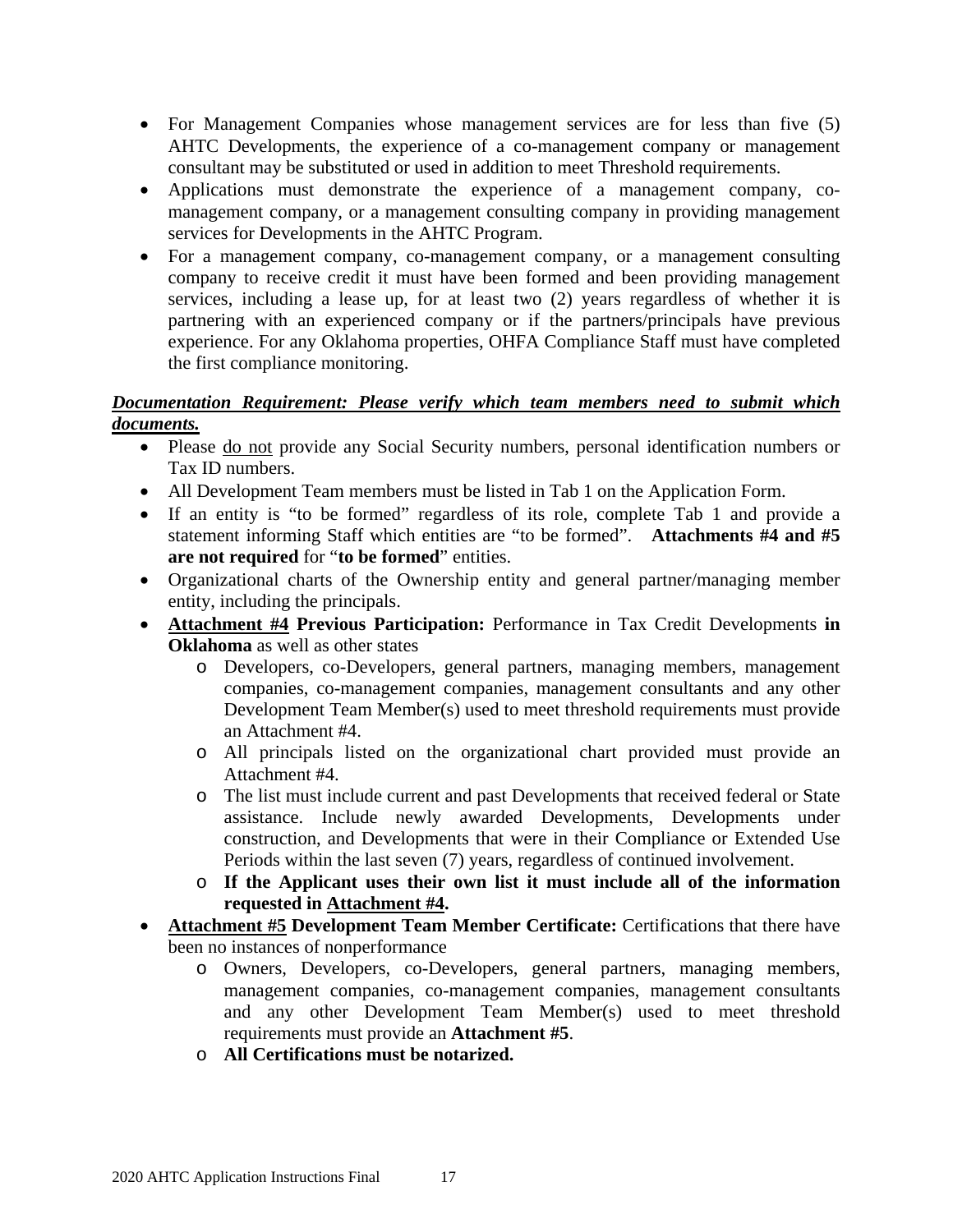- For Management Companies whose management services are for less than five (5) AHTC Developments, the experience of a co-management company or management consultant may be substituted or used in addition to meet Threshold requirements.
- Applications must demonstrate the experience of a management company, co-management company, or a management consulting company in providing management services for Developments in the AHTC Program.
- For a management company, co-management company, or a management consulting company to receive credit it must have been formed and been providing management services, including a lease up, for at least two (2) years regardless of whether it is partnering with an experienced company or if the partners/principals have previous experience. For any Oklahoma properties, OHFA Compliance Staff must have completed the first compliance monitoring.

***Documentation Requirement: Please verify which team members need to submit which documents.***

- Please do not provide any Social Security numbers, personal identification numbers or Tax ID numbers.
- All Development Team members must be listed in Tab 1 on the Application Form.
- If an entity is "to be formed" regardless of its role, complete Tab 1 and provide a statement informing Staff which entities are "to be formed". **Attachments #4 and #5 are not required** for "**to be formed**" entities.
- Organizational charts of the Ownership entity and general partner/managing member entity, including the principals.
- **Attachment #4 Previous Participation:** Performance in Tax Credit Developments **in Oklahoma** as well as other states
  - Developers, co-Developers, general partners, managing members, management companies, co-management companies, management consultants and any other Development Team Member(s) used to meet threshold requirements must provide an Attachment #4.
  - All principals listed on the organizational chart provided must provide an Attachment #4.
  - The list must include current and past Developments that received federal or State assistance. Include newly awarded Developments, Developments under construction, and Developments that were in their Compliance or Extended Use Periods within the last seven (7) years, regardless of continued involvement.
  - **If the Applicant uses their own list it must include all of the information requested in Attachment #4.**
- **Attachment #5 Development Team Member Certificate:** Certifications that there have been no instances of nonperformance
  - Owners, Developers, co-Developers, general partners, managing members, management companies, co-management companies, management consultants and any other Development Team Member(s) used to meet threshold requirements must provide an **Attachment #5**.
  - **All Certifications must be notarized.**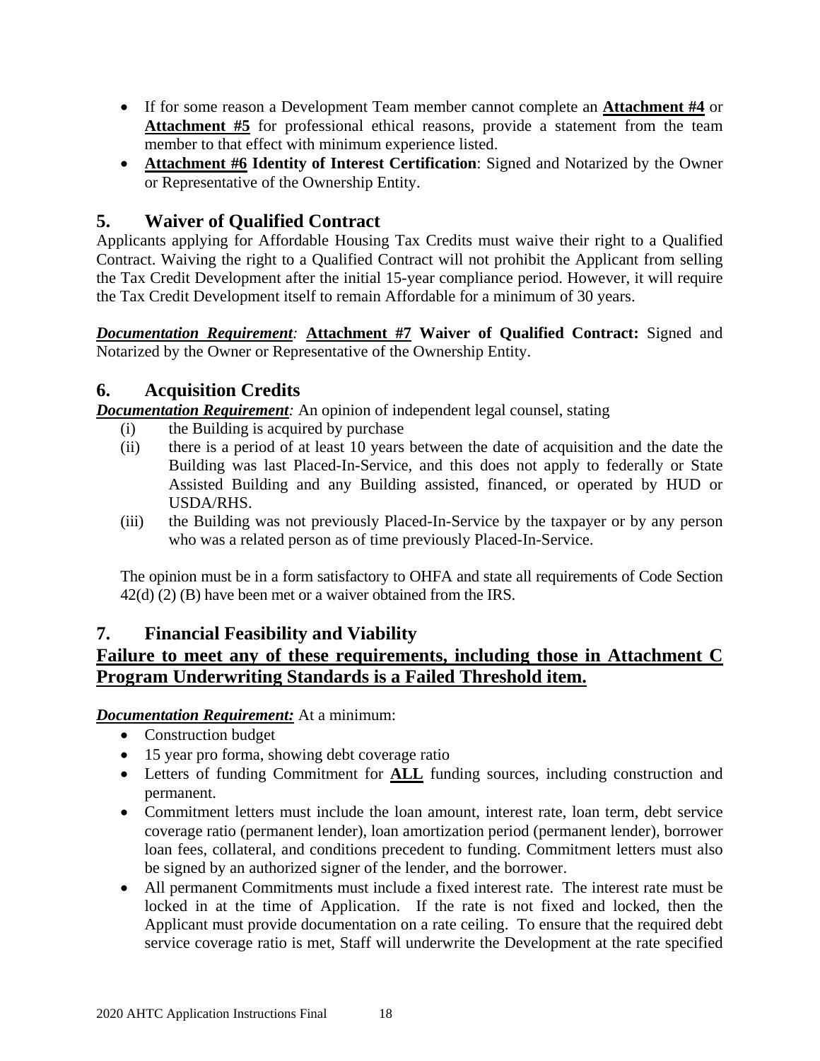- If for some reason a Development Team member cannot complete an **Attachment #4** or **Attachment #5** for professional ethical reasons, provide a statement from the team member to that effect with minimum experience listed.
- **Attachment #6 Identity of Interest Certification**: Signed and Notarized by the Owner or Representative of the Ownership Entity.

## 5. Waiver of Qualified Contract

Applicants applying for Affordable Housing Tax Credits must waive their right to a Qualified Contract. Waiving the right to a Qualified Contract will not prohibit the Applicant from selling the Tax Credit Development after the initial 15-year compliance period. However, it will require the Tax Credit Development itself to remain Affordable for a minimum of 30 years.

***Documentation Requirement:*** **Attachment #7 Waiver of Qualified Contract:** Signed and Notarized by the Owner or Representative of the Ownership Entity.

## 6. Acquisition Credits

***Documentation Requirement:*** An opinion of independent legal counsel, stating

(i) the Building is acquired by purchase

(ii) there is a period of at least 10 years between the date of acquisition and the date the Building was last Placed-In-Service, and this does not apply to federally or State Assisted Building and any Building assisted, financed, or operated by HUD or USDA/RHS.

(iii) the Building was not previously Placed-In-Service by the taxpayer or by any person who was a related person as of time previously Placed-In-Service.

The opinion must be in a form satisfactory to OHFA and state all requirements of Code Section 42(d) (2) (B) have been met or a waiver obtained from the IRS.

## 7. Financial Feasibility and Viability

**Failure to meet any of these requirements, including those in Attachment C Program Underwriting Standards is a Failed Threshold item.**

***Documentation Requirement:*** At a minimum:

- Construction budget
- 15 year pro forma, showing debt coverage ratio
- Letters of funding Commitment for **ALL** funding sources, including construction and permanent.
- Commitment letters must include the loan amount, interest rate, loan term, debt service coverage ratio (permanent lender), loan amortization period (permanent lender), borrower loan fees, collateral, and conditions precedent to funding. Commitment letters must also be signed by an authorized signer of the lender, and the borrower.
- All permanent Commitments must include a fixed interest rate. The interest rate must be locked in at the time of Application. If the rate is not fixed and locked, then the Applicant must provide documentation on a rate ceiling. To ensure that the required debt service coverage ratio is met, Staff will underwrite the Development at the rate specified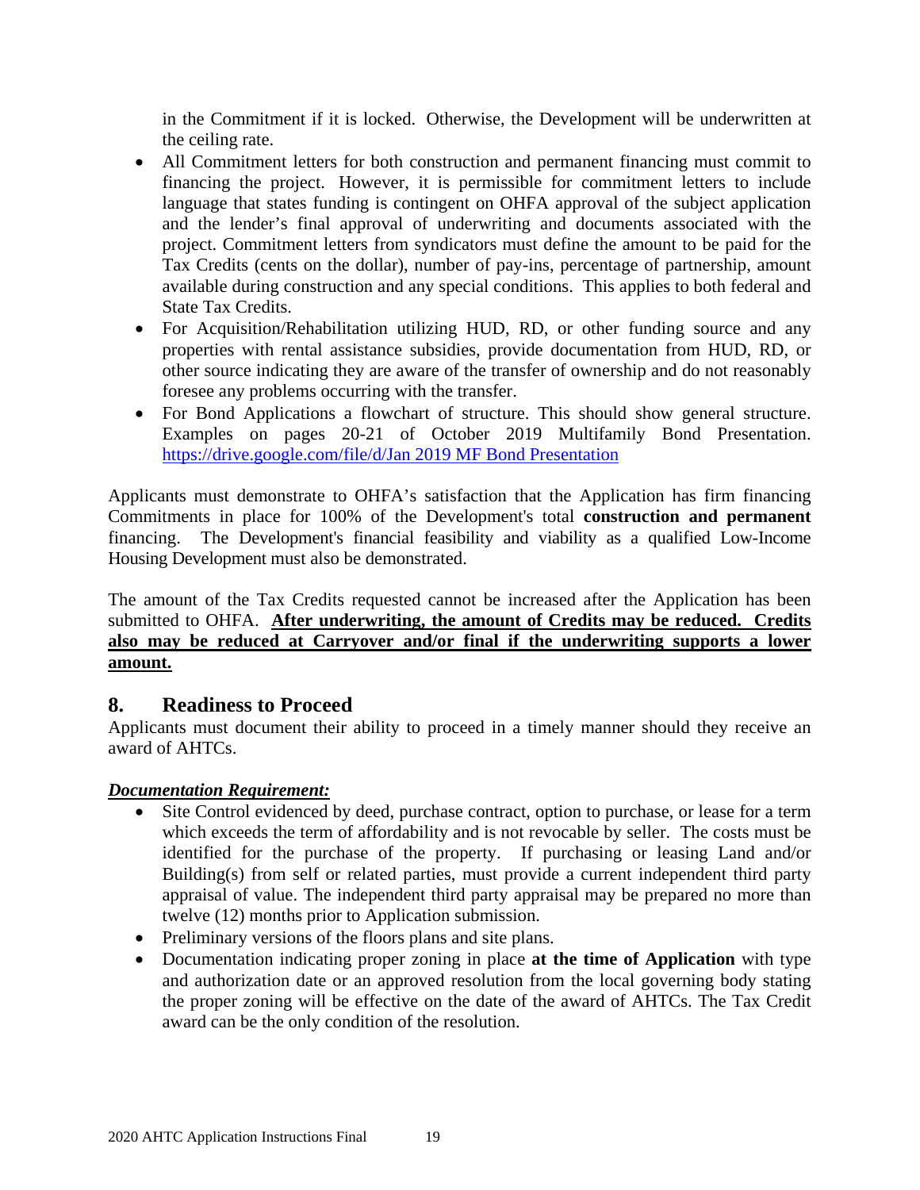in the Commitment if it is locked. Otherwise, the Development will be underwritten at the ceiling rate.

- All Commitment letters for both construction and permanent financing must commit to financing the project. However, it is permissible for commitment letters to include language that states funding is contingent on OHFA approval of the subject application and the lender's final approval of underwriting and documents associated with the project. Commitment letters from syndicators must define the amount to be paid for the Tax Credits (cents on the dollar), number of pay-ins, percentage of partnership, amount available during construction and any special conditions. This applies to both federal and State Tax Credits.
- For Acquisition/Rehabilitation utilizing HUD, RD, or other funding source and any properties with rental assistance subsidies, provide documentation from HUD, RD, or other source indicating they are aware of the transfer of ownership and do not reasonably foresee any problems occurring with the transfer.
- For Bond Applications a flowchart of structure. This should show general structure. Examples on pages 20-21 of October 2019 Multifamily Bond Presentation. [https://drive.google.com/file/d/Jan 2019 MF Bond Presentation](https://drive.google.com/file/d/Jan 2019 MF Bond Presentation)

Applicants must demonstrate to OHFA's satisfaction that the Application has firm financing Commitments in place for 100% of the Development's total **construction and permanent** financing. The Development's financial feasibility and viability as a qualified Low-Income Housing Development must also be demonstrated.

The amount of the Tax Credits requested cannot be increased after the Application has been submitted to OHFA. **After underwriting, the amount of Credits may be reduced. Credits also may be reduced at Carryover and/or final if the underwriting supports a lower amount.**

## 8. Readiness to Proceed

Applicants must document their ability to proceed in a timely manner should they receive an award of AHTCs.

***Documentation Requirement:***

- Site Control evidenced by deed, purchase contract, option to purchase, or lease for a term which exceeds the term of affordability and is not revocable by seller. The costs must be identified for the purchase of the property. If purchasing or leasing Land and/or Building(s) from self or related parties, must provide a current independent third party appraisal of value. The independent third party appraisal may be prepared no more than twelve (12) months prior to Application submission.
- Preliminary versions of the floors plans and site plans.
- Documentation indicating proper zoning in place **at the time of Application** with type and authorization date or an approved resolution from the local governing body stating the proper zoning will be effective on the date of the award of AHTCs. The Tax Credit award can be the only condition of the resolution.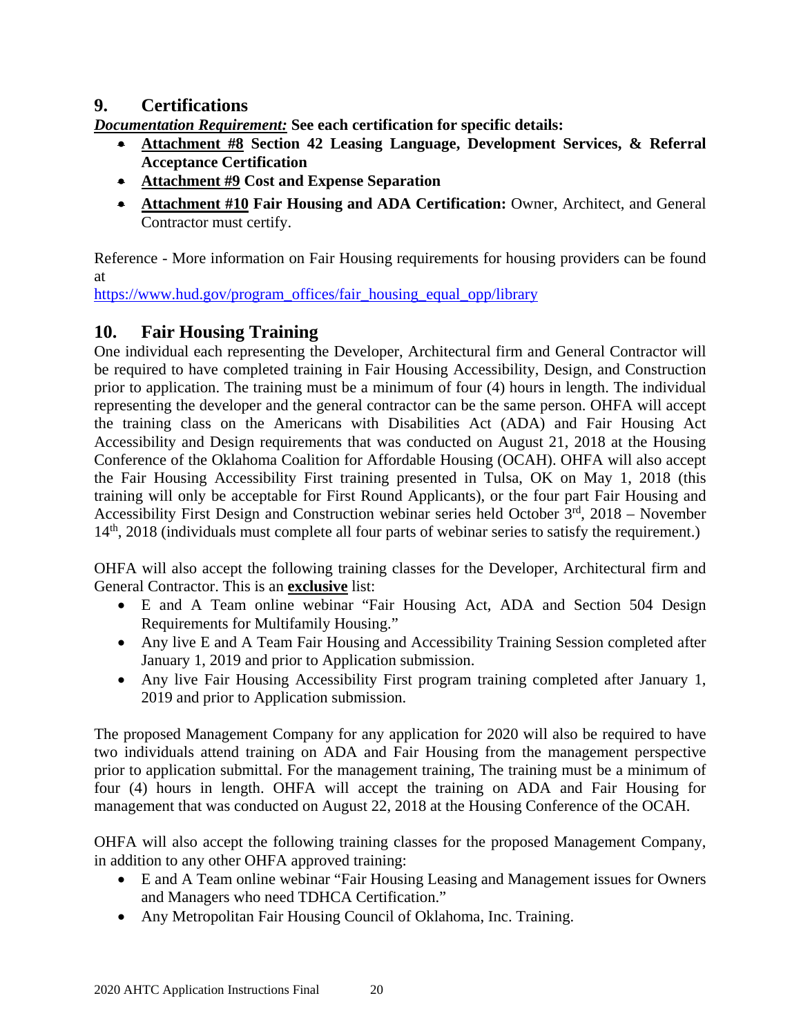## 9. Certifications

***Documentation Requirement:*** **See each certification for specific details:**

- **Attachment #8 Section 42 Leasing Language, Development Services, & Referral Acceptance Certification**
- **Attachment #9 Cost and Expense Separation**
- **Attachment #10 Fair Housing and ADA Certification:** Owner, Architect, and General Contractor must certify.

Reference - More information on Fair Housing requirements for housing providers can be found at
https://www.hud.gov/program_offices/fair_housing_equal_opp/library

## 10. Fair Housing Training

One individual each representing the Developer, Architectural firm and General Contractor will be required to have completed training in Fair Housing Accessibility, Design, and Construction prior to application. The training must be a minimum of four (4) hours in length. The individual representing the developer and the general contractor can be the same person. OHFA will accept the training class on the Americans with Disabilities Act (ADA) and Fair Housing Act Accessibility and Design requirements that was conducted on August 21, 2018 at the Housing Conference of the Oklahoma Coalition for Affordable Housing (OCAH). OHFA will also accept the Fair Housing Accessibility First training presented in Tulsa, OK on May 1, 2018 (this training will only be acceptable for First Round Applicants), or the four part Fair Housing and Accessibility First Design and Construction webinar series held October 3rd, 2018 – November 14th, 2018 (individuals must complete all four parts of webinar series to satisfy the requirement.)

OHFA will also accept the following training classes for the Developer, Architectural firm and General Contractor. This is an **exclusive** list:

- E and A Team online webinar "Fair Housing Act, ADA and Section 504 Design Requirements for Multifamily Housing."
- Any live E and A Team Fair Housing and Accessibility Training Session completed after January 1, 2019 and prior to Application submission.
- Any live Fair Housing Accessibility First program training completed after January 1, 2019 and prior to Application submission.

The proposed Management Company for any application for 2020 will also be required to have two individuals attend training on ADA and Fair Housing from the management perspective prior to application submittal. For the management training, The training must be a minimum of four (4) hours in length. OHFA will accept the training on ADA and Fair Housing for management that was conducted on August 22, 2018 at the Housing Conference of the OCAH.

OHFA will also accept the following training classes for the proposed Management Company, in addition to any other OHFA approved training:

- E and A Team online webinar "Fair Housing Leasing and Management issues for Owners and Managers who need TDHCA Certification."
- Any Metropolitan Fair Housing Council of Oklahoma, Inc. Training.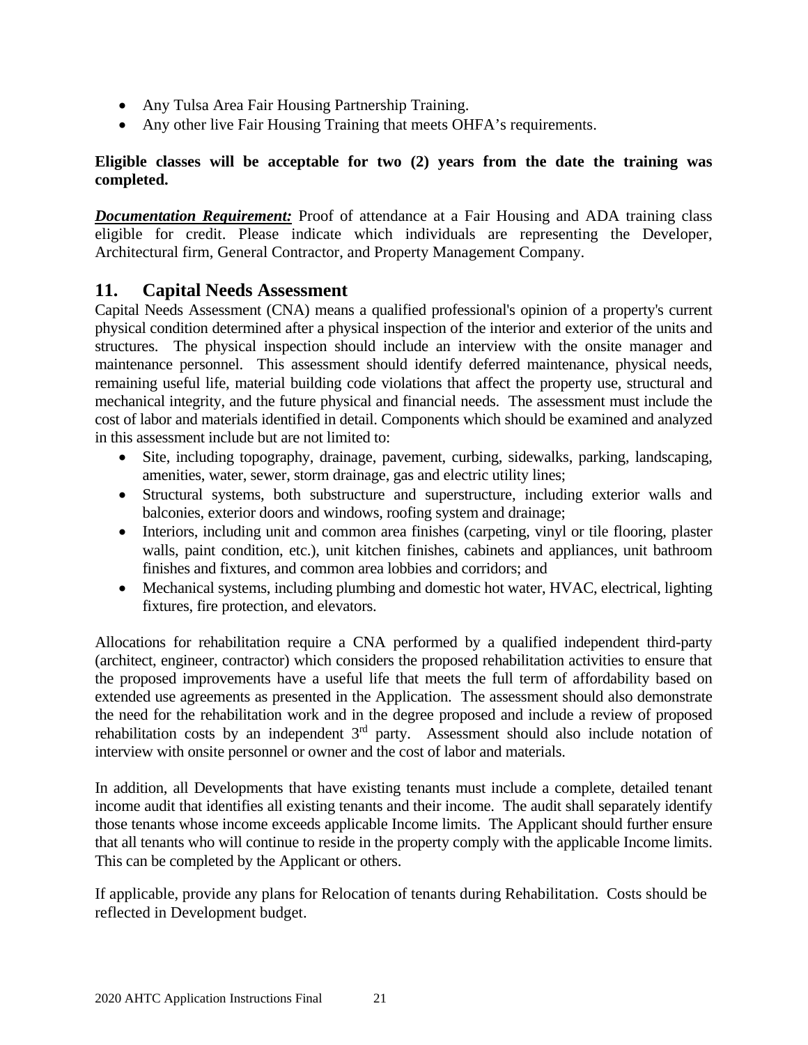- Any Tulsa Area Fair Housing Partnership Training.
- Any other live Fair Housing Training that meets OHFA's requirements.

**Eligible classes will be acceptable for two (2) years from the date the training was completed.**

***Documentation Requirement:*** Proof of attendance at a Fair Housing and ADA training class eligible for credit. Please indicate which individuals are representing the Developer, Architectural firm, General Contractor, and Property Management Company.

## 11. Capital Needs Assessment

Capital Needs Assessment (CNA) means a qualified professional's opinion of a property's current physical condition determined after a physical inspection of the interior and exterior of the units and structures. The physical inspection should include an interview with the onsite manager and maintenance personnel. This assessment should identify deferred maintenance, physical needs, remaining useful life, material building code violations that affect the property use, structural and mechanical integrity, and the future physical and financial needs. The assessment must include the cost of labor and materials identified in detail. Components which should be examined and analyzed in this assessment include but are not limited to:

- Site, including topography, drainage, pavement, curbing, sidewalks, parking, landscaping, amenities, water, sewer, storm drainage, gas and electric utility lines;
- Structural systems, both substructure and superstructure, including exterior walls and balconies, exterior doors and windows, roofing system and drainage;
- Interiors, including unit and common area finishes (carpeting, vinyl or tile flooring, plaster walls, paint condition, etc.), unit kitchen finishes, cabinets and appliances, unit bathroom finishes and fixtures, and common area lobbies and corridors; and
- Mechanical systems, including plumbing and domestic hot water, HVAC, electrical, lighting fixtures, fire protection, and elevators.

Allocations for rehabilitation require a CNA performed by a qualified independent third-party (architect, engineer, contractor) which considers the proposed rehabilitation activities to ensure that the proposed improvements have a useful life that meets the full term of affordability based on extended use agreements as presented in the Application. The assessment should also demonstrate the need for the rehabilitation work and in the degree proposed and include a review of proposed rehabilitation costs by an independent 3rd party. Assessment should also include notation of interview with onsite personnel or owner and the cost of labor and materials.

In addition, all Developments that have existing tenants must include a complete, detailed tenant income audit that identifies all existing tenants and their income. The audit shall separately identify those tenants whose income exceeds applicable Income limits. The Applicant should further ensure that all tenants who will continue to reside in the property comply with the applicable Income limits. This can be completed by the Applicant or others.

If applicable, provide any plans for Relocation of tenants during Rehabilitation. Costs should be reflected in Development budget.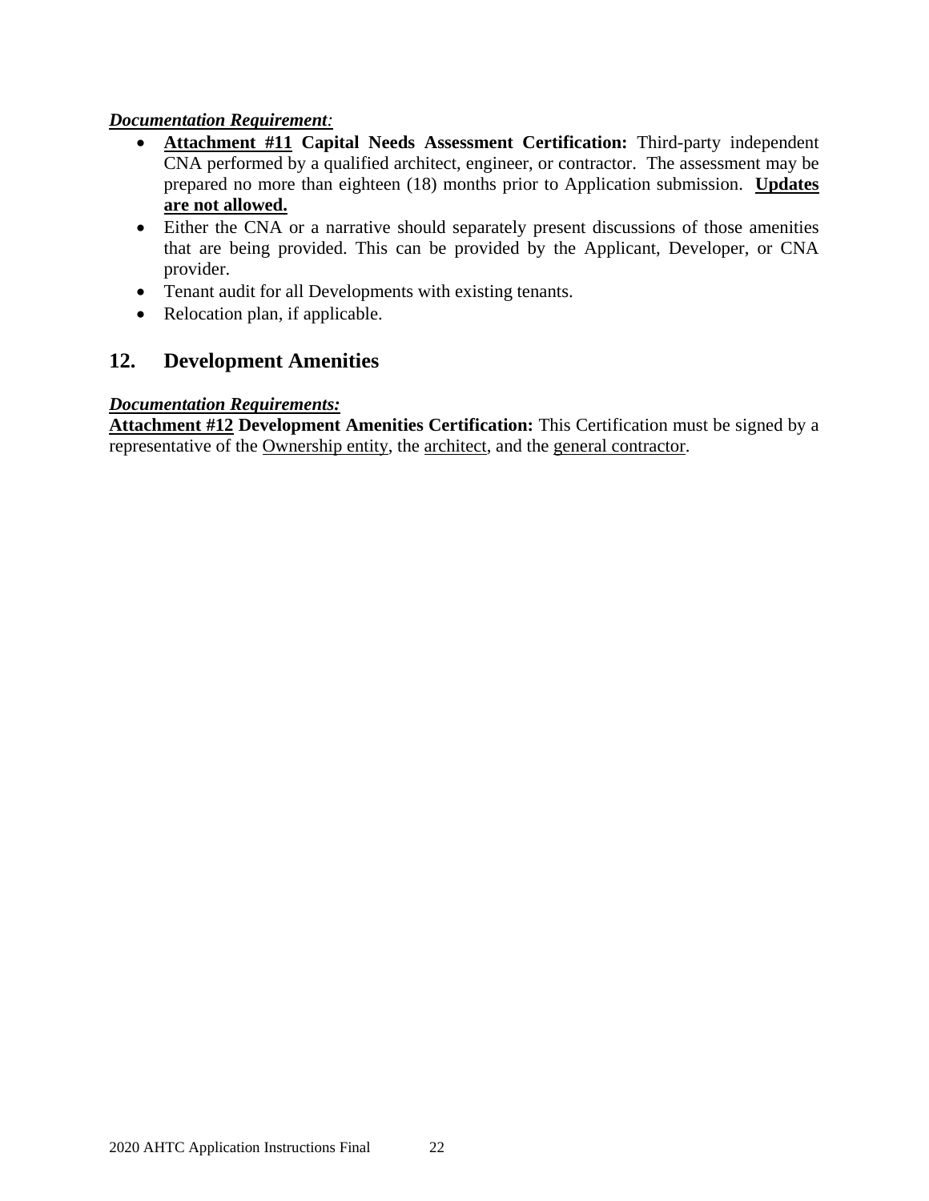***Documentation Requirement:***

- **Attachment #11 Capital Needs Assessment Certification:** Third-party independent CNA performed by a qualified architect, engineer, or contractor. The assessment may be prepared no more than eighteen (18) months prior to Application submission. **Updates are not allowed.**
- Either the CNA or a narrative should separately present discussions of those amenities that are being provided. This can be provided by the Applicant, Developer, or CNA provider.
- Tenant audit for all Developments with existing tenants.
- Relocation plan, if applicable.

## 12. Development Amenities

***Documentation Requirements:***

**Attachment #12 Development Amenities Certification:** This Certification must be signed by a representative of the Ownership entity, the architect, and the general contractor.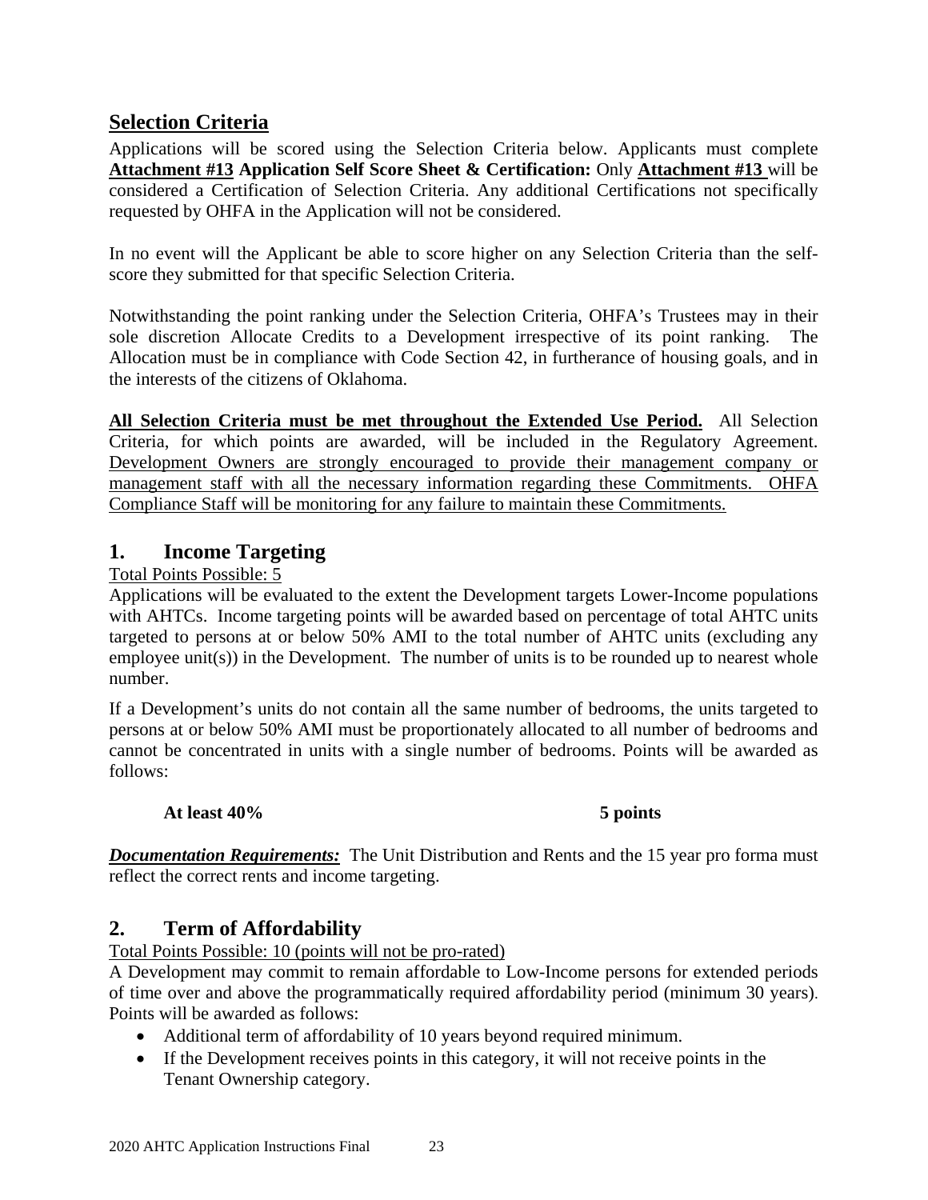## Selection Criteria

Applications will be scored using the Selection Criteria below. Applicants must complete **Attachment #13 Application Self Score Sheet & Certification:** Only **Attachment #13** will be considered a Certification of Selection Criteria. Any additional Certifications not specifically requested by OHFA in the Application will not be considered.

In no event will the Applicant be able to score higher on any Selection Criteria than the self-score they submitted for that specific Selection Criteria.

Notwithstanding the point ranking under the Selection Criteria, OHFA's Trustees may in their sole discretion Allocate Credits to a Development irrespective of its point ranking. The Allocation must be in compliance with Code Section 42, in furtherance of housing goals, and in the interests of the citizens of Oklahoma.

**All Selection Criteria must be met throughout the Extended Use Period.** All Selection Criteria, for which points are awarded, will be included in the Regulatory Agreement. Development Owners are strongly encouraged to provide their management company or management staff with all the necessary information regarding these Commitments. OHFA Compliance Staff will be monitoring for any failure to maintain these Commitments.

## 1. Income Targeting

Total Points Possible: 5

Applications will be evaluated to the extent the Development targets Lower-Income populations with AHTCs. Income targeting points will be awarded based on percentage of total AHTC units targeted to persons at or below 50% AMI to the total number of AHTC units (excluding any employee unit(s)) in the Development. The number of units is to be rounded up to nearest whole number.

If a Development's units do not contain all the same number of bedrooms, the units targeted to persons at or below 50% AMI must be proportionately allocated to all number of bedrooms and cannot be concentrated in units with a single number of bedrooms. Points will be awarded as follows:

**At least 40%** **5 points**

***Documentation Requirements:*** The Unit Distribution and Rents and the 15 year pro forma must reflect the correct rents and income targeting.

## 2. Term of Affordability

Total Points Possible: 10 (points will not be pro-rated)

A Development may commit to remain affordable to Low-Income persons for extended periods of time over and above the programmatically required affordability period (minimum 30 years). Points will be awarded as follows:

- Additional term of affordability of 10 years beyond required minimum.
- If the Development receives points in this category, it will not receive points in the Tenant Ownership category.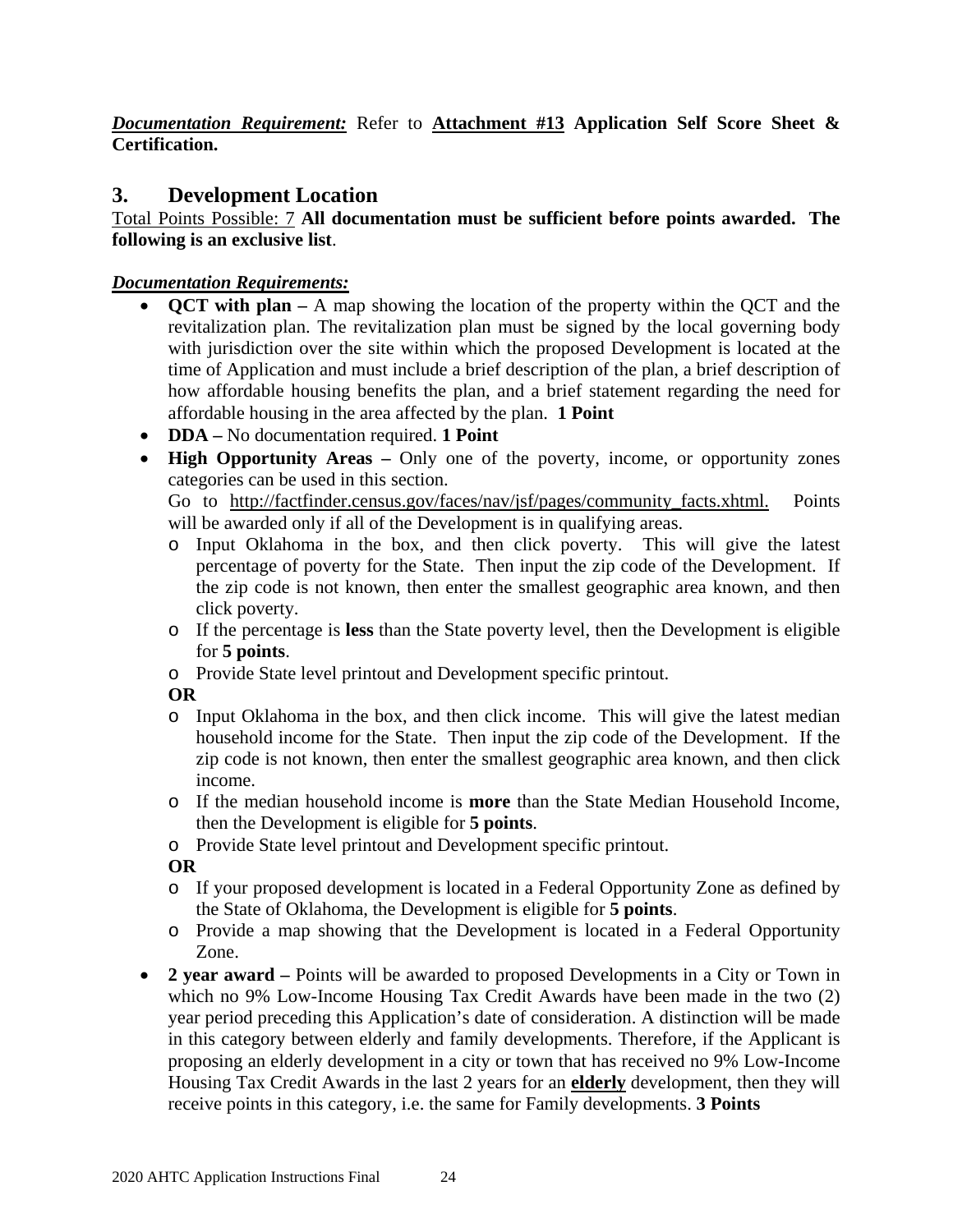***Documentation Requirement:*** Refer to **Attachment #13 Application Self Score Sheet & Certification.**

## 3. Development Location

Total Points Possible: 7 **All documentation must be sufficient before points awarded. The following is an exclusive list**.

***Documentation Requirements:***

- **QCT with plan –** A map showing the location of the property within the QCT and the revitalization plan. The revitalization plan must be signed by the local governing body with jurisdiction over the site within which the proposed Development is located at the time of Application and must include a brief description of the plan, a brief description of how affordable housing benefits the plan, and a brief statement regarding the need for affordable housing in the area affected by the plan. **1 Point**
- **DDA –** No documentation required. **1 Point**
- **High Opportunity Areas –** Only one of the poverty, income, or opportunity zones categories can be used in this section.
  Go to http://factfinder.census.gov/faces/nav/jsf/pages/community_facts.xhtml. Points will be awarded only if all of the Development is in qualifying areas.
  - Input Oklahoma in the box, and then click poverty. This will give the latest percentage of poverty for the State. Then input the zip code of the Development. If the zip code is not known, then enter the smallest geographic area known, and then click poverty.
  - If the percentage is **less** than the State poverty level, then the Development is eligible for **5 points**.
  - Provide State level printout and Development specific printout.

  **OR**
  - Input Oklahoma in the box, and then click income. This will give the latest median household income for the State. Then input the zip code of the Development. If the zip code is not known, then enter the smallest geographic area known, and then click income.
  - If the median household income is **more** than the State Median Household Income, then the Development is eligible for **5 points**.
  - Provide State level printout and Development specific printout.

  **OR**
  - If your proposed development is located in a Federal Opportunity Zone as defined by the State of Oklahoma, the Development is eligible for **5 points**.
  - Provide a map showing that the Development is located in a Federal Opportunity Zone.
- **2 year award –** Points will be awarded to proposed Developments in a City or Town in which no 9% Low-Income Housing Tax Credit Awards have been made in the two (2) year period preceding this Application's date of consideration. A distinction will be made in this category between elderly and family developments. Therefore, if the Applicant is proposing an elderly development in a city or town that has received no 9% Low-Income Housing Tax Credit Awards in the last 2 years for an **elderly** development, then they will receive points in this category, i.e. the same for Family developments. **3 Points**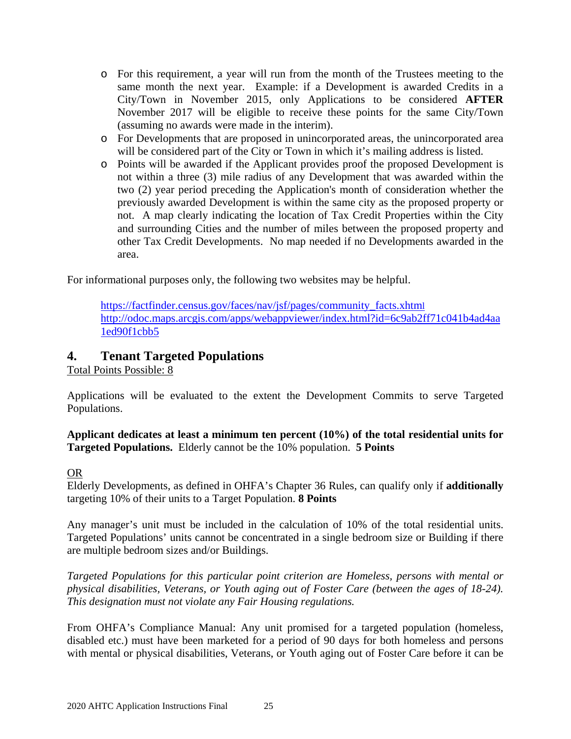- For this requirement, a year will run from the month of the Trustees meeting to the same month the next year. Example: if a Development is awarded Credits in a City/Town in November 2015, only Applications to be considered **AFTER** November 2017 will be eligible to receive these points for the same City/Town (assuming no awards were made in the interim).
- For Developments that are proposed in unincorporated areas, the unincorporated area will be considered part of the City or Town in which it's mailing address is listed.
- Points will be awarded if the Applicant provides proof the proposed Development is not within a three (3) mile radius of any Development that was awarded within the two (2) year period preceding the Application's month of consideration whether the previously awarded Development is within the same city as the proposed property or not. A map clearly indicating the location of Tax Credit Properties within the City and surrounding Cities and the number of miles between the proposed property and other Tax Credit Developments. No map needed if no Developments awarded in the area.

For informational purposes only, the following two websites may be helpful.

> https://factfinder.census.gov/faces/nav/jsf/pages/community_facts.xhtml
> http://odoc.maps.arcgis.com/apps/webappviewer/index.html?id=6c9ab2ff71c041b4ad4aa1ed90f1cbb5

## 4. Tenant Targeted Populations

Total Points Possible: 8

Applications will be evaluated to the extent the Development Commits to serve Targeted Populations.

**Applicant dedicates at least a minimum ten percent (10%) of the total residential units for Targeted Populations.** Elderly cannot be the 10% population. **5 Points**

OR

Elderly Developments, as defined in OHFA's Chapter 36 Rules, can qualify only if **additionally** targeting 10% of their units to a Target Population. **8 Points**

Any manager's unit must be included in the calculation of 10% of the total residential units. Targeted Populations' units cannot be concentrated in a single bedroom size or Building if there are multiple bedroom sizes and/or Buildings.

*Targeted Populations for this particular point criterion are Homeless, persons with mental or physical disabilities, Veterans, or Youth aging out of Foster Care (between the ages of 18-24). This designation must not violate any Fair Housing regulations.*

From OHFA's Compliance Manual: Any unit promised for a targeted population (homeless, disabled etc.) must have been marketed for a period of 90 days for both homeless and persons with mental or physical disabilities, Veterans, or Youth aging out of Foster Care before it can be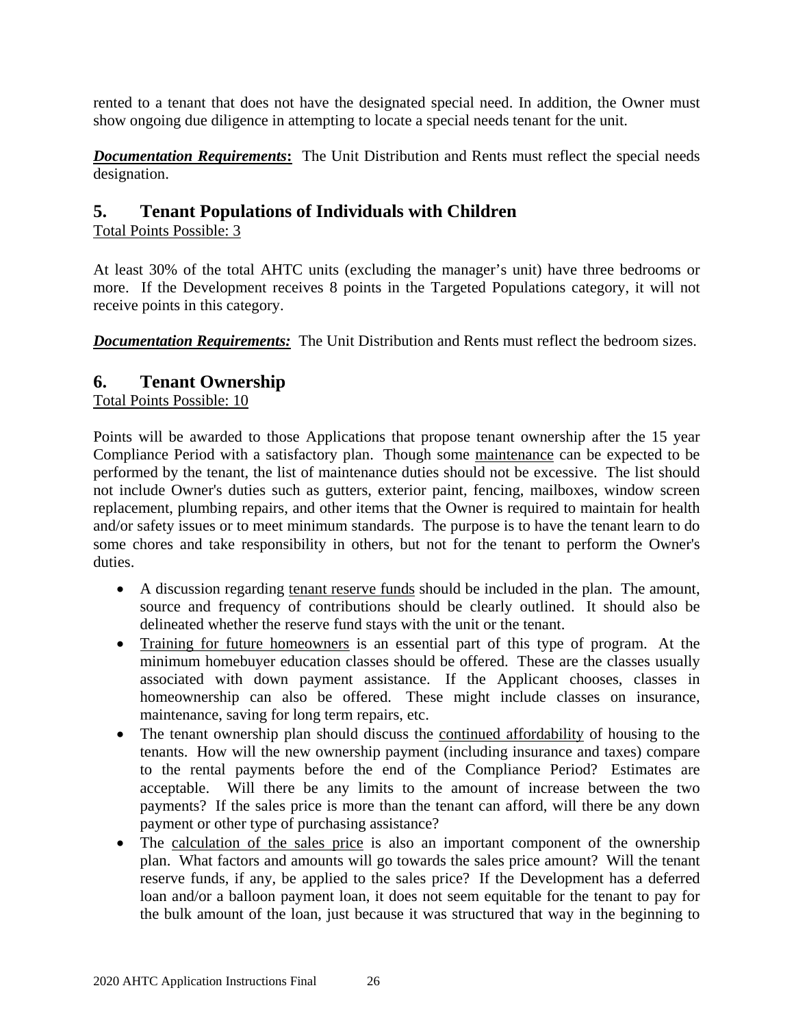rented to a tenant that does not have the designated special need. In addition, the Owner must show ongoing due diligence in attempting to locate a special needs tenant for the unit.

***Documentation Requirements*:** The Unit Distribution and Rents must reflect the special needs designation.

## 5. Tenant Populations of Individuals with Children

Total Points Possible: 3

At least 30% of the total AHTC units (excluding the manager's unit) have three bedrooms or more. If the Development receives 8 points in the Targeted Populations category, it will not receive points in this category.

***Documentation Requirements:*** The Unit Distribution and Rents must reflect the bedroom sizes.

## 6. Tenant Ownership

Total Points Possible: 10

Points will be awarded to those Applications that propose tenant ownership after the 15 year Compliance Period with a satisfactory plan. Though some maintenance can be expected to be performed by the tenant, the list of maintenance duties should not be excessive. The list should not include Owner's duties such as gutters, exterior paint, fencing, mailboxes, window screen replacement, plumbing repairs, and other items that the Owner is required to maintain for health and/or safety issues or to meet minimum standards. The purpose is to have the tenant learn to do some chores and take responsibility in others, but not for the tenant to perform the Owner's duties.

- A discussion regarding tenant reserve funds should be included in the plan. The amount, source and frequency of contributions should be clearly outlined. It should also be delineated whether the reserve fund stays with the unit or the tenant.
- Training for future homeowners is an essential part of this type of program. At the minimum homebuyer education classes should be offered. These are the classes usually associated with down payment assistance. If the Applicant chooses, classes in homeownership can also be offered. These might include classes on insurance, maintenance, saving for long term repairs, etc.
- The tenant ownership plan should discuss the continued affordability of housing to the tenants. How will the new ownership payment (including insurance and taxes) compare to the rental payments before the end of the Compliance Period? Estimates are acceptable. Will there be any limits to the amount of increase between the two payments? If the sales price is more than the tenant can afford, will there be any down payment or other type of purchasing assistance?
- The calculation of the sales price is also an important component of the ownership plan. What factors and amounts will go towards the sales price amount? Will the tenant reserve funds, if any, be applied to the sales price? If the Development has a deferred loan and/or a balloon payment loan, it does not seem equitable for the tenant to pay for the bulk amount of the loan, just because it was structured that way in the beginning to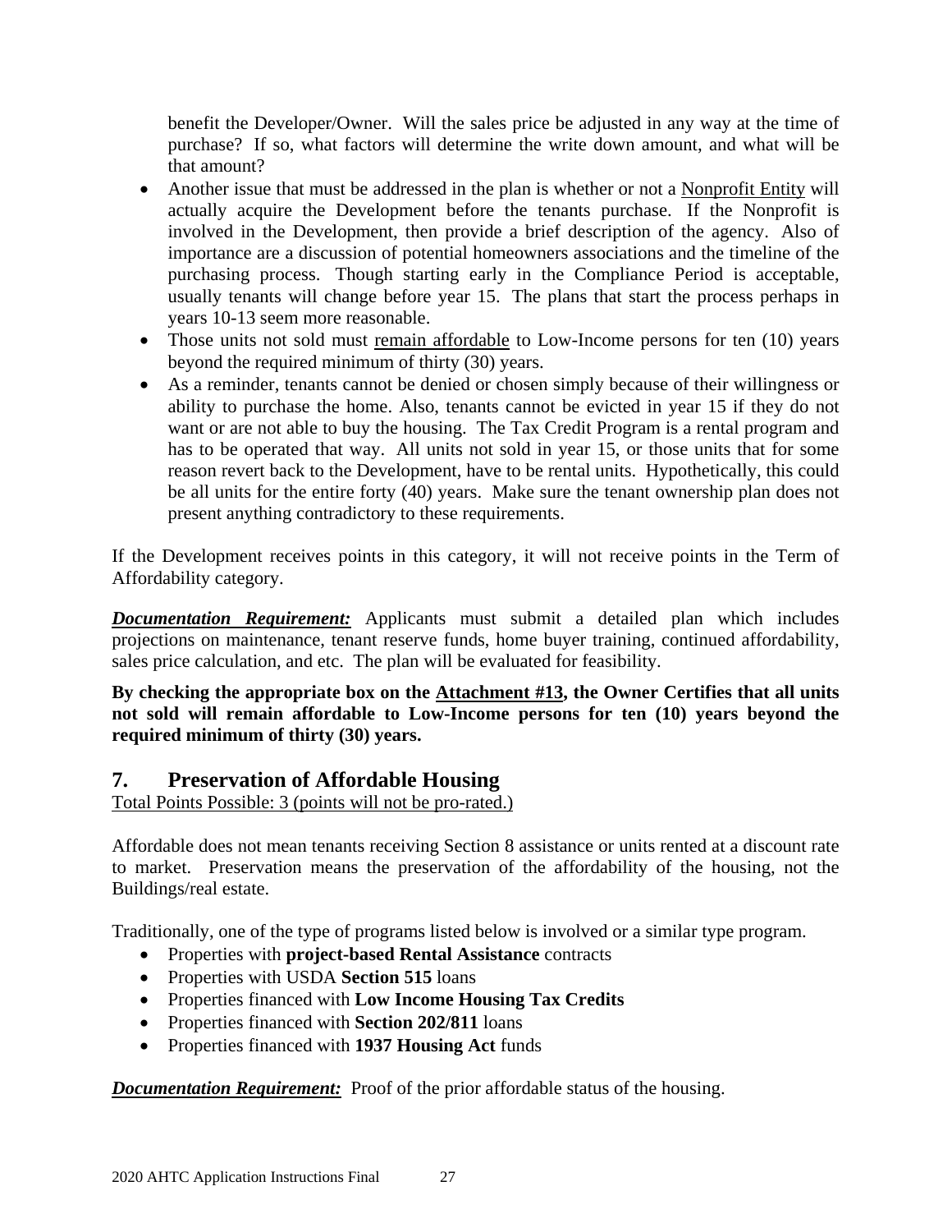benefit the Developer/Owner. Will the sales price be adjusted in any way at the time of purchase? If so, what factors will determine the write down amount, and what will be that amount?

- Another issue that must be addressed in the plan is whether or not a Nonprofit Entity will actually acquire the Development before the tenants purchase. If the Nonprofit is involved in the Development, then provide a brief description of the agency. Also of importance are a discussion of potential homeowners associations and the timeline of the purchasing process. Though starting early in the Compliance Period is acceptable, usually tenants will change before year 15. The plans that start the process perhaps in years 10-13 seem more reasonable.
- Those units not sold must remain affordable to Low-Income persons for ten (10) years beyond the required minimum of thirty (30) years.
- As a reminder, tenants cannot be denied or chosen simply because of their willingness or ability to purchase the home. Also, tenants cannot be evicted in year 15 if they do not want or are not able to buy the housing. The Tax Credit Program is a rental program and has to be operated that way. All units not sold in year 15, or those units that for some reason revert back to the Development, have to be rental units. Hypothetically, this could be all units for the entire forty (40) years. Make sure the tenant ownership plan does not present anything contradictory to these requirements.

If the Development receives points in this category, it will not receive points in the Term of Affordability category.

***Documentation Requirement:*** Applicants must submit a detailed plan which includes projections on maintenance, tenant reserve funds, home buyer training, continued affordability, sales price calculation, and etc. The plan will be evaluated for feasibility.

**By checking the appropriate box on the Attachment #13, the Owner Certifies that all units not sold will remain affordable to Low-Income persons for ten (10) years beyond the required minimum of thirty (30) years.**

## 7. Preservation of Affordable Housing

Total Points Possible: 3 (points will not be pro-rated.)

Affordable does not mean tenants receiving Section 8 assistance or units rented at a discount rate to market. Preservation means the preservation of the affordability of the housing, not the Buildings/real estate.

Traditionally, one of the type of programs listed below is involved or a similar type program.

- Properties with **project-based Rental Assistance** contracts
- Properties with USDA **Section 515** loans
- Properties financed with **Low Income Housing Tax Credits**
- Properties financed with **Section 202/811** loans
- Properties financed with **1937 Housing Act** funds

***Documentation Requirement:*** Proof of the prior affordable status of the housing.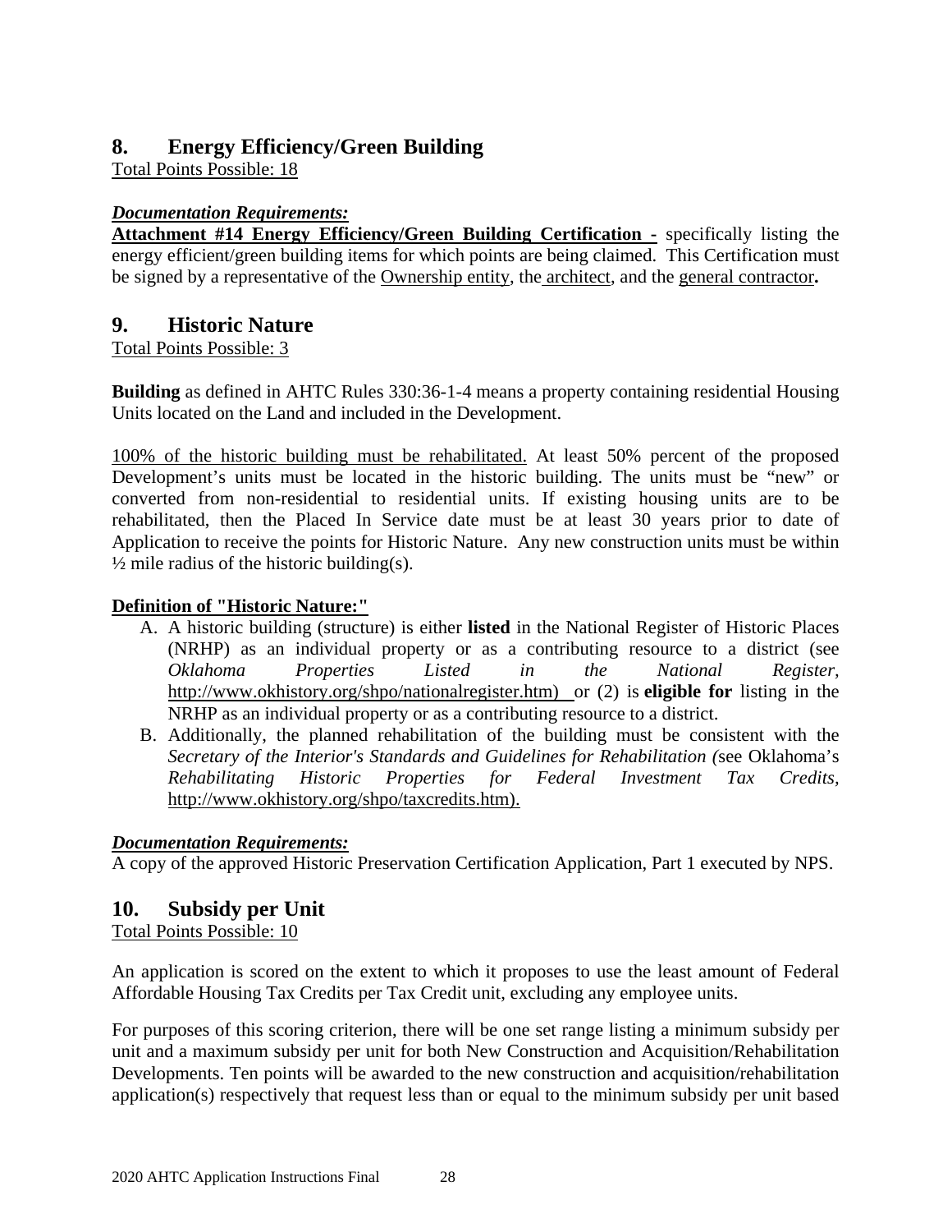## 8. Energy Efficiency/Green Building

Total Points Possible: 18

***Documentation Requirements:***

**Attachment #14 Energy Efficiency/Green Building Certification -** specifically listing the energy efficient/green building items for which points are being claimed. This Certification must be signed by a representative of the Ownership entity, the architect, and the general contractor**.**

## 9. Historic Nature

Total Points Possible: 3

**Building** as defined in AHTC Rules 330:36-1-4 means a property containing residential Housing Units located on the Land and included in the Development.

100% of the historic building must be rehabilitated. At least 50% percent of the proposed Development's units must be located in the historic building. The units must be "new" or converted from non-residential to residential units. If existing housing units are to be rehabilitated, then the Placed In Service date must be at least 30 years prior to date of Application to receive the points for Historic Nature. Any new construction units must be within ½ mile radius of the historic building(s).

**Definition of "Historic Nature:"**

A. A historic building (structure) is either **listed** in the National Register of Historic Places (NRHP) as an individual property or as a contributing resource to a district (see *Oklahoma Properties Listed in the National Register,* http://www.okhistory.org/shpo/nationalregister.htm) or (2) is **eligible for** listing in the NRHP as an individual property or as a contributing resource to a district.
B. Additionally, the planned rehabilitation of the building must be consistent with the *Secretary of the Interior's Standards and Guidelines for Rehabilitation (*see Oklahoma's *Rehabilitating Historic Properties for Federal Investment Tax Credits,* http://www.okhistory.org/shpo/taxcredits.htm).

***Documentation Requirements:***

A copy of the approved Historic Preservation Certification Application, Part 1 executed by NPS.

## 10. Subsidy per Unit

Total Points Possible: 10

An application is scored on the extent to which it proposes to use the least amount of Federal Affordable Housing Tax Credits per Tax Credit unit, excluding any employee units.

For purposes of this scoring criterion, there will be one set range listing a minimum subsidy per unit and a maximum subsidy per unit for both New Construction and Acquisition/Rehabilitation Developments. Ten points will be awarded to the new construction and acquisition/rehabilitation application(s) respectively that request less than or equal to the minimum subsidy per unit based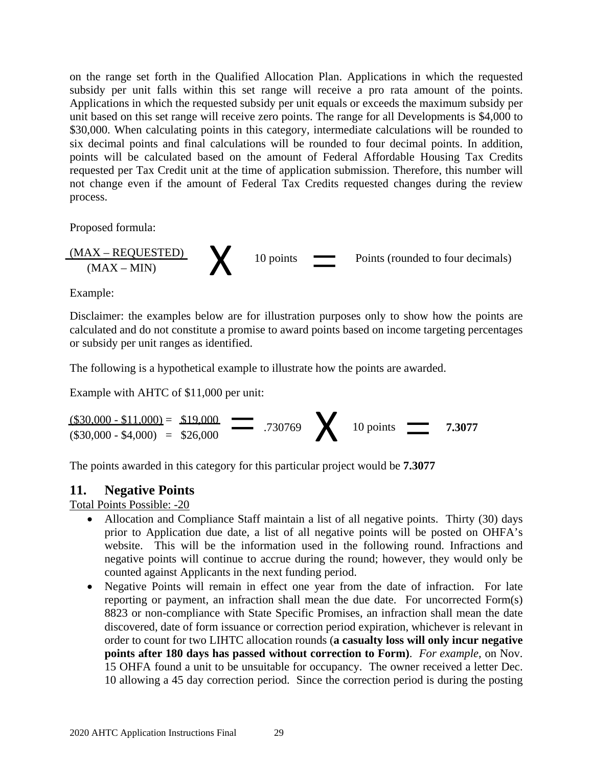on the range set forth in the Qualified Allocation Plan. Applications in which the requested subsidy per unit falls within this set range will receive a pro rata amount of the points. Applications in which the requested subsidy per unit equals or exceeds the maximum subsidy per unit based on this set range will receive zero points. The range for all Developments is $4,000 to $30,000. When calculating points in this category, intermediate calculations will be rounded to six decimal points and final calculations will be rounded to four decimal points. In addition, points will be calculated based on the amount of Federal Affordable Housing Tax Credits requested per Tax Credit unit at the time of application submission. Therefore, this number will not change even if the amount of Federal Tax Credits requested changes during the review process.

Proposed formula:

$$\frac{(\text{MAX} - \text{REQUESTED})}{(\text{MAX} - \text{MIN})} \times 10 \text{ points} = \text{Points (rounded to four decimals)}$$

Example:

Disclaimer: the examples below are for illustration purposes only to show how the points are calculated and do not constitute a promise to award points based on income targeting percentages or subsidy per unit ranges as identified.

The following is a hypothetical example to illustrate how the points are awarded.

Example with AHTC of $11,000 per unit:

$$\frac{(\$30{,}000 - \$11{,}000)}{(\$30{,}000 - \$4{,}000)} = \frac{\$19{,}000}{\$26{,}000} = .730769 \times 10 \text{ points} = \mathbf{7.3077}$$

The points awarded in this category for this particular project would be **7.3077**

## 11. Negative Points

Total Points Possible: -20

- Allocation and Compliance Staff maintain a list of all negative points. Thirty (30) days prior to Application due date, a list of all negative points will be posted on OHFA's website. This will be the information used in the following round. Infractions and negative points will continue to accrue during the round; however, they would only be counted against Applicants in the next funding period.
- Negative Points will remain in effect one year from the date of infraction. For late reporting or payment, an infraction shall mean the due date. For uncorrected Form(s) 8823 or non-compliance with State Specific Promises, an infraction shall mean the date discovered, date of form issuance or correction period expiration, whichever is relevant in order to count for two LIHTC allocation rounds (**a casualty loss will only incur negative points after 180 days has passed without correction to Form)**. *For example,* on Nov. 15 OHFA found a unit to be unsuitable for occupancy. The owner received a letter Dec. 10 allowing a 45 day correction period. Since the correction period is during the posting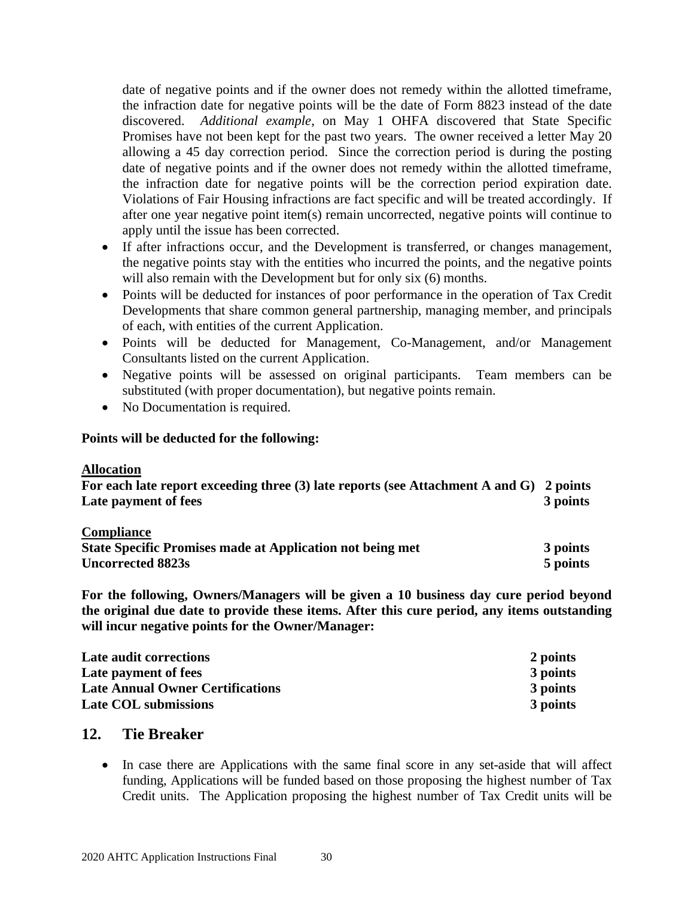date of negative points and if the owner does not remedy within the allotted timeframe, the infraction date for negative points will be the date of Form 8823 instead of the date discovered. *Additional example,* on May 1 OHFA discovered that State Specific Promises have not been kept for the past two years. The owner received a letter May 20 allowing a 45 day correction period. Since the correction period is during the posting date of negative points and if the owner does not remedy within the allotted timeframe, the infraction date for negative points will be the correction period expiration date. Violations of Fair Housing infractions are fact specific and will be treated accordingly. If after one year negative point item(s) remain uncorrected, negative points will continue to apply until the issue has been corrected.

- If after infractions occur, and the Development is transferred, or changes management, the negative points stay with the entities who incurred the points, and the negative points will also remain with the Development but for only six (6) months.
- Points will be deducted for instances of poor performance in the operation of Tax Credit Developments that share common general partnership, managing member, and principals of each, with entities of the current Application.
- Points will be deducted for Management, Co-Management, and/or Management Consultants listed on the current Application.
- Negative points will be assessed on original participants. Team members can be substituted (with proper documentation), but negative points remain.
- No Documentation is required.

**Points will be deducted for the following:**

**Allocation**

| | |
|---|---|
| **For each late report exceeding three (3) late reports (see Attachment A and G)** | **2 points** |
| **Late payment of fees** | **3 points** |

**Compliance**

| | |
|---|---|
| **State Specific Promises made at Application not being met** | **3 points** |
| **Uncorrected 8823s** | **5 points** |

**For the following, Owners/Managers will be given a 10 business day cure period beyond the original due date to provide these items. After this cure period, any items outstanding will incur negative points for the Owner/Manager:**

| | |
|---|---|
| **Late audit corrections** | **2 points** |
| **Late payment of fees** | **3 points** |
| **Late Annual Owner Certifications** | **3 points** |
| **Late COL submissions** | **3 points** |

## 12. Tie Breaker

- In case there are Applications with the same final score in any set-aside that will affect funding, Applications will be funded based on those proposing the highest number of Tax Credit units. The Application proposing the highest number of Tax Credit units will be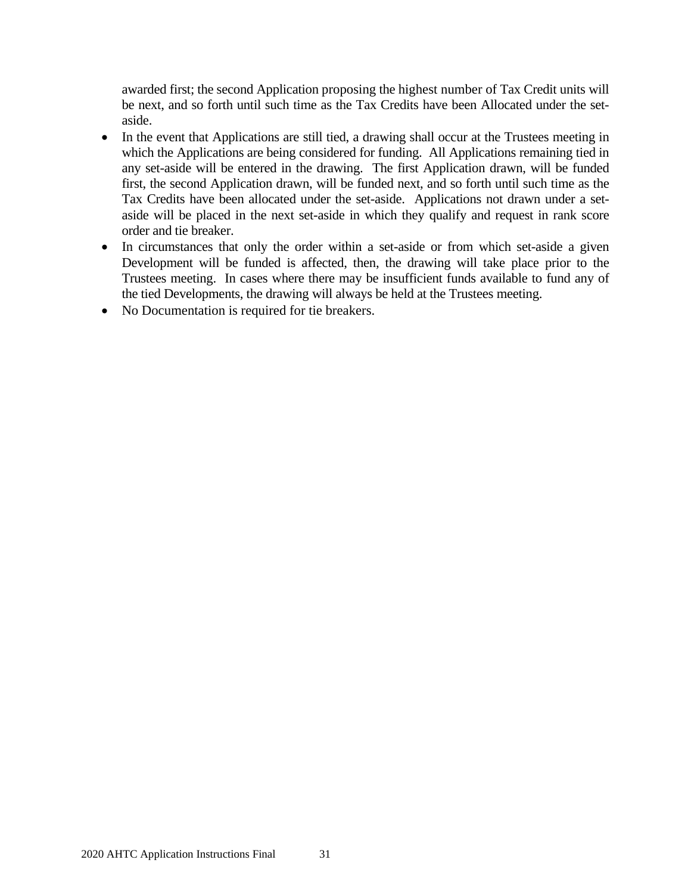awarded first; the second Application proposing the highest number of Tax Credit units will be next, and so forth until such time as the Tax Credits have been Allocated under the set-aside.

- In the event that Applications are still tied, a drawing shall occur at the Trustees meeting in which the Applications are being considered for funding. All Applications remaining tied in any set-aside will be entered in the drawing. The first Application drawn, will be funded first, the second Application drawn, will be funded next, and so forth until such time as the Tax Credits have been allocated under the set-aside. Applications not drawn under a set-aside will be placed in the next set-aside in which they qualify and request in rank score order and tie breaker.
- In circumstances that only the order within a set-aside or from which set-aside a given Development will be funded is affected, then, the drawing will take place prior to the Trustees meeting. In cases where there may be insufficient funds available to fund any of the tied Developments, the drawing will always be held at the Trustees meeting.
- No Documentation is required for tie breakers.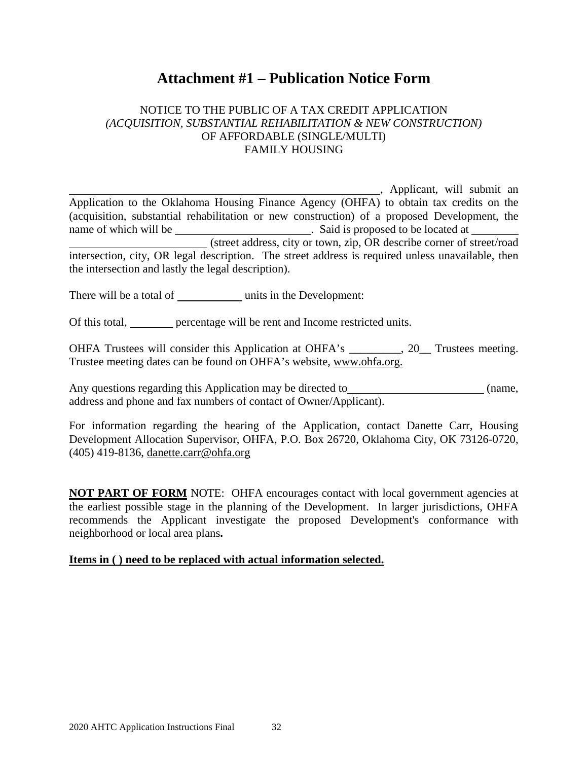# Attachment #1 – Publication Notice Form

NOTICE TO THE PUBLIC OF A TAX CREDIT APPLICATION
*(ACQUISITION, SUBSTANTIAL REHABILITATION & NEW CONSTRUCTION)*
OF AFFORDABLE (SINGLE/MULTI)
FAMILY HOUSING

______________________________________________________, Applicant, will submit an Application to the Oklahoma Housing Finance Agency (OHFA) to obtain tax credits on the (acquisition, substantial rehabilitation or new construction) of a proposed Development, the name of which will be ______________________. Said is proposed to be located at ________ ______________________ (street address, city or town, zip, OR describe corner of street/road intersection, city, OR legal description. The street address is required unless unavailable, then the intersection and lastly the legal description).

There will be a total of __________ units in the Development:

Of this total, _______ percentage will be rent and Income restricted units.

OHFA Trustees will consider this Application at OHFA's _________, 20__ Trustees meeting. Trustee meeting dates can be found on OHFA's website, www.ohfa.org.

Any questions regarding this Application may be directed to______________________ (name, address and phone and fax numbers of contact of Owner/Applicant).

For information regarding the hearing of the Application, contact Danette Carr, Housing Development Allocation Supervisor, OHFA, P.O. Box 26720, Oklahoma City, OK 73126-0720, (405) 419-8136, danette.carr@ohfa.org

**NOT PART OF FORM** NOTE: OHFA encourages contact with local government agencies at the earliest possible stage in the planning of the Development. In larger jurisdictions, OHFA recommends the Applicant investigate the proposed Development's conformance with neighborhood or local area plans**.**

**Items in ( ) need to be replaced with actual information selected.**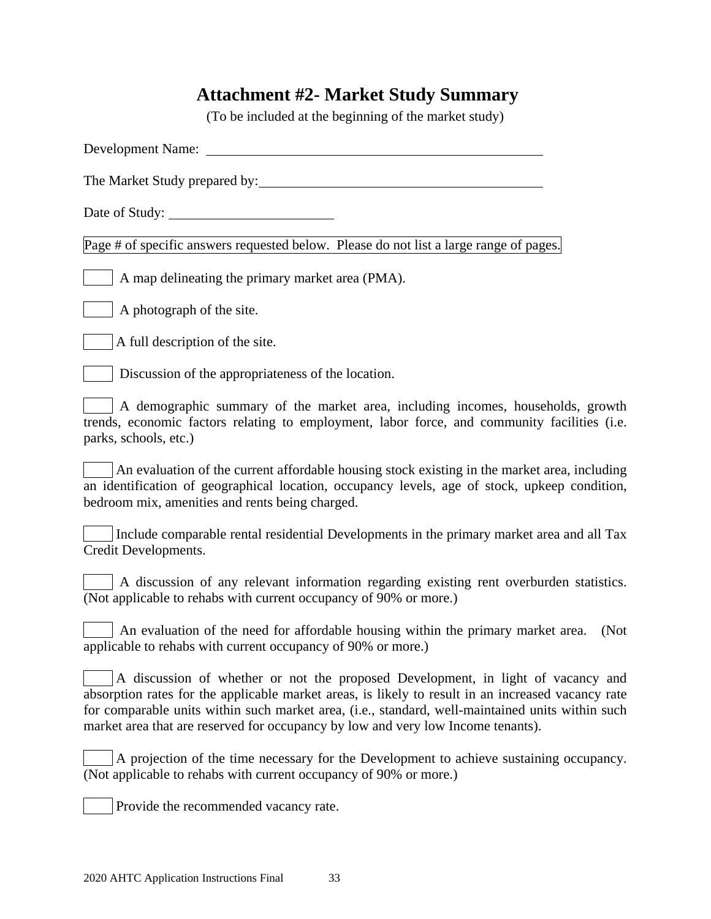# Attachment #2- Market Study Summary

(To be included at the beginning of the market study)

Development Name: \_\_\_\_\_\_\_\_\_\_\_\_\_\_\_\_\_\_\_\_\_\_\_\_\_\_\_\_\_\_\_\_\_\_\_\_\_\_\_\_\_\_\_\_

The Market Study prepared by: \_\_\_\_\_\_\_\_\_\_\_\_\_\_\_\_\_\_\_\_\_\_\_\_\_\_\_\_\_\_\_\_\_\_\_\_\_\_

Date of Study: \_\_\_\_\_\_\_\_\_\_\_\_\_\_\_\_\_\_\_\_\_\_

Page # of specific answers requested below. Please do not list a large range of pages.

\_\_\_\_ A map delineating the primary market area (PMA).

\_\_\_\_ A photograph of the site.

\_\_\_\_ A full description of the site.

\_\_\_\_ Discussion of the appropriateness of the location.

\_\_\_\_ A demographic summary of the market area, including incomes, households, growth trends, economic factors relating to employment, labor force, and community facilities (i.e. parks, schools, etc.)

\_\_\_\_ An evaluation of the current affordable housing stock existing in the market area, including an identification of geographical location, occupancy levels, age of stock, upkeep condition, bedroom mix, amenities and rents being charged.

\_\_\_\_ Include comparable rental residential Developments in the primary market area and all Tax Credit Developments.

\_\_\_\_ A discussion of any relevant information regarding existing rent overburden statistics. (Not applicable to rehabs with current occupancy of 90% or more.)

\_\_\_\_ An evaluation of the need for affordable housing within the primary market area. (Not applicable to rehabs with current occupancy of 90% or more.)

\_\_\_\_ A discussion of whether or not the proposed Development, in light of vacancy and absorption rates for the applicable market areas, is likely to result in an increased vacancy rate for comparable units within such market area, (i.e., standard, well-maintained units within such market area that are reserved for occupancy by low and very low Income tenants).

\_\_\_\_ A projection of the time necessary for the Development to achieve sustaining occupancy. (Not applicable to rehabs with current occupancy of 90% or more.)

\_\_\_\_ Provide the recommended vacancy rate.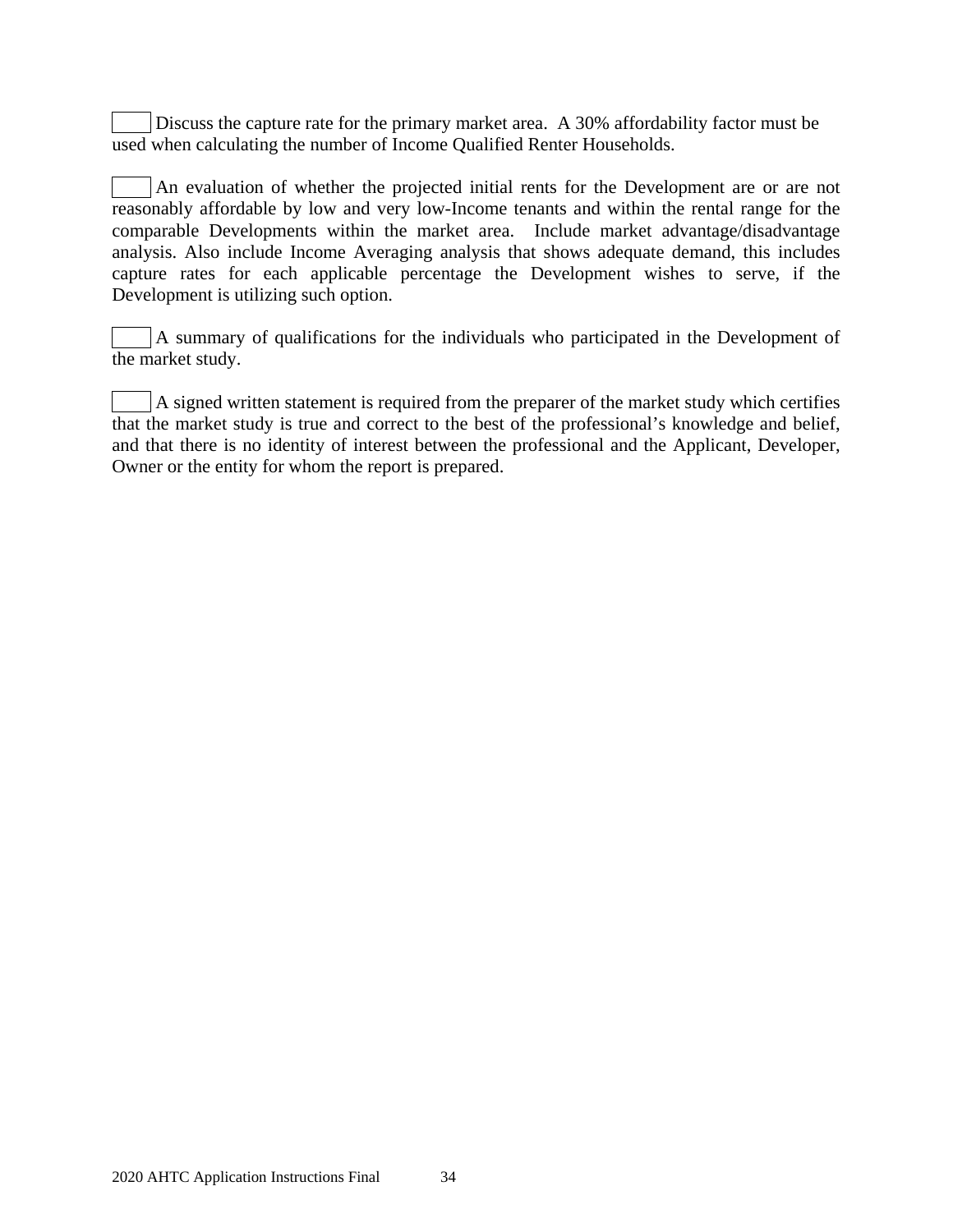☐ Discuss the capture rate for the primary market area. A 30% affordability factor must be used when calculating the number of Income Qualified Renter Households.

☐ An evaluation of whether the projected initial rents for the Development are or are not reasonably affordable by low and very low-Income tenants and within the rental range for the comparable Developments within the market area. Include market advantage/disadvantage analysis. Also include Income Averaging analysis that shows adequate demand, this includes capture rates for each applicable percentage the Development wishes to serve, if the Development is utilizing such option.

☐ A summary of qualifications for the individuals who participated in the Development of the market study.

☐ A signed written statement is required from the preparer of the market study which certifies that the market study is true and correct to the best of the professional's knowledge and belief, and that there is no identity of interest between the professional and the Applicant, Developer, Owner or the entity for whom the report is prepared.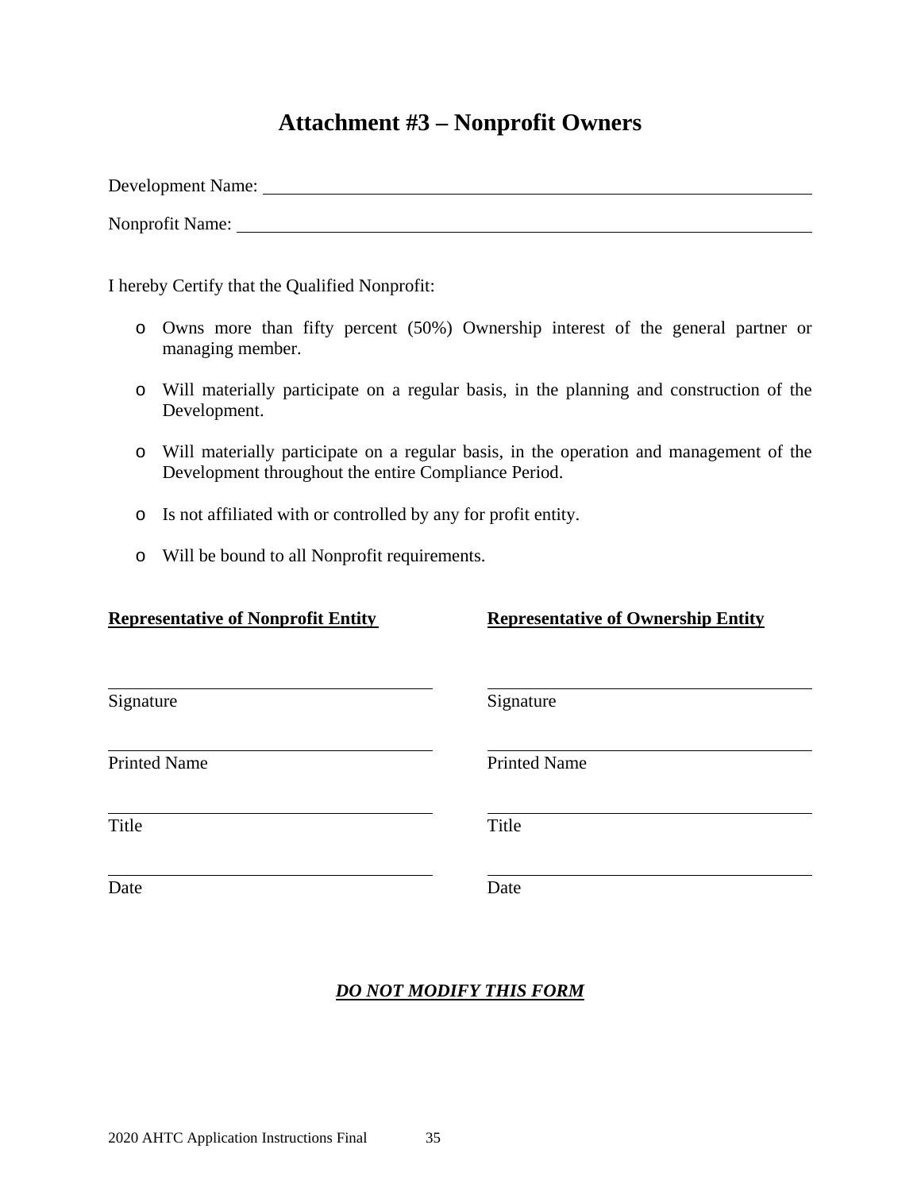# Attachment #3 – Nonprofit Owners

Development Name: ______________________________________________

Nonprofit Name: ______________________________________________

I hereby Certify that the Qualified Nonprofit:

- Owns more than fifty percent (50%) Ownership interest of the general partner or managing member.
- Will materially participate on a regular basis, in the planning and construction of the Development.
- Will materially participate on a regular basis, in the operation and management of the Development throughout the entire Compliance Period.
- Is not affiliated with or controlled by any for profit entity.
- Will be bound to all Nonprofit requirements.

| **Representative of Nonprofit Entity** | **Representative of Ownership Entity** |
|---|---|
| ______________________ Signature | ______________________ Signature |
| ______________________ Printed Name | ______________________ Printed Name |
| ______________________ Title | ______________________ Title |
| ______________________ Date | ______________________ Date |

***DO NOT MODIFY THIS FORM***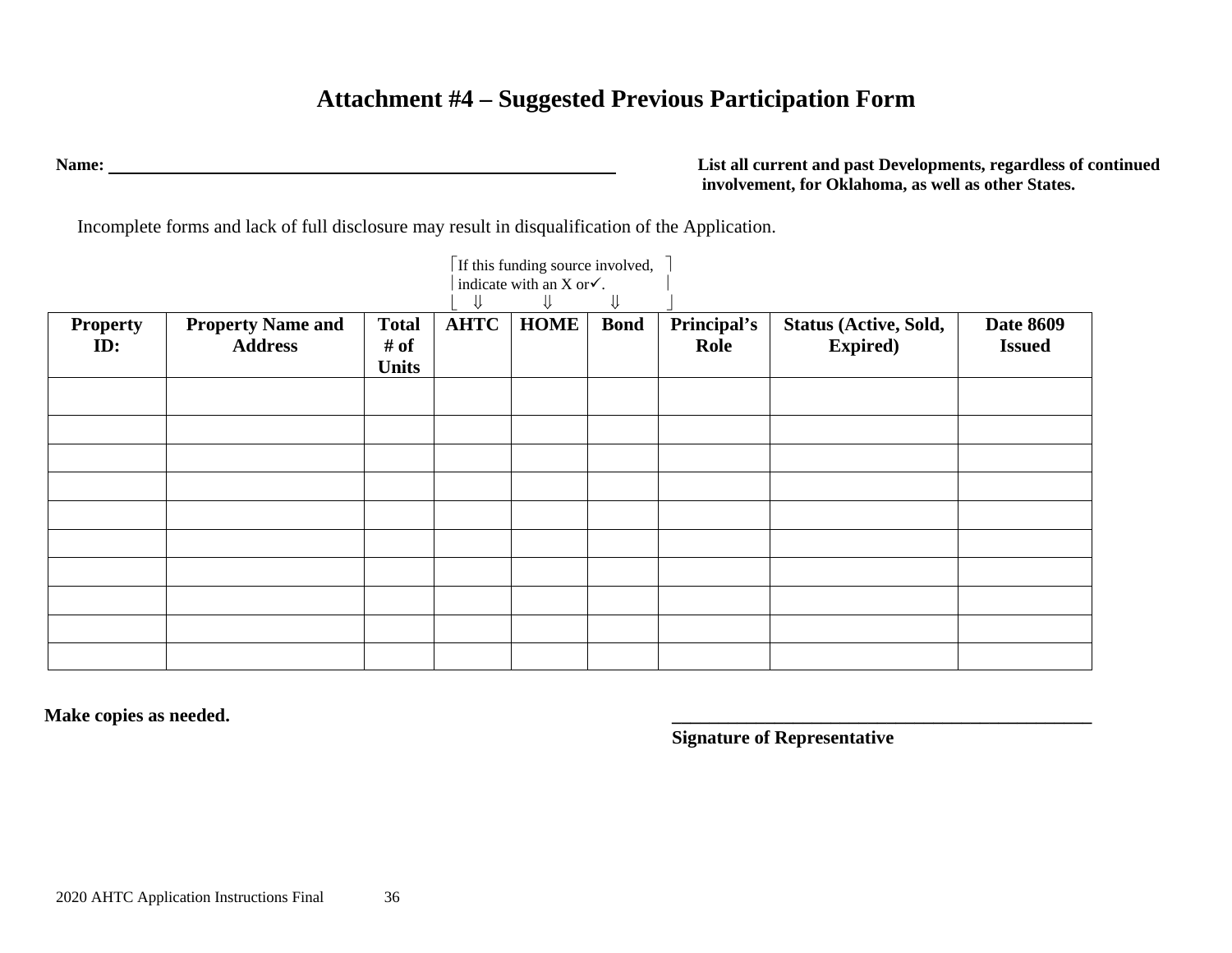# Attachment #4 – Suggested Previous Participation Form

**Name:** ________________________________________________

**List all current and past Developments, regardless of continued involvement, for Oklahoma, as well as other States.**

Incomplete forms and lack of full disclosure may result in disqualification of the Application.

If this funding source involved, indicate with an X or ✓.

| Property ID: | Property Name and Address | Total # of Units | AHTC ⇓ | HOME ⇓ | Bond ⇓ | Principal's Role | Status (Active, Sold, Expired) | Date 8609 Issued |
|---|---|---|---|---|---|---|---|---|
| | | | | | | | | |
| | | | | | | | | |
| | | | | | | | | |
| | | | | | | | | |
| | | | | | | | | |
| | | | | | | | | |
| | | | | | | | | |
| | | | | | | | | |
| | | | | | | | | |
| | | | | | | | | |

**Make copies as needed.**

______________________________________________

**Signature of Representative**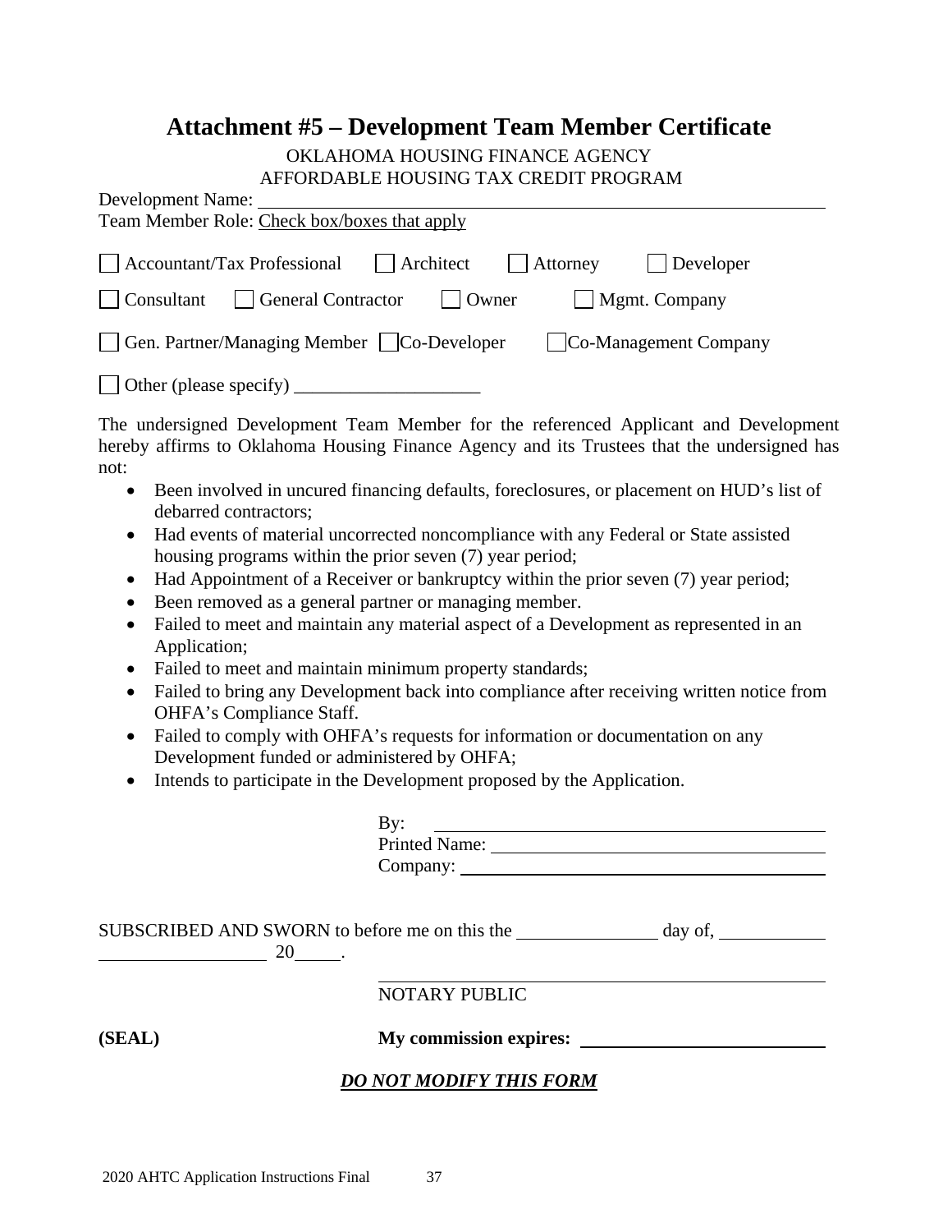# Attachment #5 – Development Team Member Certificate

OKLAHOMA HOUSING FINANCE AGENCY
AFFORDABLE HOUSING TAX CREDIT PROGRAM

Development Name: ______________________________________________

Team Member Role: Check box/boxes that apply

☐ Accountant/Tax Professional ☐ Architect ☐ Attorney ☐ Developer

☐ Consultant ☐ General Contractor ☐ Owner ☐ Mgmt. Company

☐ Gen. Partner/Managing Member ☐ Co-Developer ☐ Co-Management Company

☐ Other (please specify) ____________________

The undersigned Development Team Member for the referenced Applicant and Development hereby affirms to Oklahoma Housing Finance Agency and its Trustees that the undersigned has not:

- Been involved in uncured financing defaults, foreclosures, or placement on HUD's list of debarred contractors;
- Had events of material uncorrected noncompliance with any Federal or State assisted housing programs within the prior seven (7) year period;
- Had Appointment of a Receiver or bankruptcy within the prior seven (7) year period;
- Been removed as a general partner or managing member.
- Failed to meet and maintain any material aspect of a Development as represented in an Application;
- Failed to meet and maintain minimum property standards;
- Failed to bring any Development back into compliance after receiving written notice from OHFA's Compliance Staff.
- Failed to comply with OHFA's requests for information or documentation on any Development funded or administered by OHFA;
- Intends to participate in the Development proposed by the Application.

By: ______________________________________

Printed Name: ______________________________

Company: __________________________________

SUBSCRIBED AND SWORN to before me on this the ____________ day of, __________ ______________ 20____.

______________________________________

NOTARY PUBLIC

**(SEAL)** **My commission expires:** ____________________

***DO NOT MODIFY THIS FORM***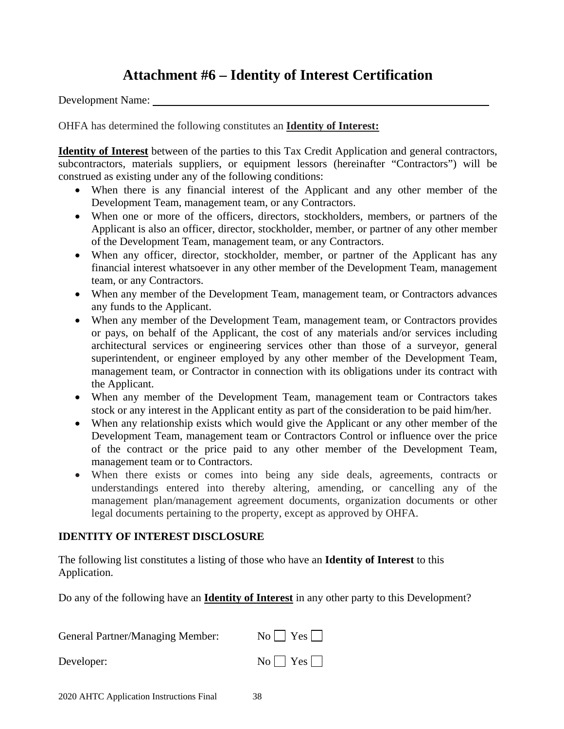# Attachment #6 – Identity of Interest Certification

Development Name: \_\_\_\_\_\_\_\_\_\_\_\_\_\_\_\_\_\_\_\_\_\_\_\_\_\_\_\_\_\_\_\_\_\_\_\_\_\_\_\_\_\_\_\_\_\_\_\_\_\_\_\_\_\_\_\_

OHFA has determined the following constitutes an **<u>Identity of Interest:</u>**

**<u>Identity of Interest</u>** between of the parties to this Tax Credit Application and general contractors, subcontractors, materials suppliers, or equipment lessors (hereinafter "Contractors") will be construed as existing under any of the following conditions:

- When there is any financial interest of the Applicant and any other member of the Development Team, management team, or any Contractors.
- When one or more of the officers, directors, stockholders, members, or partners of the Applicant is also an officer, director, stockholder, member, or partner of any other member of the Development Team, management team, or any Contractors.
- When any officer, director, stockholder, member, or partner of the Applicant has any financial interest whatsoever in any other member of the Development Team, management team, or any Contractors.
- When any member of the Development Team, management team, or Contractors advances any funds to the Applicant.
- When any member of the Development Team, management team, or Contractors provides or pays, on behalf of the Applicant, the cost of any materials and/or services including architectural services or engineering services other than those of a surveyor, general superintendent, or engineer employed by any other member of the Development Team, management team, or Contractor in connection with its obligations under its contract with the Applicant.
- When any member of the Development Team, management team or Contractors takes stock or any interest in the Applicant entity as part of the consideration to be paid him/her.
- When any relationship exists which would give the Applicant or any other member of the Development Team, management team or Contractors Control or influence over the price of the contract or the price paid to any other member of the Development Team, management team or to Contractors.
- When there exists or comes into being any side deals, agreements, contracts or understandings entered into thereby altering, amending, or cancelling any of the management plan/management agreement documents, organization documents or other legal documents pertaining to the property, except as approved by OHFA.

### IDENTITY OF INTEREST DISCLOSURE

The following list constitutes a listing of those who have an **Identity of Interest** to this Application.

Do any of the following have an **<u>Identity of Interest</u>** in any other party to this Development?

General Partner/Managing Member: No ☐ Yes ☐

Developer: No ☐ Yes ☐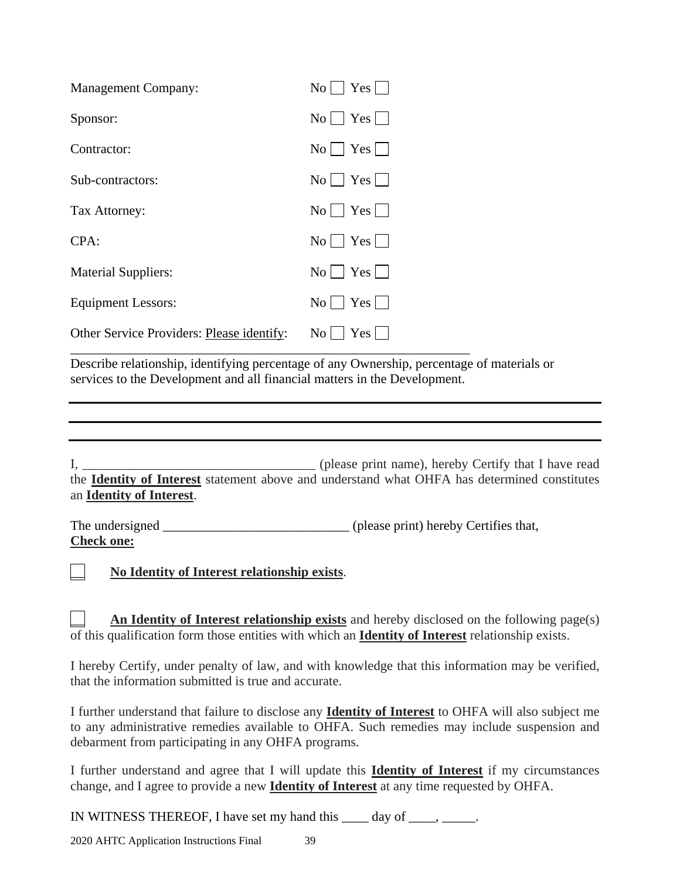Management Company: No ☐ Yes ☐

Sponsor: No ☐ Yes ☐

Contractor: No ☐ Yes ☐

Sub-contractors: No ☐ Yes ☐

Tax Attorney: No ☐ Yes ☐

CPA: No ☐ Yes ☐

Material Suppliers: No ☐ Yes ☐

Equipment Lessors: No ☐ Yes ☐

Other Service Providers: Please identify: No ☐ Yes ☐

_______________________________________________________________

Describe relationship, identifying percentage of any Ownership, percentage of materials or services to the Development and all financial matters in the Development.

_______________________________________________________________

_______________________________________________________________

_______________________________________________________________

I, ____________________________________ (please print name), hereby Certify that I have read the **Identity of Interest** statement above and understand what OHFA has determined constitutes an **Identity of Interest**.

The undersigned ____________________________ (please print) hereby Certifies that,
**Check one:**

☐ **No Identity of Interest relationship exists**.

☐ **An Identity of Interest relationship exists** and hereby disclosed on the following page(s) of this qualification form those entities with which an **Identity of Interest** relationship exists.

I hereby Certify, under penalty of law, and with knowledge that this information may be verified, that the information submitted is true and accurate.

I further understand that failure to disclose any **Identity of Interest** to OHFA will also subject me to any administrative remedies available to OHFA. Such remedies may include suspension and debarment from participating in any OHFA programs.

I further understand and agree that I will update this **Identity of Interest** if my circumstances change, and I agree to provide a new **Identity of Interest** at any time requested by OHFA.

IN WITNESS THEREOF, I have set my hand this ____ day of ____, _____.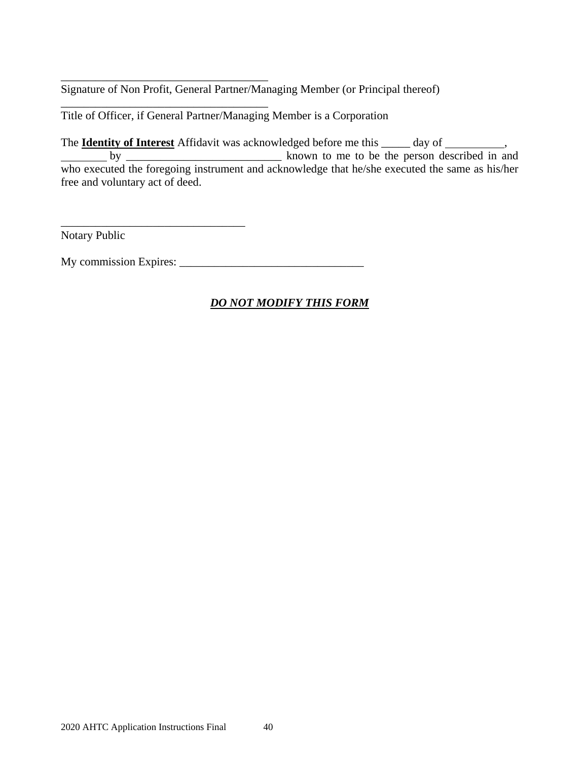_____________________________________
Signature of Non Profit, General Partner/Managing Member (or Principal thereof)

_____________________________________
Title of Officer, if General Partner/Managing Member is a Corporation

The **Identity of Interest** Affidavit was acknowledged before me this _____ day of __________, ________ by ___________________________ known to me to be the person described in and who executed the foregoing instrument and acknowledge that he/she executed the same as his/her free and voluntary act of deed.

________________________________
Notary Public

My commission Expires: ________________________________

***DO NOT MODIFY THIS FORM***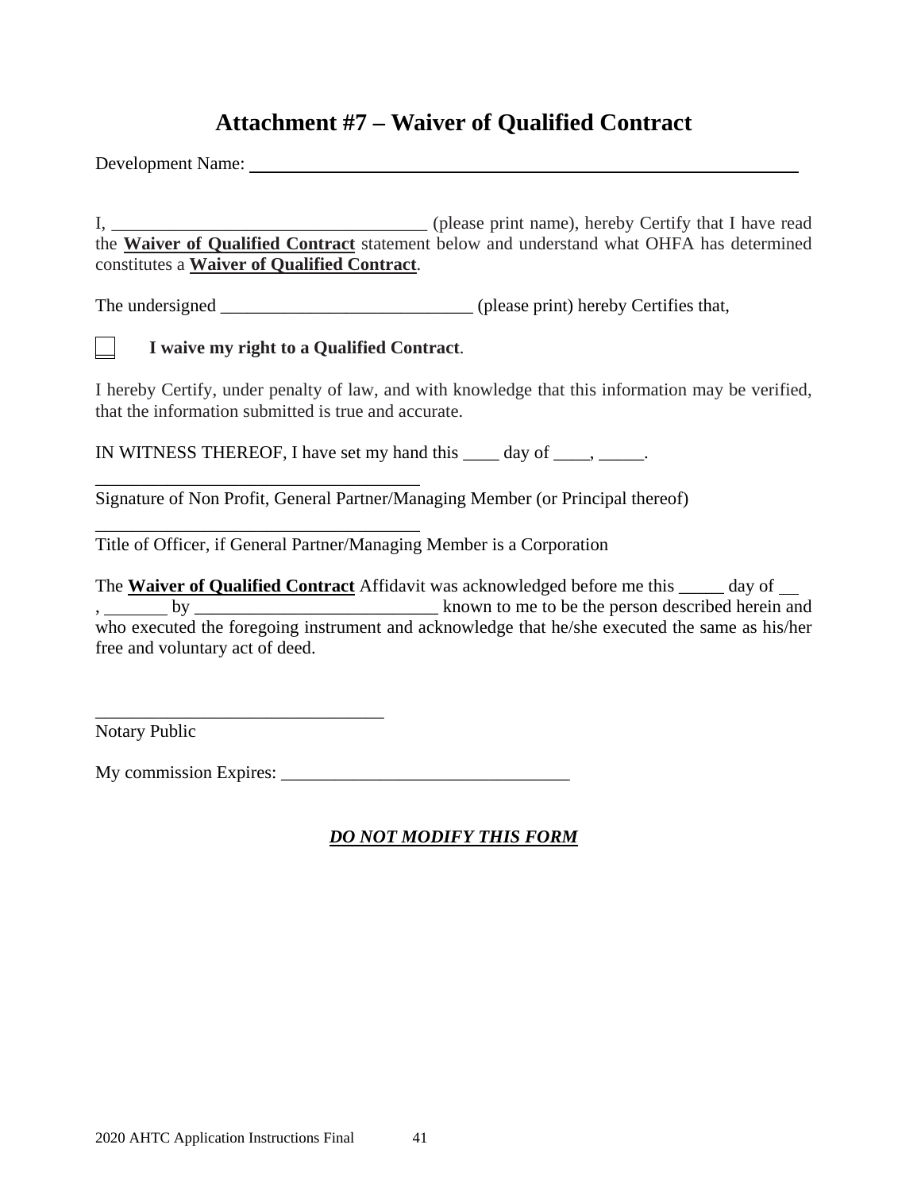# Attachment #7 – Waiver of Qualified Contract

Development Name: ____________________________________________________________

I, __________________________________ (please print name), hereby Certify that I have read the **Waiver of Qualified Contract** statement below and understand what OHFA has determined constitutes a **Waiver of Qualified Contract**.

The undersigned ___________________________ (please print) hereby Certifies that,

☐ **I waive my right to a Qualified Contract**.

I hereby Certify, under penalty of law, and with knowledge that this information may be verified, that the information submitted is true and accurate.

IN WITNESS THEREOF, I have set my hand this ____ day of ____, _____.

___________________________________
Signature of Non Profit, General Partner/Managing Member (or Principal thereof)

___________________________________
Title of Officer, if General Partner/Managing Member is a Corporation

The **Waiver of Qualified Contract** Affidavit was acknowledged before me this _____ day of __, _______ by ___________________________ known to me to be the person described herein and who executed the foregoing instrument and acknowledge that he/she executed the same as his/her free and voluntary act of deed.

________________________________
Notary Public

My commission Expires: _______________________________

***DO NOT MODIFY THIS FORM***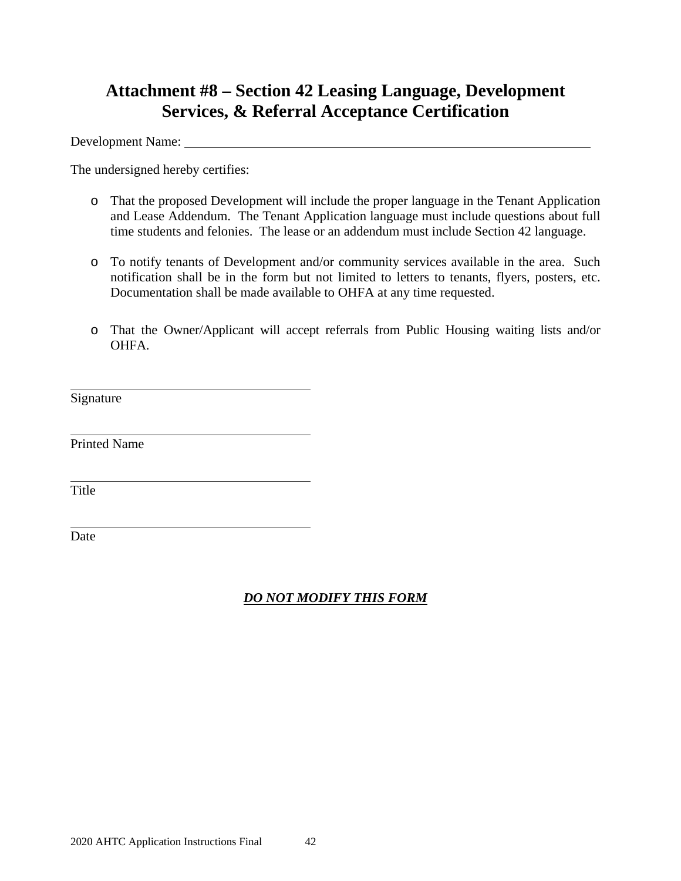# Attachment #8 – Section 42 Leasing Language, Development Services, & Referral Acceptance Certification

Development Name: ______________________________________________

The undersigned hereby certifies:

- That the proposed Development will include the proper language in the Tenant Application and Lease Addendum. The Tenant Application language must include questions about full time students and felonies. The lease or an addendum must include Section 42 language.
- To notify tenants of Development and/or community services available in the area. Such notification shall be in the form but not limited to letters to tenants, flyers, posters, etc. Documentation shall be made available to OHFA at any time requested.
- That the Owner/Applicant will accept referrals from Public Housing waiting lists and/or OHFA.

______________________________
Signature

______________________________
Printed Name

______________________________
Title

______________________________
Date

***DO NOT MODIFY THIS FORM***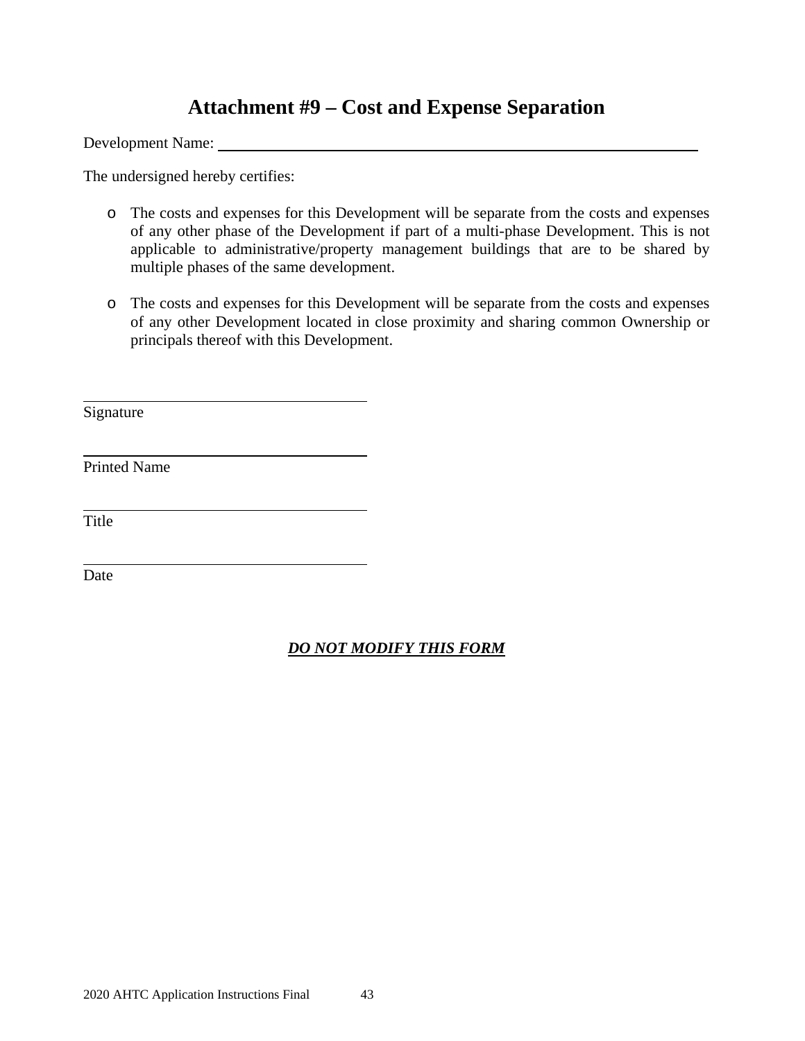# Attachment #9 – Cost and Expense Separation

Development Name: ______________________________________________________________

The undersigned hereby certifies:

- The costs and expenses for this Development will be separate from the costs and expenses of any other phase of the Development if part of a multi-phase Development. This is not applicable to administrative/property management buildings that are to be shared by multiple phases of the same development.

- The costs and expenses for this Development will be separate from the costs and expenses of any other Development located in close proximity and sharing common Ownership or principals thereof with this Development.

______________________________________
Signature

______________________________________
Printed Name

______________________________________
Title

______________________________________
Date

***DO NOT MODIFY THIS FORM***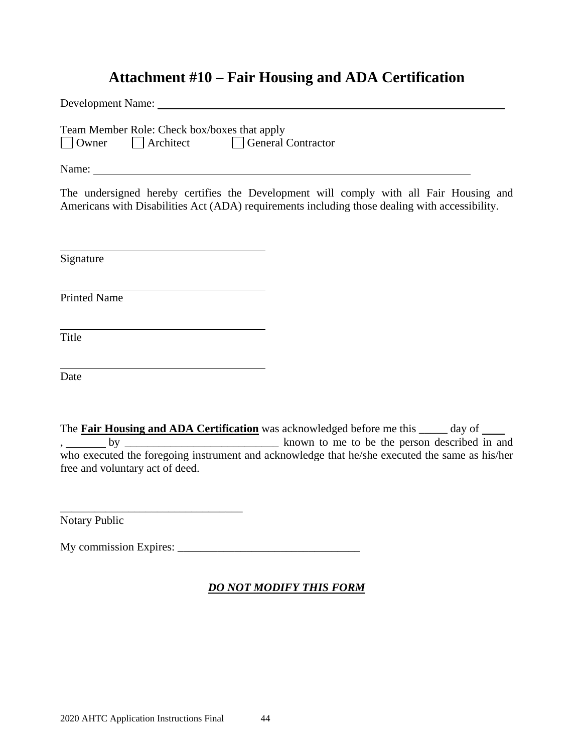# Attachment #10 – Fair Housing and ADA Certification

Development Name: ______________________________________________________________

Team Member Role: Check box/boxes that apply
☐ Owner ☐ Architect ☐ General Contractor

Name: ______________________________________________________________

The undersigned hereby certifies the Development will comply with all Fair Housing and Americans with Disabilities Act (ADA) requirements including those dealing with accessibility.

______________________________________
Signature

______________________________________
Printed Name

______________________________________
Title

______________________________________
Date

The **Fair Housing and ADA Certification** was acknowledged before me this _____ day of ____ , _______ by ___________________________ known to me to be the person described in and who executed the foregoing instrument and acknowledge that he/she executed the same as his/her free and voluntary act of deed.

________________________________
Notary Public

My commission Expires: ________________________________

***DO NOT MODIFY THIS FORM***

2020 AHTC Application Instructions Final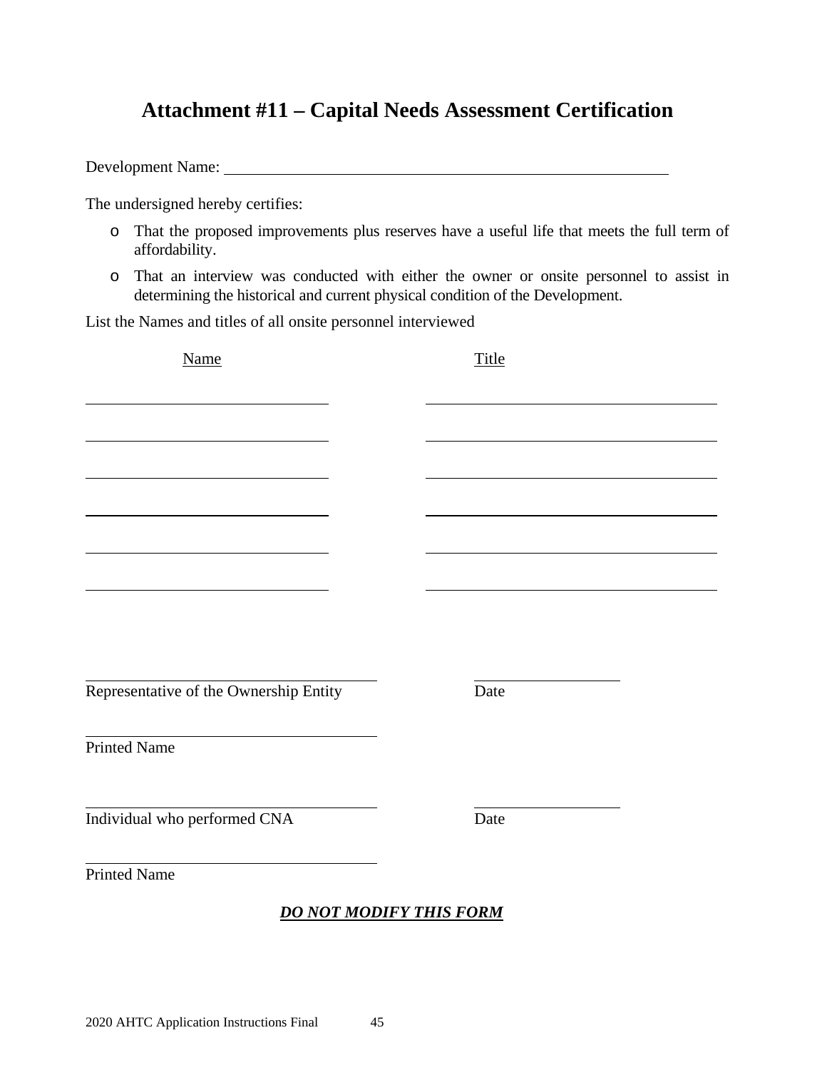# Attachment #11 – Capital Needs Assessment Certification

Development Name: ______________________________________________

The undersigned hereby certifies:

- That the proposed improvements plus reserves have a useful life that meets the full term of affordability.
- That an interview was conducted with either the owner or onsite personnel to assist in determining the historical and current physical condition of the Development.

List the Names and titles of all onsite personnel interviewed

| Name | Title |
|---|---|
| | |
| | |
| | |
| | |
| | |
| | |

_________________________________ &nbsp;&nbsp;&nbsp;&nbsp; ________________
Representative of the Ownership Entity &nbsp;&nbsp;&nbsp;&nbsp; Date

_________________________________
Printed Name

_________________________________ &nbsp;&nbsp;&nbsp;&nbsp; ________________
Individual who performed CNA &nbsp;&nbsp;&nbsp;&nbsp; Date

_________________________________
Printed Name

***DO NOT MODIFY THIS FORM***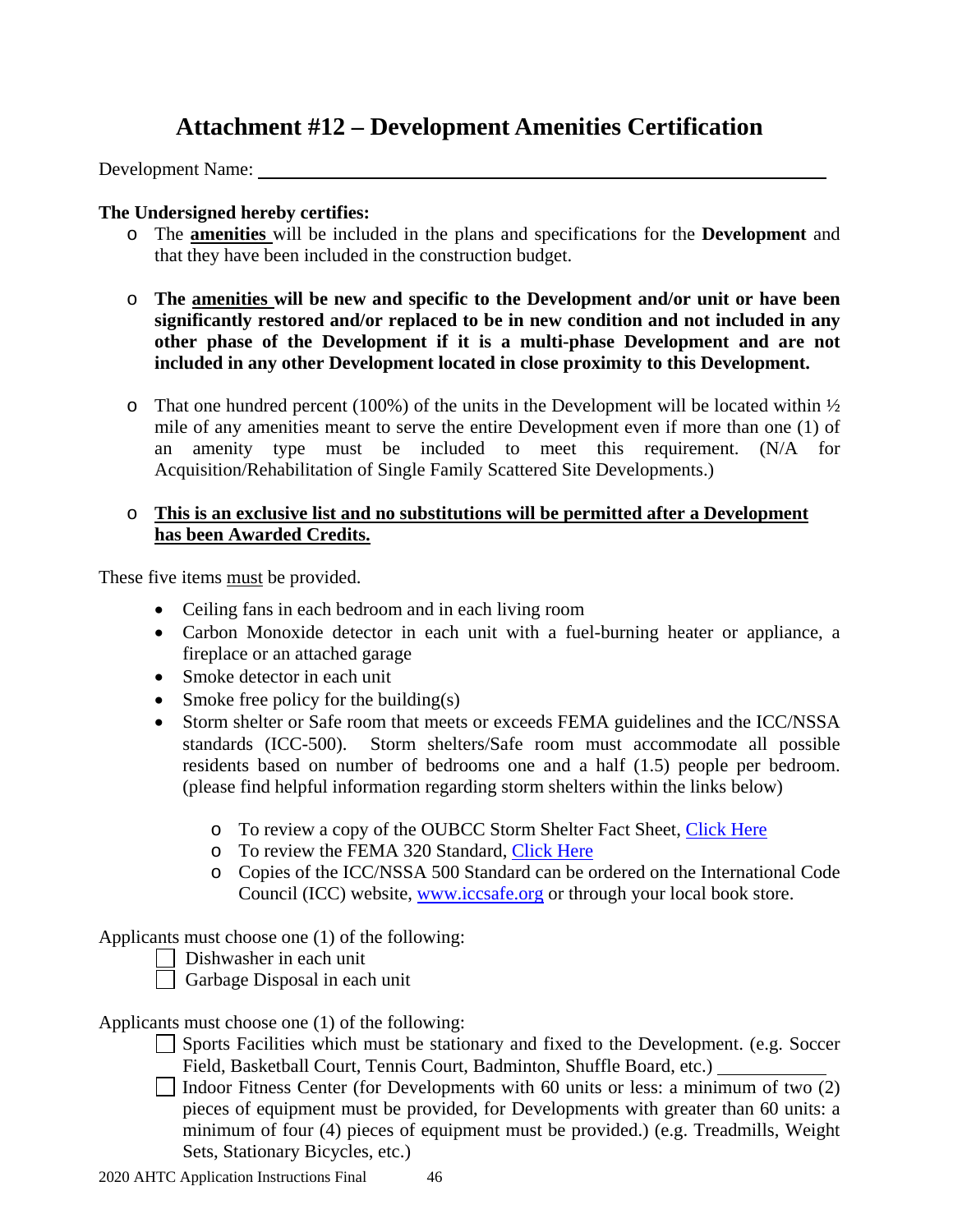# Attachment #12 – Development Amenities Certification

Development Name: ______________________________________________

**The Undersigned hereby certifies:**

- The **amenities** will be included in the plans and specifications for the **Development** and that they have been included in the construction budget.
- **The amenities will be new and specific to the Development and/or unit or have been significantly restored and/or replaced to be in new condition and not included in any other phase of the Development if it is a multi-phase Development and are not included in any other Development located in close proximity to this Development.**
- That one hundred percent (100%) of the units in the Development will be located within ½ mile of any amenities meant to serve the entire Development even if more than one (1) of an amenity type must be included to meet this requirement. (N/A for Acquisition/Rehabilitation of Single Family Scattered Site Developments.)
- **This is an exclusive list and no substitutions will be permitted after a Development has been Awarded Credits.**

These five items must be provided.

- Ceiling fans in each bedroom and in each living room
- Carbon Monoxide detector in each unit with a fuel-burning heater or appliance, a fireplace or an attached garage
- Smoke detector in each unit
- Smoke free policy for the building(s)
- Storm shelter or Safe room that meets or exceeds FEMA guidelines and the ICC/NSSA standards (ICC-500). Storm shelters/Safe room must accommodate all possible residents based on number of bedrooms one and a half (1.5) people per bedroom. (please find helpful information regarding storm shelters within the links below)
  - To review a copy of the OUBCC Storm Shelter Fact Sheet, Click Here
  - To review the FEMA 320 Standard, Click Here
  - Copies of the ICC/NSSA 500 Standard can be ordered on the International Code Council (ICC) website, www.iccsafe.org or through your local book store.

Applicants must choose one (1) of the following:

- ☐ Dishwasher in each unit
- ☐ Garbage Disposal in each unit

Applicants must choose one (1) of the following:

- ☐ Sports Facilities which must be stationary and fixed to the Development. (e.g. Soccer Field, Basketball Court, Tennis Court, Badminton, Shuffle Board, etc.) ____________
- ☐ Indoor Fitness Center (for Developments with 60 units or less: a minimum of two (2) pieces of equipment must be provided, for Developments with greater than 60 units: a minimum of four (4) pieces of equipment must be provided.) (e.g. Treadmills, Weight Sets, Stationary Bicycles, etc.)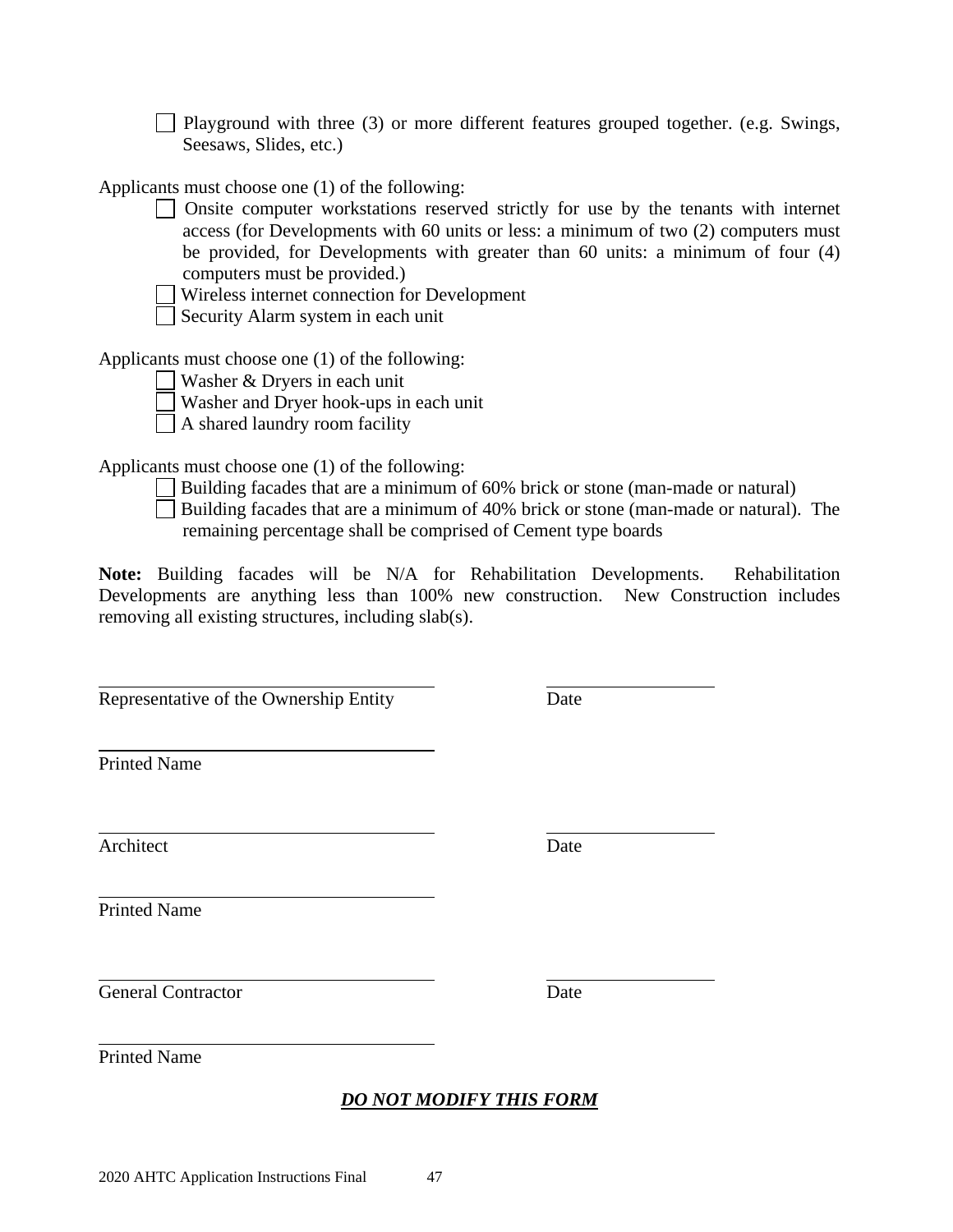☐ Playground with three (3) or more different features grouped together. (e.g. Swings, Seesaws, Slides, etc.)

Applicants must choose one (1) of the following:

☐ Onsite computer workstations reserved strictly for use by the tenants with internet access (for Developments with 60 units or less: a minimum of two (2) computers must be provided, for Developments with greater than 60 units: a minimum of four (4) computers must be provided.)

☐ Wireless internet connection for Development

☐ Security Alarm system in each unit

Applicants must choose one (1) of the following:

☐ Washer & Dryers in each unit

☐ Washer and Dryer hook-ups in each unit

☐ A shared laundry room facility

Applicants must choose one (1) of the following:

☐ Building facades that are a minimum of 60% brick or stone (man-made or natural)

☐ Building facades that are a minimum of 40% brick or stone (man-made or natural). The remaining percentage shall be comprised of Cement type boards

**Note:** Building facades will be N/A for Rehabilitation Developments. Rehabilitation Developments are anything less than 100% new construction. New Construction includes removing all existing structures, including slab(s).

\_\_\_\_\_\_\_\_\_\_\_\_\_\_\_\_\_\_\_\_\_\_\_\_\_\_\_\_\_\_\_\_\_\_\_\_ \_\_\_\_\_\_\_\_\_\_\_\_\_\_\_\_\_\_
Representative of the Ownership Entity Date

\_\_\_\_\_\_\_\_\_\_\_\_\_\_\_\_\_\_\_\_\_\_\_\_\_\_\_\_\_\_\_\_\_\_\_\_
Printed Name

\_\_\_\_\_\_\_\_\_\_\_\_\_\_\_\_\_\_\_\_\_\_\_\_\_\_\_\_\_\_\_\_\_\_\_\_ \_\_\_\_\_\_\_\_\_\_\_\_\_\_\_\_\_\_
Architect Date

\_\_\_\_\_\_\_\_\_\_\_\_\_\_\_\_\_\_\_\_\_\_\_\_\_\_\_\_\_\_\_\_\_\_\_\_
Printed Name

\_\_\_\_\_\_\_\_\_\_\_\_\_\_\_\_\_\_\_\_\_\_\_\_\_\_\_\_\_\_\_\_\_\_\_\_ \_\_\_\_\_\_\_\_\_\_\_\_\_\_\_\_\_\_
General Contractor Date

\_\_\_\_\_\_\_\_\_\_\_\_\_\_\_\_\_\_\_\_\_\_\_\_\_\_\_\_\_\_\_\_\_\_\_\_
Printed Name

***DO NOT MODIFY THIS FORM***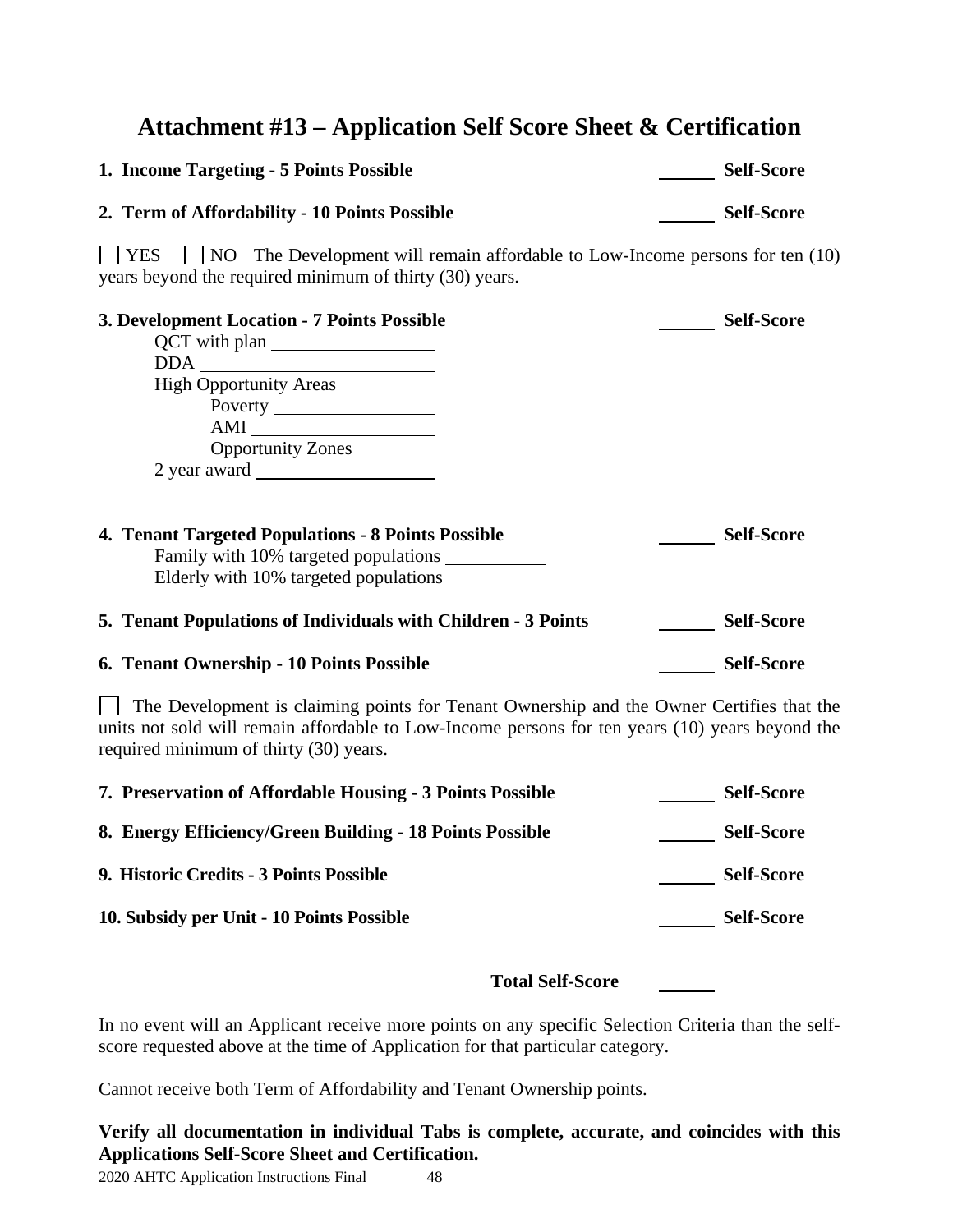# Attachment #13 – Application Self Score Sheet & Certification

**1. Income Targeting - 5 Points Possible** ______ **Self-Score**

**2. Term of Affordability - 10 Points Possible** ______ **Self-Score**

☐ YES ☐ NO The Development will remain affordable to Low-Income persons for ten (10) years beyond the required minimum of thirty (30) years.

**3. Development Location - 7 Points Possible** ______ **Self-Score**

- QCT with plan ______________
- DDA ______________
- High Opportunity Areas
  - Poverty ______________
  - AMI ______________
  - Opportunity Zones ______________
- 2 year award ______________

**4. Tenant Targeted Populations - 8 Points Possible** ______ **Self-Score**

- Family with 10% targeted populations ______________
- Elderly with 10% targeted populations ______________

**5. Tenant Populations of Individuals with Children - 3 Points** ______ **Self-Score**

**6. Tenant Ownership - 10 Points Possible** ______ **Self-Score**

☐ The Development is claiming points for Tenant Ownership and the Owner Certifies that the units not sold will remain affordable to Low-Income persons for ten years (10) years beyond the required minimum of thirty (30) years.

**7. Preservation of Affordable Housing - 3 Points Possible** ______ **Self-Score**

**8. Energy Efficiency/Green Building - 18 Points Possible** ______ **Self-Score**

**9. Historic Credits - 3 Points Possible** ______ **Self-Score**

**10. Subsidy per Unit - 10 Points Possible** ______ **Self-Score**

**Total Self-Score** ______

In no event will an Applicant receive more points on any specific Selection Criteria than the self-score requested above at the time of Application for that particular category.

Cannot receive both Term of Affordability and Tenant Ownership points.

**Verify all documentation in individual Tabs is complete, accurate, and coincides with this Applications Self-Score Sheet and Certification.**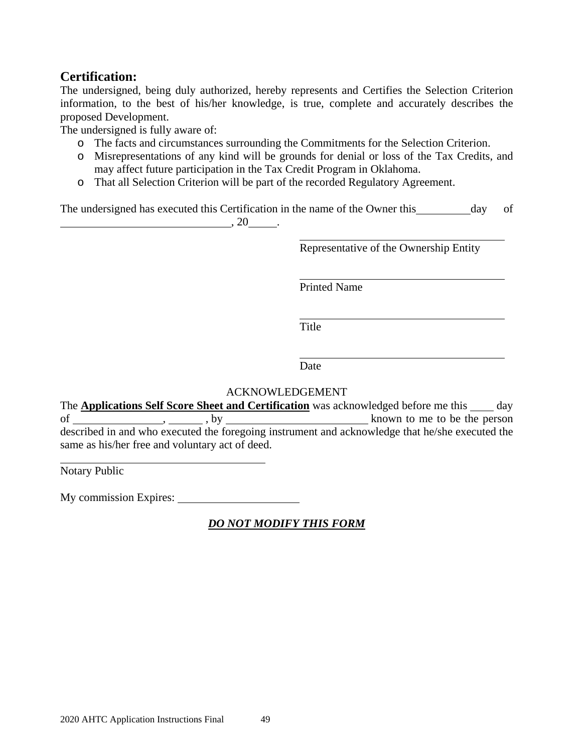## Certification:

The undersigned, being duly authorized, hereby represents and Certifies the Selection Criterion information, to the best of his/her knowledge, is true, complete and accurately describes the proposed Development.

The undersigned is fully aware of:

- The facts and circumstances surrounding the Commitments for the Selection Criterion.
- Misrepresentations of any kind will be grounds for denial or loss of the Tax Credits, and may affect future participation in the Tax Credit Program in Oklahoma.
- That all Selection Criterion will be part of the recorded Regulatory Agreement.

The undersigned has executed this Certification in the name of the Owner this__________day of ______________________________, 20_____.

______________________________________
Representative of the Ownership Entity

______________________________________
Printed Name

______________________________________
Title

______________________________________
Date

ACKNOWLEDGEMENT

The **Applications Self Score Sheet and Certification** was acknowledged before me this ____ day of ________________, ______ , by _________________________ known to me to be the person described in and who executed the foregoing instrument and acknowledge that he/she executed the same as his/her free and voluntary act of deed.

______________________________________
Notary Public

My commission Expires: ______________________

***DO NOT MODIFY THIS FORM***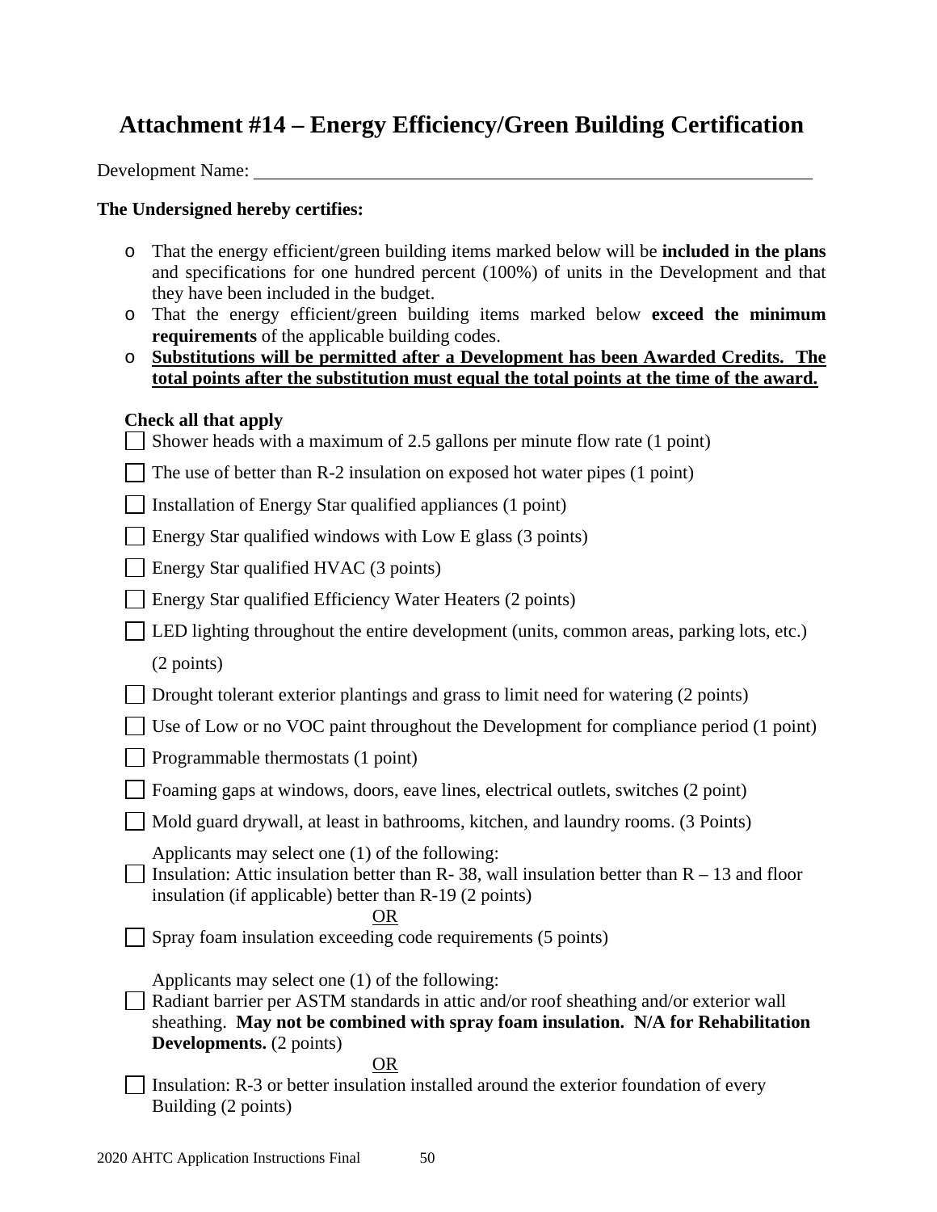# Attachment #14 – Energy Efficiency/Green Building Certification

Development Name: ___________________________________________________________

**The Undersigned hereby certifies:**

- That the energy efficient/green building items marked below will be **included in the plans** and specifications for one hundred percent (100%) of units in the Development and that they have been included in the budget.
- That the energy efficient/green building items marked below **exceed the minimum requirements** of the applicable building codes.
- **Substitutions will be permitted after a Development has been Awarded Credits. The total points after the substitution must equal the total points at the time of the award.**

**Check all that apply**

- ☐ Shower heads with a maximum of 2.5 gallons per minute flow rate (1 point)
- ☐ The use of better than R-2 insulation on exposed hot water pipes (1 point)
- ☐ Installation of Energy Star qualified appliances (1 point)
- ☐ Energy Star qualified windows with Low E glass (3 points)
- ☐ Energy Star qualified HVAC (3 points)
- ☐ Energy Star qualified Efficiency Water Heaters (2 points)
- ☐ LED lighting throughout the entire development (units, common areas, parking lots, etc.) (2 points)
- ☐ Drought tolerant exterior plantings and grass to limit need for watering (2 points)
- ☐ Use of Low or no VOC paint throughout the Development for compliance period (1 point)
- ☐ Programmable thermostats (1 point)
- ☐ Foaming gaps at windows, doors, eave lines, electrical outlets, switches (2 point)
- ☐ Mold guard drywall, at least in bathrooms, kitchen, and laundry rooms. (3 Points)

Applicants may select one (1) of the following:

- ☐ Insulation: Attic insulation better than R- 38, wall insulation better than R – 13 and floor insulation (if applicable) better than R-19 (2 points)

OR

- ☐ Spray foam insulation exceeding code requirements (5 points)

Applicants may select one (1) of the following:

- ☐ Radiant barrier per ASTM standards in attic and/or roof sheathing and/or exterior wall sheathing. **May not be combined with spray foam insulation. N/A for Rehabilitation Developments.** (2 points)

OR

- ☐ Insulation: R-3 or better insulation installed around the exterior foundation of every Building (2 points)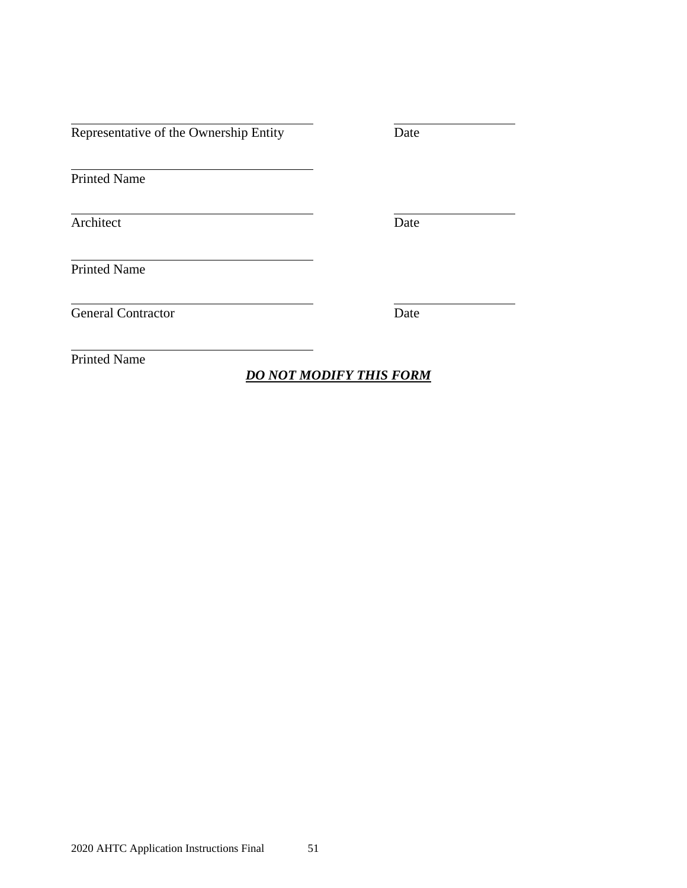\_\_\_\_\_\_\_\_\_\_\_\_\_\_\_\_\_\_\_\_\_\_\_\_\_\_\_\_\_\_\_\_\_\_\_\_\_ \_\_\_\_\_\_\_\_\_\_\_\_\_\_\_\_\_\_

Representative of the Ownership Entity Date

\_\_\_\_\_\_\_\_\_\_\_\_\_\_\_\_\_\_\_\_\_\_\_\_\_\_\_\_\_\_\_\_\_\_\_\_\_

Printed Name

\_\_\_\_\_\_\_\_\_\_\_\_\_\_\_\_\_\_\_\_\_\_\_\_\_\_\_\_\_\_\_\_\_\_\_\_\_ \_\_\_\_\_\_\_\_\_\_\_\_\_\_\_\_\_\_

Architect Date

\_\_\_\_\_\_\_\_\_\_\_\_\_\_\_\_\_\_\_\_\_\_\_\_\_\_\_\_\_\_\_\_\_\_\_\_\_

Printed Name

\_\_\_\_\_\_\_\_\_\_\_\_\_\_\_\_\_\_\_\_\_\_\_\_\_\_\_\_\_\_\_\_\_\_\_\_\_ \_\_\_\_\_\_\_\_\_\_\_\_\_\_\_\_\_\_

General Contractor Date

\_\_\_\_\_\_\_\_\_\_\_\_\_\_\_\_\_\_\_\_\_\_\_\_\_\_\_\_\_\_\_\_\_\_\_\_\_

Printed Name

***DO NOT MODIFY THIS FORM***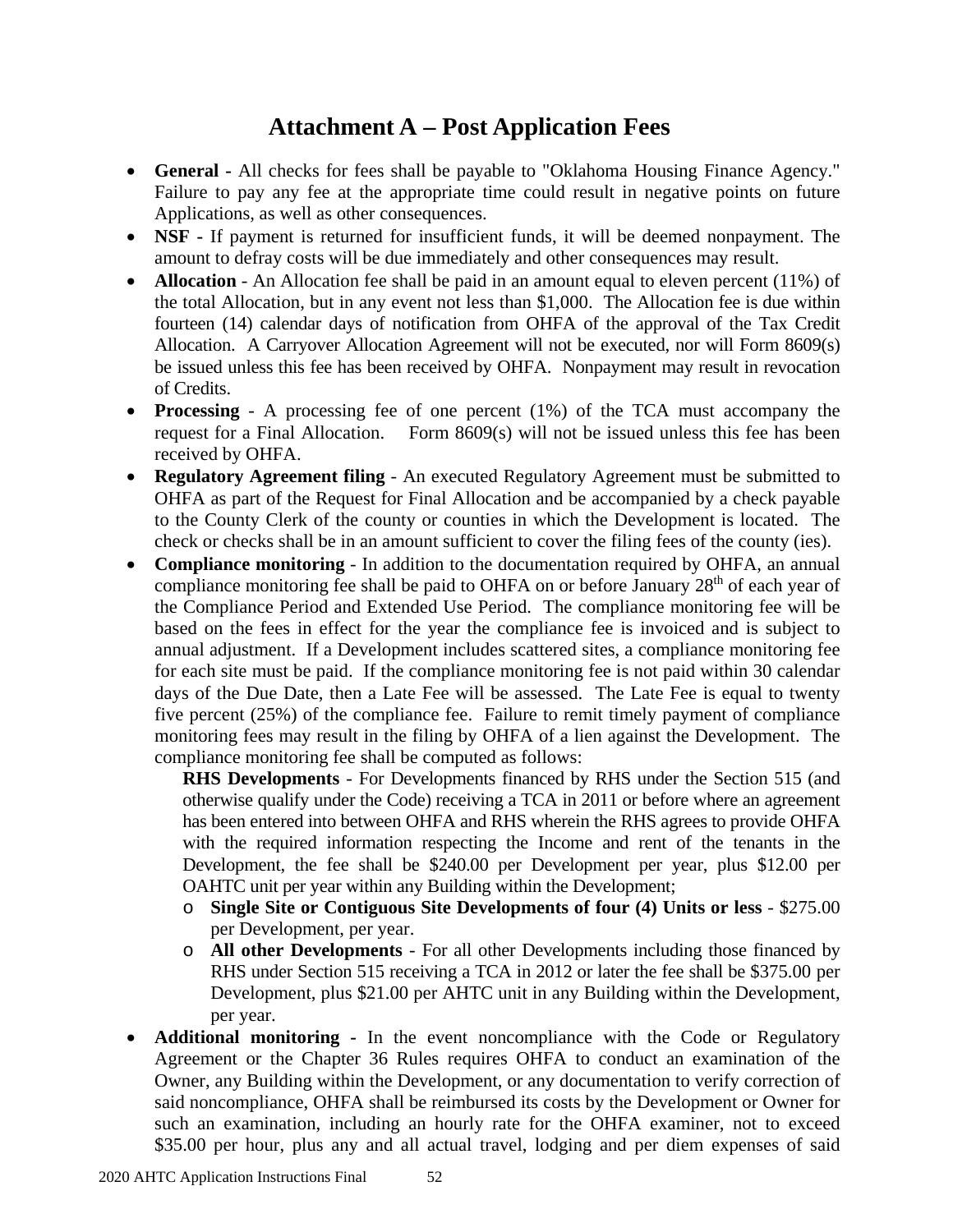# Attachment A – Post Application Fees

- **General -** All checks for fees shall be payable to "Oklahoma Housing Finance Agency." Failure to pay any fee at the appropriate time could result in negative points on future Applications, as well as other consequences.
- **NSF -** If payment is returned for insufficient funds, it will be deemed nonpayment. The amount to defray costs will be due immediately and other consequences may result.
- **Allocation** - An Allocation fee shall be paid in an amount equal to eleven percent (11%) of the total Allocation, but in any event not less than $1,000. The Allocation fee is due within fourteen (14) calendar days of notification from OHFA of the approval of the Tax Credit Allocation. A Carryover Allocation Agreement will not be executed, nor will Form 8609(s) be issued unless this fee has been received by OHFA. Nonpayment may result in revocation of Credits.
- **Processing** - A processing fee of one percent (1%) of the TCA must accompany the request for a Final Allocation. Form 8609(s) will not be issued unless this fee has been received by OHFA.
- **Regulatory Agreement filing** - An executed Regulatory Agreement must be submitted to OHFA as part of the Request for Final Allocation and be accompanied by a check payable to the County Clerk of the county or counties in which the Development is located. The check or checks shall be in an amount sufficient to cover the filing fees of the county (ies).
- **Compliance monitoring** - In addition to the documentation required by OHFA, an annual compliance monitoring fee shall be paid to OHFA on or before January 28th of each year of the Compliance Period and Extended Use Period. The compliance monitoring fee will be based on the fees in effect for the year the compliance fee is invoiced and is subject to annual adjustment. If a Development includes scattered sites, a compliance monitoring fee for each site must be paid. If the compliance monitoring fee is not paid within 30 calendar days of the Due Date, then a Late Fee will be assessed. The Late Fee is equal to twenty five percent (25%) of the compliance fee. Failure to remit timely payment of compliance monitoring fees may result in the filing by OHFA of a lien against the Development. The compliance monitoring fee shall be computed as follows:

  **RHS Developments** - For Developments financed by RHS under the Section 515 (and otherwise qualify under the Code) receiving a TCA in 2011 or before where an agreement has been entered into between OHFA and RHS wherein the RHS agrees to provide OHFA with the required information respecting the Income and rent of the tenants in the Development, the fee shall be $240.00 per Development per year, plus $12.00 per OAHTC unit per year within any Building within the Development;

  - **Single Site or Contiguous Site Developments of four (4) Units or less** - $275.00 per Development, per year.
  - **All other Developments** - For all other Developments including those financed by RHS under Section 515 receiving a TCA in 2012 or later the fee shall be $375.00 per Development, plus $21.00 per AHTC unit in any Building within the Development, per year.
- **Additional monitoring -** In the event noncompliance with the Code or Regulatory Agreement or the Chapter 36 Rules requires OHFA to conduct an examination of the Owner, any Building within the Development, or any documentation to verify correction of said noncompliance, OHFA shall be reimbursed its costs by the Development or Owner for such an examination, including an hourly rate for the OHFA examiner, not to exceed $35.00 per hour, plus any and all actual travel, lodging and per diem expenses of said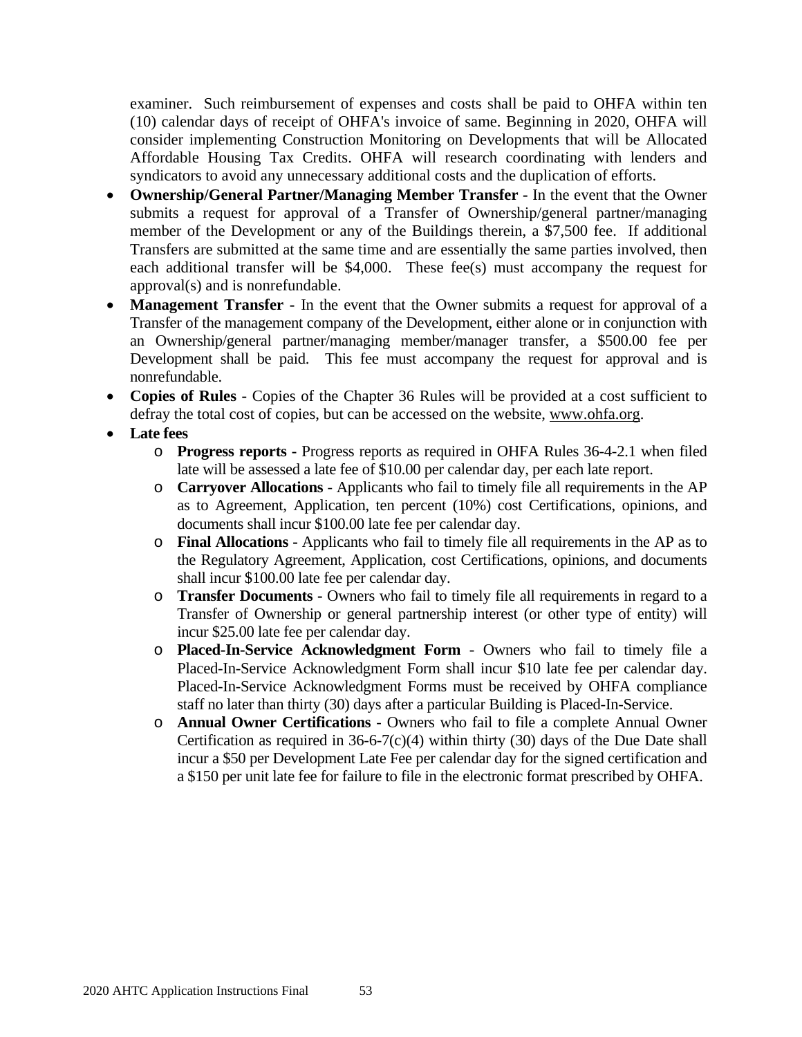examiner. Such reimbursement of expenses and costs shall be paid to OHFA within ten (10) calendar days of receipt of OHFA's invoice of same. Beginning in 2020, OHFA will consider implementing Construction Monitoring on Developments that will be Allocated Affordable Housing Tax Credits. OHFA will research coordinating with lenders and syndicators to avoid any unnecessary additional costs and the duplication of efforts.

- **Ownership/General Partner/Managing Member Transfer -** In the event that the Owner submits a request for approval of a Transfer of Ownership/general partner/managing member of the Development or any of the Buildings therein, a $7,500 fee. If additional Transfers are submitted at the same time and are essentially the same parties involved, then each additional transfer will be $4,000. These fee(s) must accompany the request for approval(s) and is nonrefundable.
- **Management Transfer -** In the event that the Owner submits a request for approval of a Transfer of the management company of the Development, either alone or in conjunction with an Ownership/general partner/managing member/manager transfer, a $500.00 fee per Development shall be paid. This fee must accompany the request for approval and is nonrefundable.
- **Copies of Rules -** Copies of the Chapter 36 Rules will be provided at a cost sufficient to defray the total cost of copies, but can be accessed on the website, www.ohfa.org.
- **Late fees**
  - **Progress reports -** Progress reports as required in OHFA Rules 36-4-2.1 when filed late will be assessed a late fee of $10.00 per calendar day, per each late report.
  - **Carryover Allocations** - Applicants who fail to timely file all requirements in the AP as to Agreement, Application, ten percent (10%) cost Certifications, opinions, and documents shall incur $100.00 late fee per calendar day.
  - **Final Allocations -** Applicants who fail to timely file all requirements in the AP as to the Regulatory Agreement, Application, cost Certifications, opinions, and documents shall incur $100.00 late fee per calendar day.
  - **Transfer Documents -** Owners who fail to timely file all requirements in regard to a Transfer of Ownership or general partnership interest (or other type of entity) will incur $25.00 late fee per calendar day.
  - **Placed-In-Service Acknowledgment Form** - Owners who fail to timely file a Placed-In-Service Acknowledgment Form shall incur $10 late fee per calendar day. Placed-In-Service Acknowledgment Forms must be received by OHFA compliance staff no later than thirty (30) days after a particular Building is Placed-In-Service.
  - **Annual Owner Certifications** - Owners who fail to file a complete Annual Owner Certification as required in 36-6-7(c)(4) within thirty (30) days of the Due Date shall incur a $50 per Development Late Fee per calendar day for the signed certification and a $150 per unit late fee for failure to file in the electronic format prescribed by OHFA.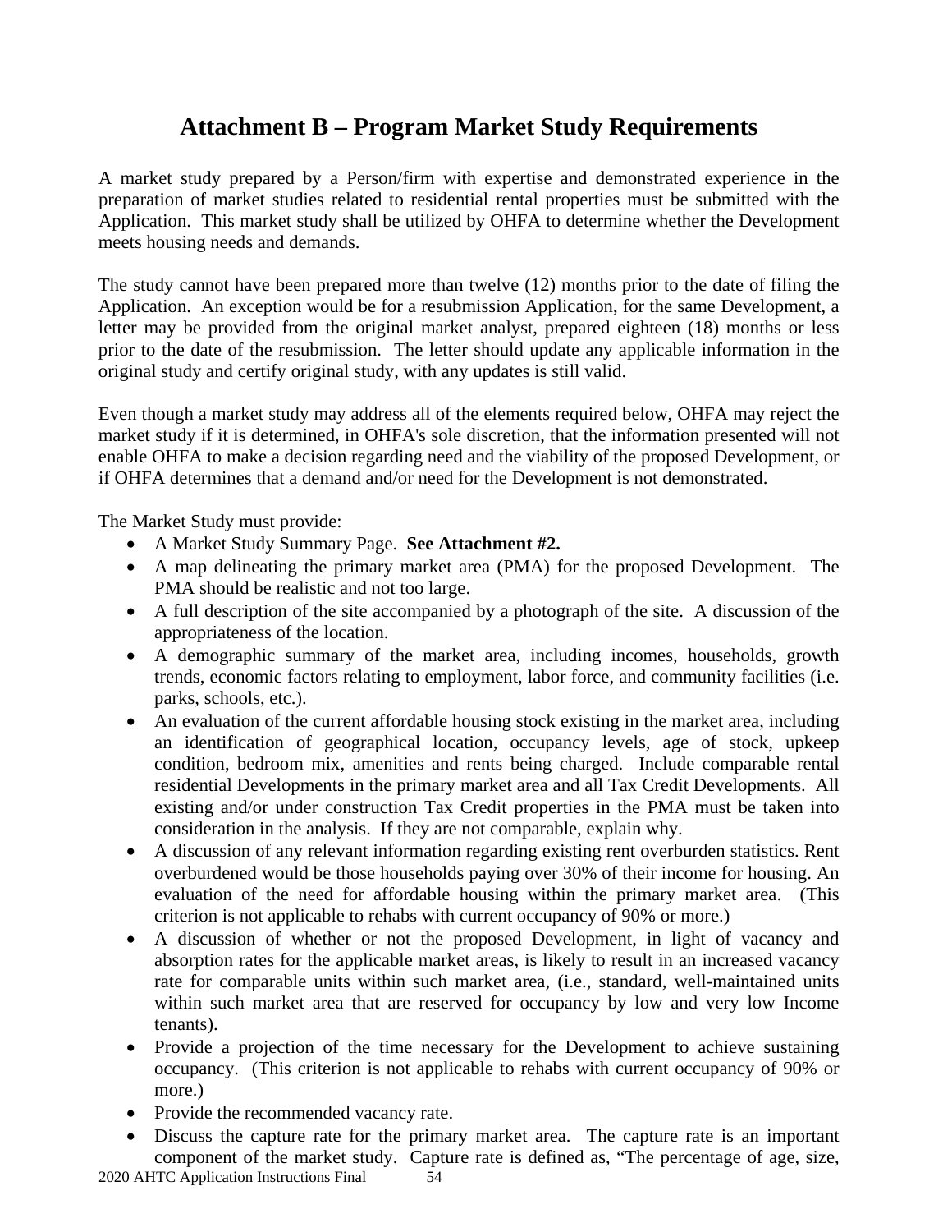# Attachment B – Program Market Study Requirements

A market study prepared by a Person/firm with expertise and demonstrated experience in the preparation of market studies related to residential rental properties must be submitted with the Application. This market study shall be utilized by OHFA to determine whether the Development meets housing needs and demands.

The study cannot have been prepared more than twelve (12) months prior to the date of filing the Application. An exception would be for a resubmission Application, for the same Development, a letter may be provided from the original market analyst, prepared eighteen (18) months or less prior to the date of the resubmission. The letter should update any applicable information in the original study and certify original study, with any updates is still valid.

Even though a market study may address all of the elements required below, OHFA may reject the market study if it is determined, in OHFA's sole discretion, that the information presented will not enable OHFA to make a decision regarding need and the viability of the proposed Development, or if OHFA determines that a demand and/or need for the Development is not demonstrated.

The Market Study must provide:

- A Market Study Summary Page. **See Attachment #2.**
- A map delineating the primary market area (PMA) for the proposed Development. The PMA should be realistic and not too large.
- A full description of the site accompanied by a photograph of the site. A discussion of the appropriateness of the location.
- A demographic summary of the market area, including incomes, households, growth trends, economic factors relating to employment, labor force, and community facilities (i.e. parks, schools, etc.).
- An evaluation of the current affordable housing stock existing in the market area, including an identification of geographical location, occupancy levels, age of stock, upkeep condition, bedroom mix, amenities and rents being charged. Include comparable rental residential Developments in the primary market area and all Tax Credit Developments. All existing and/or under construction Tax Credit properties in the PMA must be taken into consideration in the analysis. If they are not comparable, explain why.
- A discussion of any relevant information regarding existing rent overburden statistics. Rent overburdened would be those households paying over 30% of their income for housing. An evaluation of the need for affordable housing within the primary market area. (This criterion is not applicable to rehabs with current occupancy of 90% or more.)
- A discussion of whether or not the proposed Development, in light of vacancy and absorption rates for the applicable market areas, is likely to result in an increased vacancy rate for comparable units within such market area, (i.e., standard, well-maintained units within such market area that are reserved for occupancy by low and very low Income tenants).
- Provide a projection of the time necessary for the Development to achieve sustaining occupancy. (This criterion is not applicable to rehabs with current occupancy of 90% or more.)
- Provide the recommended vacancy rate.
- Discuss the capture rate for the primary market area. The capture rate is an important component of the market study. Capture rate is defined as, "The percentage of age, size,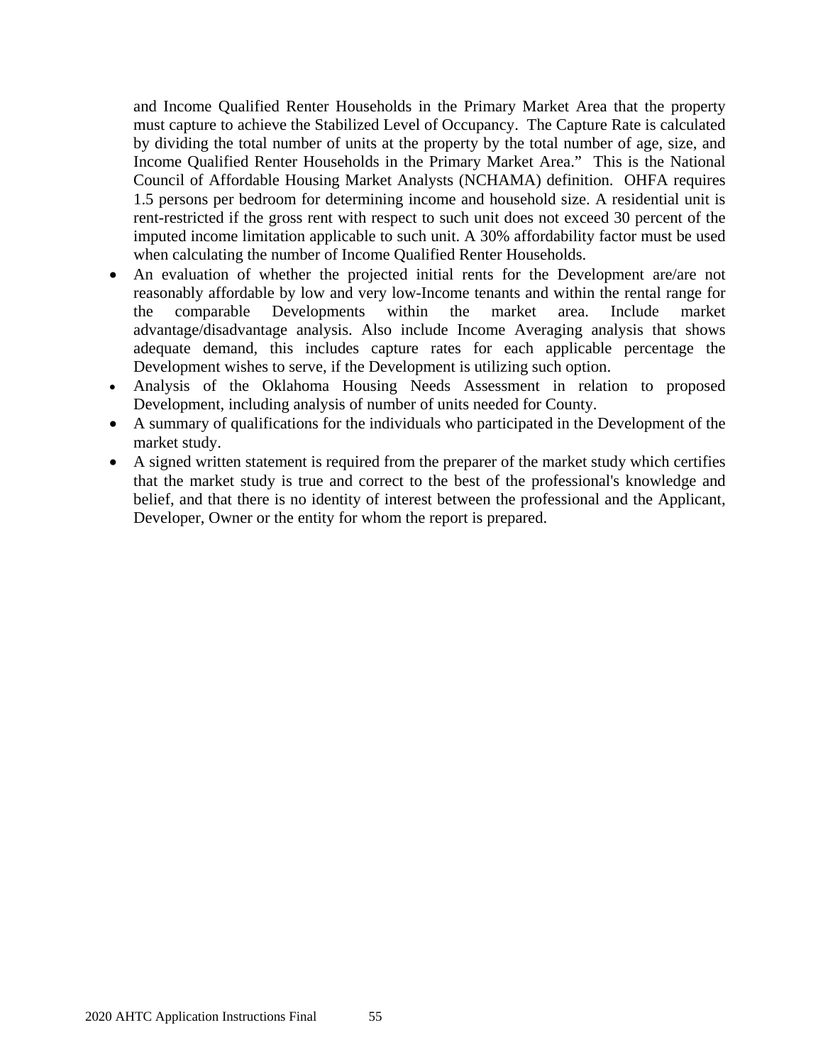and Income Qualified Renter Households in the Primary Market Area that the property must capture to achieve the Stabilized Level of Occupancy. The Capture Rate is calculated by dividing the total number of units at the property by the total number of age, size, and Income Qualified Renter Households in the Primary Market Area." This is the National Council of Affordable Housing Market Analysts (NCHAMA) definition. OHFA requires 1.5 persons per bedroom for determining income and household size. A residential unit is rent-restricted if the gross rent with respect to such unit does not exceed 30 percent of the imputed income limitation applicable to such unit. A 30% affordability factor must be used when calculating the number of Income Qualified Renter Households.

- An evaluation of whether the projected initial rents for the Development are/are not reasonably affordable by low and very low-Income tenants and within the rental range for the comparable Developments within the market area. Include market advantage/disadvantage analysis. Also include Income Averaging analysis that shows adequate demand, this includes capture rates for each applicable percentage the Development wishes to serve, if the Development is utilizing such option.
- Analysis of the Oklahoma Housing Needs Assessment in relation to proposed Development, including analysis of number of units needed for County.
- A summary of qualifications for the individuals who participated in the Development of the market study.
- A signed written statement is required from the preparer of the market study which certifies that the market study is true and correct to the best of the professional's knowledge and belief, and that there is no identity of interest between the professional and the Applicant, Developer, Owner or the entity for whom the report is prepared.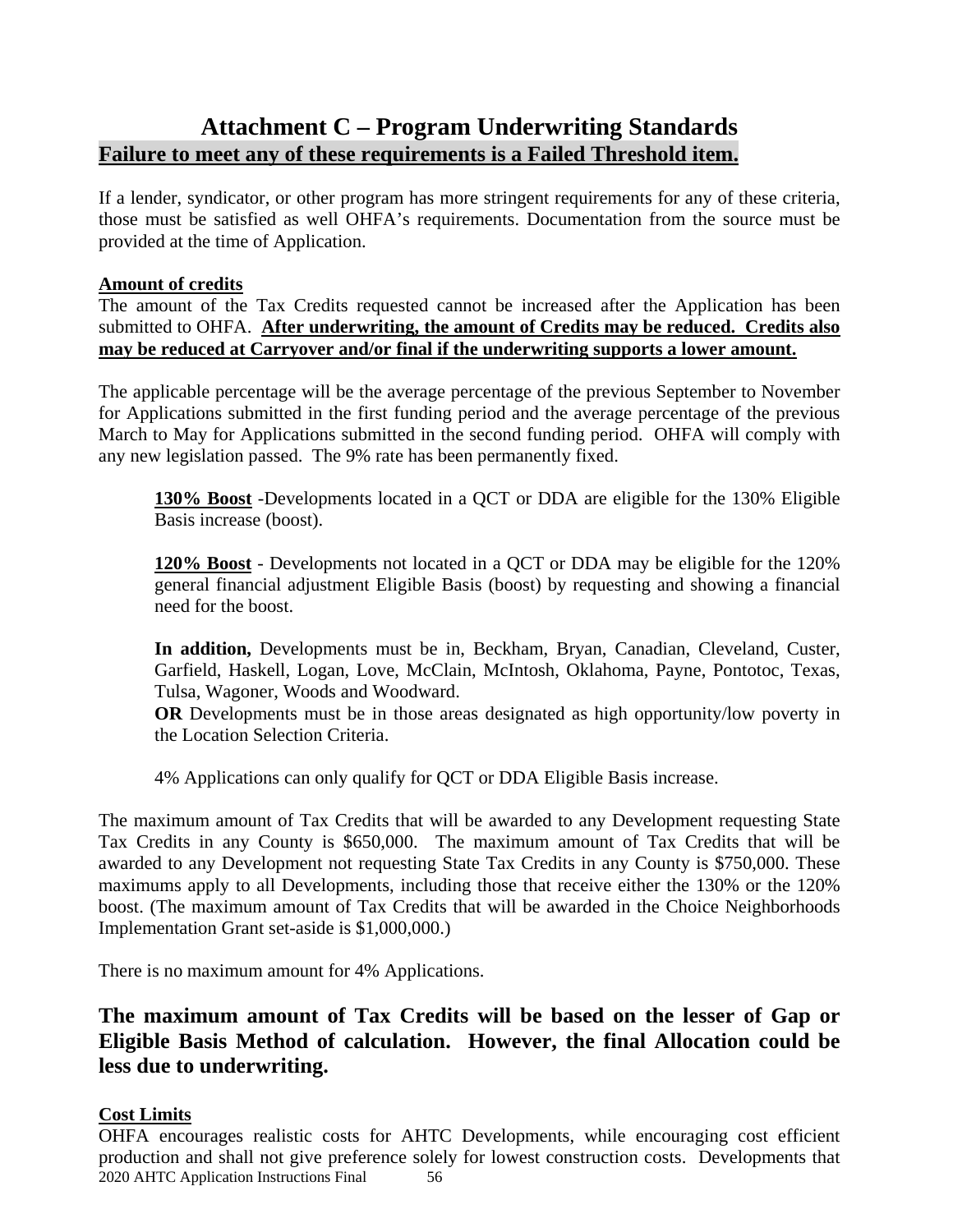# Attachment C – Program Underwriting Standards

**Failure to meet any of these requirements is a Failed Threshold item.**

If a lender, syndicator, or other program has more stringent requirements for any of these criteria, those must be satisfied as well OHFA's requirements. Documentation from the source must be provided at the time of Application.

**Amount of credits**

The amount of the Tax Credits requested cannot be increased after the Application has been submitted to OHFA. **After underwriting, the amount of Credits may be reduced. Credits also may be reduced at Carryover and/or final if the underwriting supports a lower amount.**

The applicable percentage will be the average percentage of the previous September to November for Applications submitted in the first funding period and the average percentage of the previous March to May for Applications submitted in the second funding period. OHFA will comply with any new legislation passed. The 9% rate has been permanently fixed.

> **130% Boost** -Developments located in a QCT or DDA are eligible for the 130% Eligible Basis increase (boost).
>
> **120% Boost** - Developments not located in a QCT or DDA may be eligible for the 120% general financial adjustment Eligible Basis (boost) by requesting and showing a financial need for the boost.
>
> **In addition,** Developments must be in, Beckham, Bryan, Canadian, Cleveland, Custer, Garfield, Haskell, Logan, Love, McClain, McIntosh, Oklahoma, Payne, Pontotoc, Texas, Tulsa, Wagoner, Woods and Woodward.
> **OR** Developments must be in those areas designated as high opportunity/low poverty in the Location Selection Criteria.
>
> 4% Applications can only qualify for QCT or DDA Eligible Basis increase.

The maximum amount of Tax Credits that will be awarded to any Development requesting State Tax Credits in any County is $650,000. The maximum amount of Tax Credits that will be awarded to any Development not requesting State Tax Credits in any County is $750,000. These maximums apply to all Developments, including those that receive either the 130% or the 120% boost. (The maximum amount of Tax Credits that will be awarded in the Choice Neighborhoods Implementation Grant set-aside is $1,000,000.)

There is no maximum amount for 4% Applications.

## The maximum amount of Tax Credits will be based on the lesser of Gap or Eligible Basis Method of calculation. However, the final Allocation could be less due to underwriting.

**Cost Limits**

OHFA encourages realistic costs for AHTC Developments, while encouraging cost efficient production and shall not give preference solely for lowest construction costs. Developments that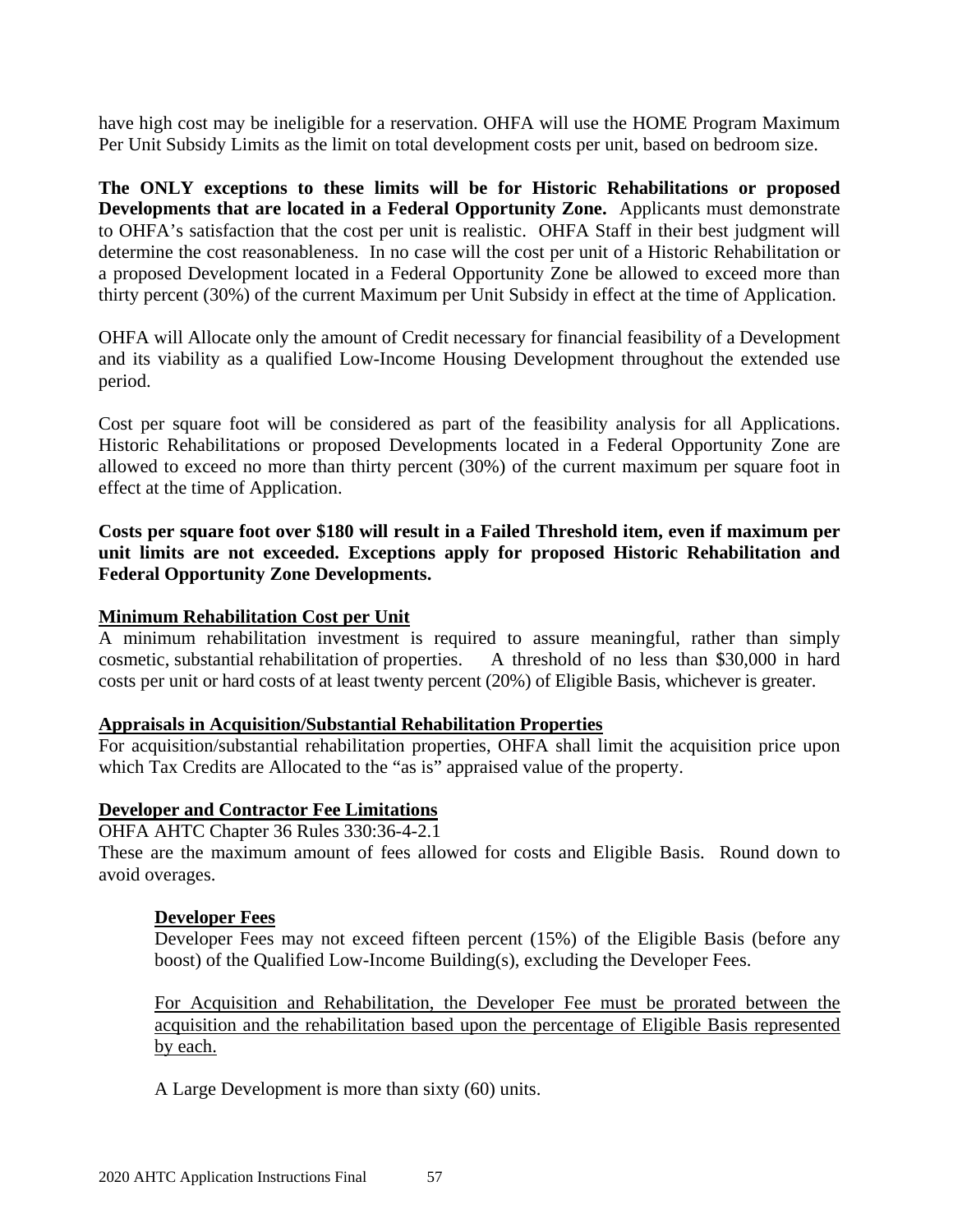have high cost may be ineligible for a reservation. OHFA will use the HOME Program Maximum Per Unit Subsidy Limits as the limit on total development costs per unit, based on bedroom size.

**The ONLY exceptions to these limits will be for Historic Rehabilitations or proposed Developments that are located in a Federal Opportunity Zone.** Applicants must demonstrate to OHFA's satisfaction that the cost per unit is realistic. OHFA Staff in their best judgment will determine the cost reasonableness. In no case will the cost per unit of a Historic Rehabilitation or a proposed Development located in a Federal Opportunity Zone be allowed to exceed more than thirty percent (30%) of the current Maximum per Unit Subsidy in effect at the time of Application.

OHFA will Allocate only the amount of Credit necessary for financial feasibility of a Development and its viability as a qualified Low-Income Housing Development throughout the extended use period.

Cost per square foot will be considered as part of the feasibility analysis for all Applications. Historic Rehabilitations or proposed Developments located in a Federal Opportunity Zone are allowed to exceed no more than thirty percent (30%) of the current maximum per square foot in effect at the time of Application.

**Costs per square foot over $180 will result in a Failed Threshold item, even if maximum per unit limits are not exceeded. Exceptions apply for proposed Historic Rehabilitation and Federal Opportunity Zone Developments.**

<u>**Minimum Rehabilitation Cost per Unit**</u>

A minimum rehabilitation investment is required to assure meaningful, rather than simply cosmetic, substantial rehabilitation of properties. A threshold of no less than $30,000 in hard costs per unit or hard costs of at least twenty percent (20%) of Eligible Basis, whichever is greater.

<u>**Appraisals in Acquisition/Substantial Rehabilitation Properties**</u>

For acquisition/substantial rehabilitation properties, OHFA shall limit the acquisition price upon which Tax Credits are Allocated to the "as is" appraised value of the property.

<u>**Developer and Contractor Fee Limitations**</u>

OHFA AHTC Chapter 36 Rules 330:36-4-2.1

These are the maximum amount of fees allowed for costs and Eligible Basis. Round down to avoid overages.

<u>**Developer Fees**</u>

Developer Fees may not exceed fifteen percent (15%) of the Eligible Basis (before any boost) of the Qualified Low-Income Building(s), excluding the Developer Fees.

<u>For Acquisition and Rehabilitation, the Developer Fee must be prorated between the acquisition and the rehabilitation based upon the percentage of Eligible Basis represented by each.</u>

A Large Development is more than sixty (60) units.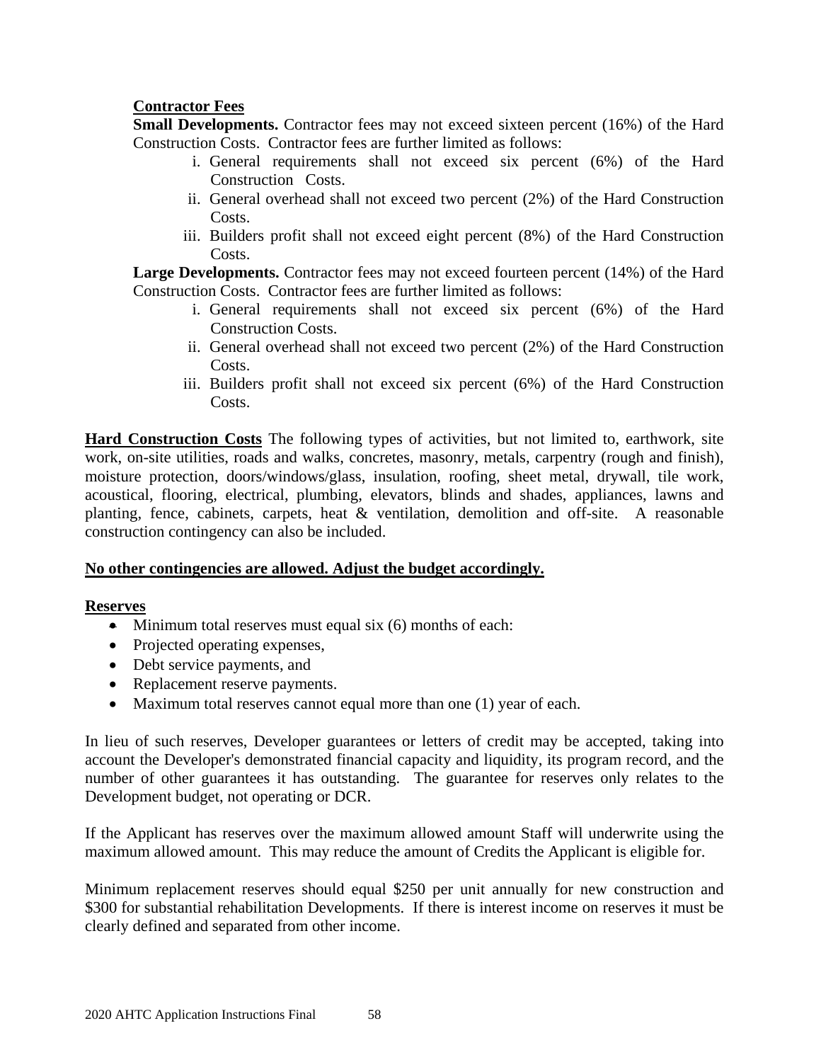**Contractor Fees**

**Small Developments.** Contractor fees may not exceed sixteen percent (16%) of the Hard Construction Costs. Contractor fees are further limited as follows:

i. General requirements shall not exceed six percent (6%) of the Hard Construction Costs.
ii. General overhead shall not exceed two percent (2%) of the Hard Construction Costs.
iii. Builders profit shall not exceed eight percent (8%) of the Hard Construction Costs.

**Large Developments.** Contractor fees may not exceed fourteen percent (14%) of the Hard Construction Costs. Contractor fees are further limited as follows:

i. General requirements shall not exceed six percent (6%) of the Hard Construction Costs.
ii. General overhead shall not exceed two percent (2%) of the Hard Construction Costs.
iii. Builders profit shall not exceed six percent (6%) of the Hard Construction Costs.

**Hard Construction Costs** The following types of activities, but not limited to, earthwork, site work, on-site utilities, roads and walks, concretes, masonry, metals, carpentry (rough and finish), moisture protection, doors/windows/glass, insulation, roofing, sheet metal, drywall, tile work, acoustical, flooring, electrical, plumbing, elevators, blinds and shades, appliances, lawns and planting, fence, cabinets, carpets, heat & ventilation, demolition and off-site. A reasonable construction contingency can also be included.

**No other contingencies are allowed. Adjust the budget accordingly.**

**Reserves**

- Minimum total reserves must equal six (6) months of each:
- Projected operating expenses,
- Debt service payments, and
- Replacement reserve payments.
- Maximum total reserves cannot equal more than one (1) year of each.

In lieu of such reserves, Developer guarantees or letters of credit may be accepted, taking into account the Developer's demonstrated financial capacity and liquidity, its program record, and the number of other guarantees it has outstanding. The guarantee for reserves only relates to the Development budget, not operating or DCR.

If the Applicant has reserves over the maximum allowed amount Staff will underwrite using the maximum allowed amount. This may reduce the amount of Credits the Applicant is eligible for.

Minimum replacement reserves should equal $250 per unit annually for new construction and $300 for substantial rehabilitation Developments. If there is interest income on reserves it must be clearly defined and separated from other income.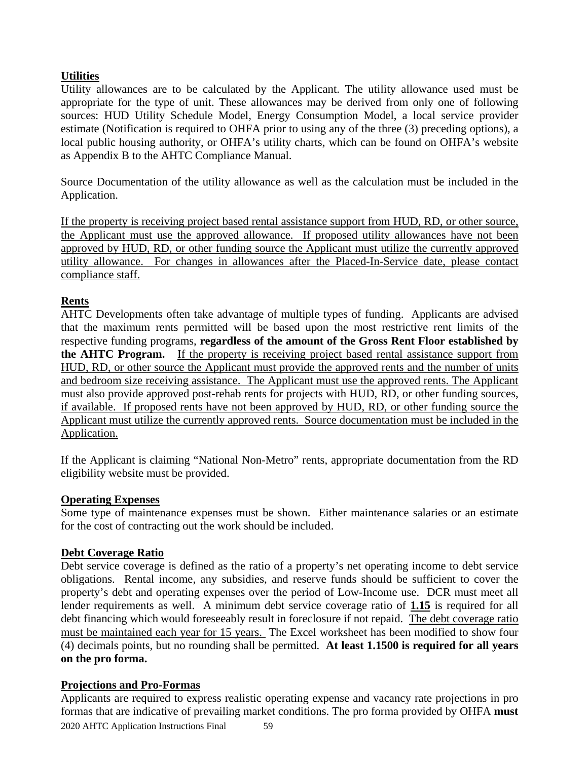**<u>Utilities</u>**

Utility allowances are to be calculated by the Applicant. The utility allowance used must be appropriate for the type of unit. These allowances may be derived from only one of following sources: HUD Utility Schedule Model, Energy Consumption Model, a local service provider estimate (Notification is required to OHFA prior to using any of the three (3) preceding options), a local public housing authority, or OHFA's utility charts, which can be found on OHFA's website as Appendix B to the AHTC Compliance Manual.

Source Documentation of the utility allowance as well as the calculation must be included in the Application.

<u>If the property is receiving project based rental assistance support from HUD, RD, or other source, the Applicant must use the approved allowance. If proposed utility allowances have not been approved by HUD, RD, or other funding source the Applicant must utilize the currently approved utility allowance. For changes in allowances after the Placed-In-Service date, please contact compliance staff.</u>

**<u>Rents</u>**

AHTC Developments often take advantage of multiple types of funding. Applicants are advised that the maximum rents permitted will be based upon the most restrictive rent limits of the respective funding programs, **regardless of the amount of the Gross Rent Floor established by the AHTC Program.** <u>If the property is receiving project based rental assistance support from HUD, RD, or other source the Applicant must provide the approved rents and the number of units and bedroom size receiving assistance. The Applicant must use the approved rents. The Applicant must also provide approved post-rehab rents for projects with HUD, RD, or other funding sources, if available. If proposed rents have not been approved by HUD, RD, or other funding source the Applicant must utilize the currently approved rents. Source documentation must be included in the Application.</u>

If the Applicant is claiming "National Non-Metro" rents, appropriate documentation from the RD eligibility website must be provided.

**<u>Operating Expenses</u>**

Some type of maintenance expenses must be shown. Either maintenance salaries or an estimate for the cost of contracting out the work should be included.

**<u>Debt Coverage Ratio</u>**

Debt service coverage is defined as the ratio of a property's net operating income to debt service obligations. Rental income, any subsidies, and reserve funds should be sufficient to cover the property's debt and operating expenses over the period of Low-Income use. DCR must meet all lender requirements as well. A minimum debt service coverage ratio of **<u>1.15</u>** is required for all debt financing which would foreseeably result in foreclosure if not repaid. <u>The debt coverage ratio must be maintained each year for 15 years.</u> The Excel worksheet has been modified to show four (4) decimals points, but no rounding shall be permitted. **At least 1.1500 is required for all years on the pro forma.**

**<u>Projections and Pro-Formas</u>**

Applicants are required to express realistic operating expense and vacancy rate projections in pro formas that are indicative of prevailing market conditions. The pro forma provided by OHFA **must**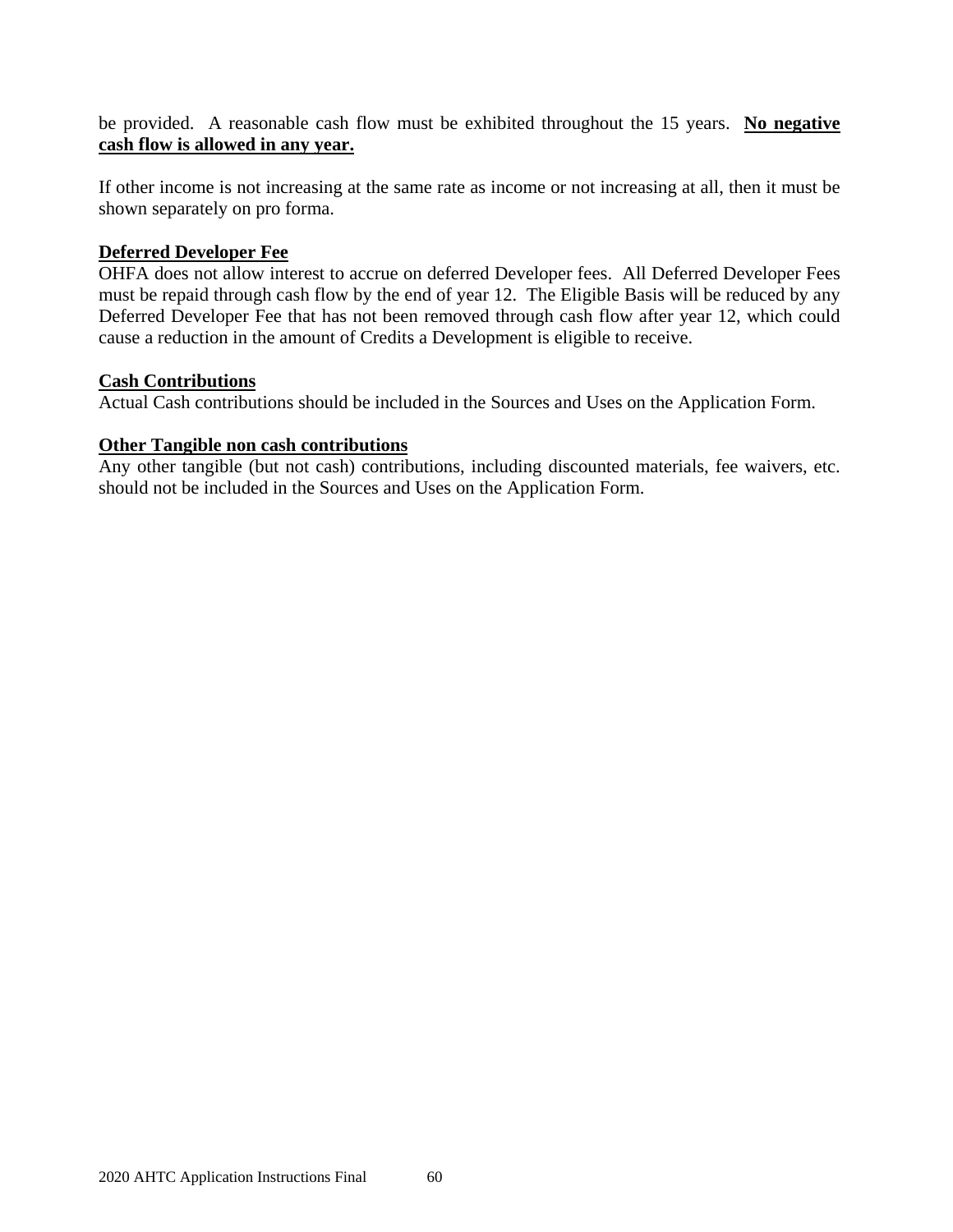be provided. A reasonable cash flow must be exhibited throughout the 15 years. **No negative cash flow is allowed in any year.**

If other income is not increasing at the same rate as income or not increasing at all, then it must be shown separately on pro forma.

**Deferred Developer Fee**

OHFA does not allow interest to accrue on deferred Developer fees. All Deferred Developer Fees must be repaid through cash flow by the end of year 12. The Eligible Basis will be reduced by any Deferred Developer Fee that has not been removed through cash flow after year 12, which could cause a reduction in the amount of Credits a Development is eligible to receive.

**Cash Contributions**

Actual Cash contributions should be included in the Sources and Uses on the Application Form.

**Other Tangible non cash contributions**

Any other tangible (but not cash) contributions, including discounted materials, fee waivers, etc. should not be included in the Sources and Uses on the Application Form.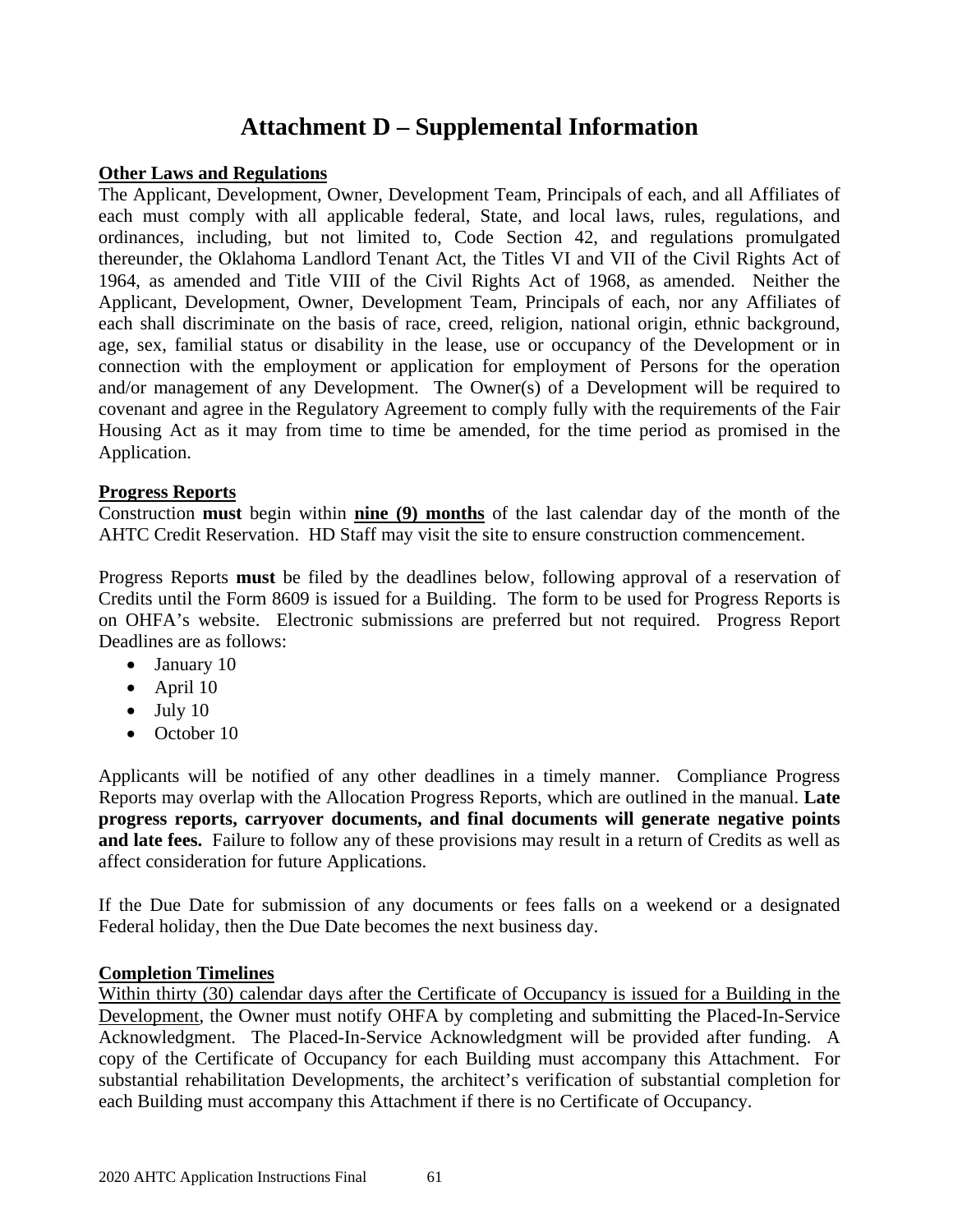# Attachment D – Supplemental Information

**Other Laws and Regulations**

The Applicant, Development, Owner, Development Team, Principals of each, and all Affiliates of each must comply with all applicable federal, State, and local laws, rules, regulations, and ordinances, including, but not limited to, Code Section 42, and regulations promulgated thereunder, the Oklahoma Landlord Tenant Act, the Titles VI and VII of the Civil Rights Act of 1964, as amended and Title VIII of the Civil Rights Act of 1968, as amended. Neither the Applicant, Development, Owner, Development Team, Principals of each, nor any Affiliates of each shall discriminate on the basis of race, creed, religion, national origin, ethnic background, age, sex, familial status or disability in the lease, use or occupancy of the Development or in connection with the employment or application for employment of Persons for the operation and/or management of any Development. The Owner(s) of a Development will be required to covenant and agree in the Regulatory Agreement to comply fully with the requirements of the Fair Housing Act as it may from time to time be amended, for the time period as promised in the Application.

**Progress Reports**

Construction **must** begin within **nine (9) months** of the last calendar day of the month of the AHTC Credit Reservation. HD Staff may visit the site to ensure construction commencement.

Progress Reports **must** be filed by the deadlines below, following approval of a reservation of Credits until the Form 8609 is issued for a Building. The form to be used for Progress Reports is on OHFA's website. Electronic submissions are preferred but not required. Progress Report Deadlines are as follows:

- January 10
- April 10
- July 10
- October 10

Applicants will be notified of any other deadlines in a timely manner. Compliance Progress Reports may overlap with the Allocation Progress Reports, which are outlined in the manual. **Late progress reports, carryover documents, and final documents will generate negative points and late fees.** Failure to follow any of these provisions may result in a return of Credits as well as affect consideration for future Applications.

If the Due Date for submission of any documents or fees falls on a weekend or a designated Federal holiday, then the Due Date becomes the next business day.

**Completion Timelines**

Within thirty (30) calendar days after the Certificate of Occupancy is issued for a Building in the Development, the Owner must notify OHFA by completing and submitting the Placed-In-Service Acknowledgment. The Placed-In-Service Acknowledgment will be provided after funding. A copy of the Certificate of Occupancy for each Building must accompany this Attachment. For substantial rehabilitation Developments, the architect's verification of substantial completion for each Building must accompany this Attachment if there is no Certificate of Occupancy.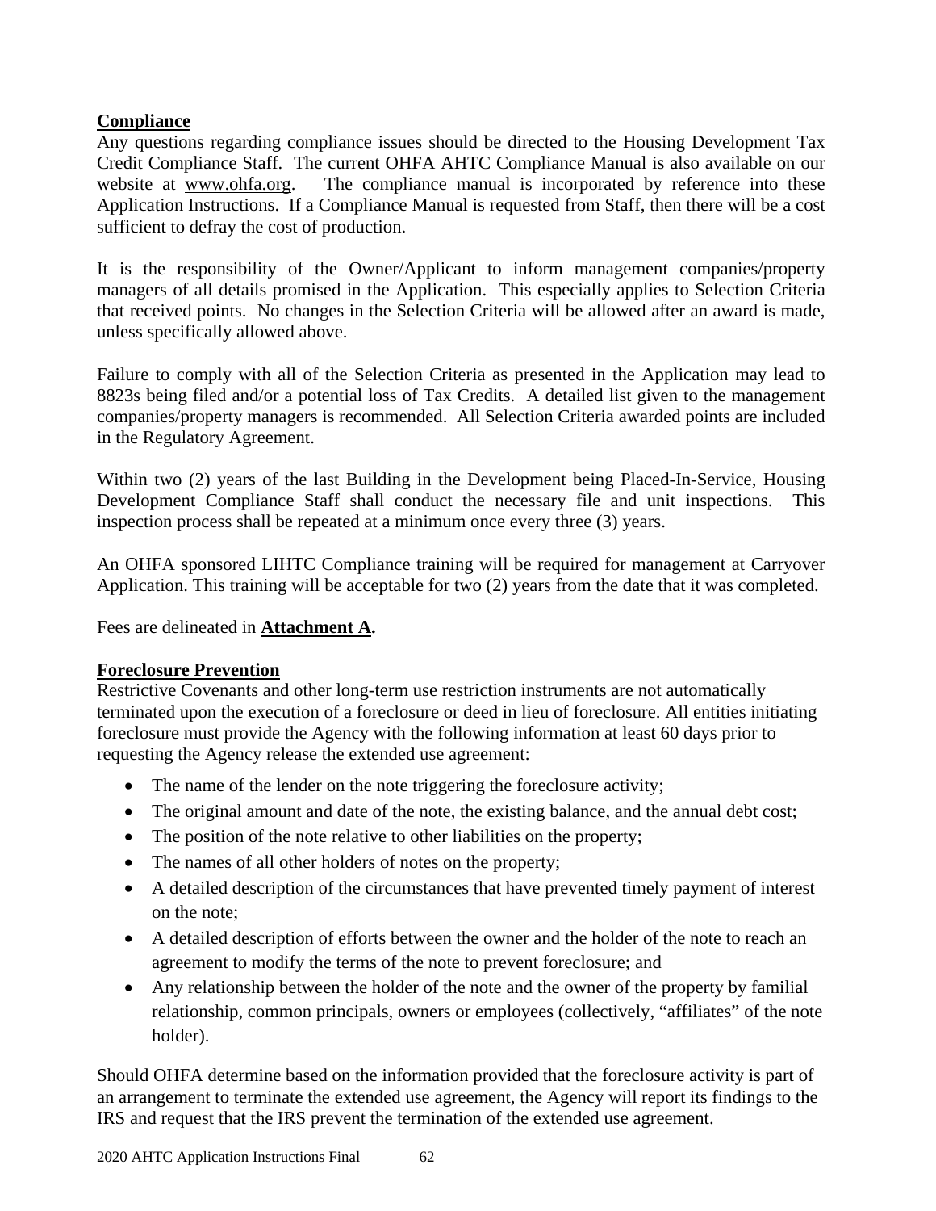**Compliance**

Any questions regarding compliance issues should be directed to the Housing Development Tax Credit Compliance Staff. The current OHFA AHTC Compliance Manual is also available on our website at www.ohfa.org. The compliance manual is incorporated by reference into these Application Instructions. If a Compliance Manual is requested from Staff, then there will be a cost sufficient to defray the cost of production.

It is the responsibility of the Owner/Applicant to inform management companies/property managers of all details promised in the Application. This especially applies to Selection Criteria that received points. No changes in the Selection Criteria will be allowed after an award is made, unless specifically allowed above.

Failure to comply with all of the Selection Criteria as presented in the Application may lead to 8823s being filed and/or a potential loss of Tax Credits. A detailed list given to the management companies/property managers is recommended. All Selection Criteria awarded points are included in the Regulatory Agreement.

Within two (2) years of the last Building in the Development being Placed-In-Service, Housing Development Compliance Staff shall conduct the necessary file and unit inspections. This inspection process shall be repeated at a minimum once every three (3) years.

An OHFA sponsored LIHTC Compliance training will be required for management at Carryover Application. This training will be acceptable for two (2) years from the date that it was completed.

Fees are delineated in **Attachment A.**

**Foreclosure Prevention**

Restrictive Covenants and other long-term use restriction instruments are not automatically terminated upon the execution of a foreclosure or deed in lieu of foreclosure. All entities initiating foreclosure must provide the Agency with the following information at least 60 days prior to requesting the Agency release the extended use agreement:

- The name of the lender on the note triggering the foreclosure activity;
- The original amount and date of the note, the existing balance, and the annual debt cost;
- The position of the note relative to other liabilities on the property;
- The names of all other holders of notes on the property;
- A detailed description of the circumstances that have prevented timely payment of interest on the note;
- A detailed description of efforts between the owner and the holder of the note to reach an agreement to modify the terms of the note to prevent foreclosure; and
- Any relationship between the holder of the note and the owner of the property by familial relationship, common principals, owners or employees (collectively, "affiliates" of the note holder).

Should OHFA determine based on the information provided that the foreclosure activity is part of an arrangement to terminate the extended use agreement, the Agency will report its findings to the IRS and request that the IRS prevent the termination of the extended use agreement.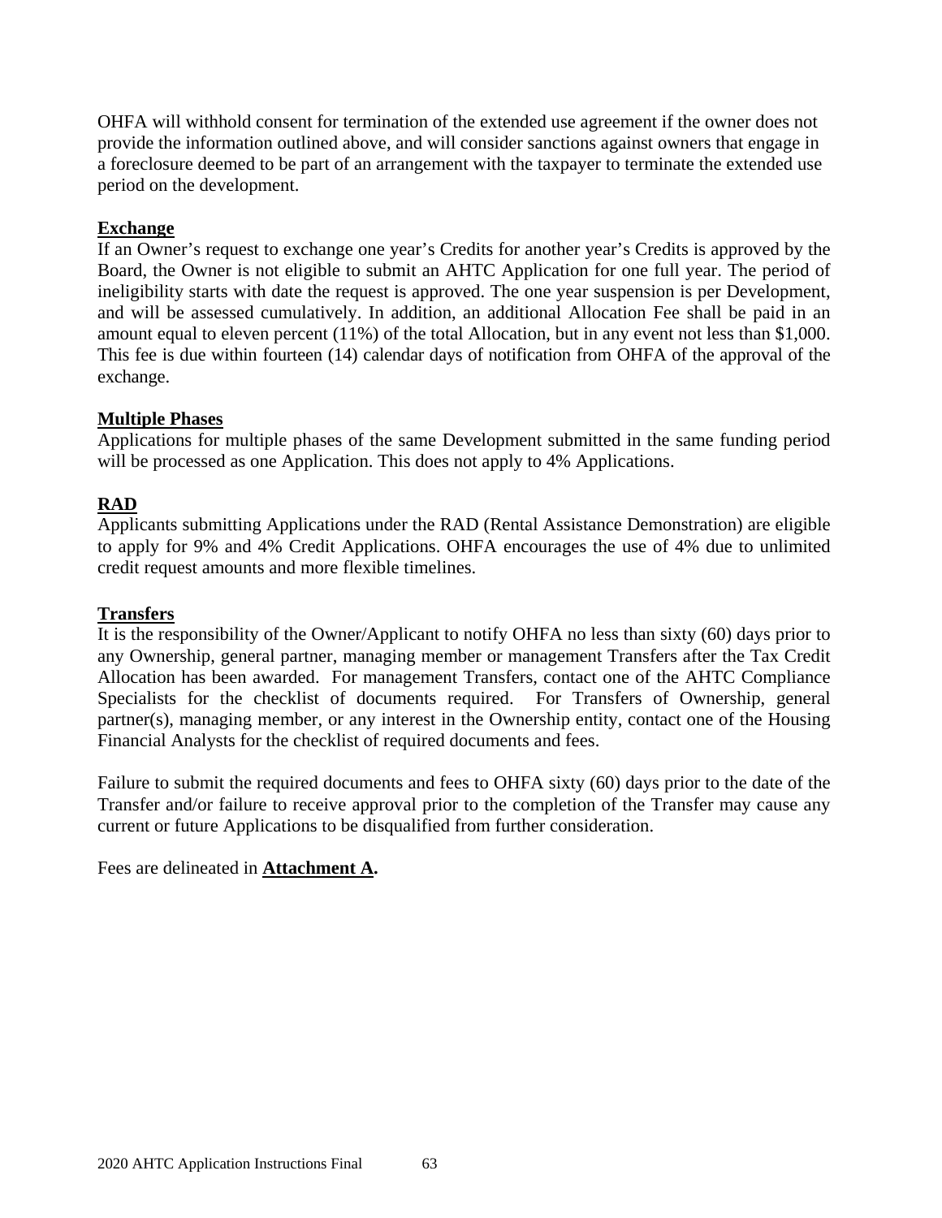OHFA will withhold consent for termination of the extended use agreement if the owner does not provide the information outlined above, and will consider sanctions against owners that engage in a foreclosure deemed to be part of an arrangement with the taxpayer to terminate the extended use period on the development.

**Exchange**

If an Owner's request to exchange one year's Credits for another year's Credits is approved by the Board, the Owner is not eligible to submit an AHTC Application for one full year. The period of ineligibility starts with date the request is approved. The one year suspension is per Development, and will be assessed cumulatively. In addition, an additional Allocation Fee shall be paid in an amount equal to eleven percent (11%) of the total Allocation, but in any event not less than $1,000. This fee is due within fourteen (14) calendar days of notification from OHFA of the approval of the exchange.

**Multiple Phases**

Applications for multiple phases of the same Development submitted in the same funding period will be processed as one Application. This does not apply to 4% Applications.

**RAD**

Applicants submitting Applications under the RAD (Rental Assistance Demonstration) are eligible to apply for 9% and 4% Credit Applications. OHFA encourages the use of 4% due to unlimited credit request amounts and more flexible timelines.

**Transfers**

It is the responsibility of the Owner/Applicant to notify OHFA no less than sixty (60) days prior to any Ownership, general partner, managing member or management Transfers after the Tax Credit Allocation has been awarded. For management Transfers, contact one of the AHTC Compliance Specialists for the checklist of documents required. For Transfers of Ownership, general partner(s), managing member, or any interest in the Ownership entity, contact one of the Housing Financial Analysts for the checklist of required documents and fees.

Failure to submit the required documents and fees to OHFA sixty (60) days prior to the date of the Transfer and/or failure to receive approval prior to the completion of the Transfer may cause any current or future Applications to be disqualified from further consideration.

Fees are delineated in **Attachment A.**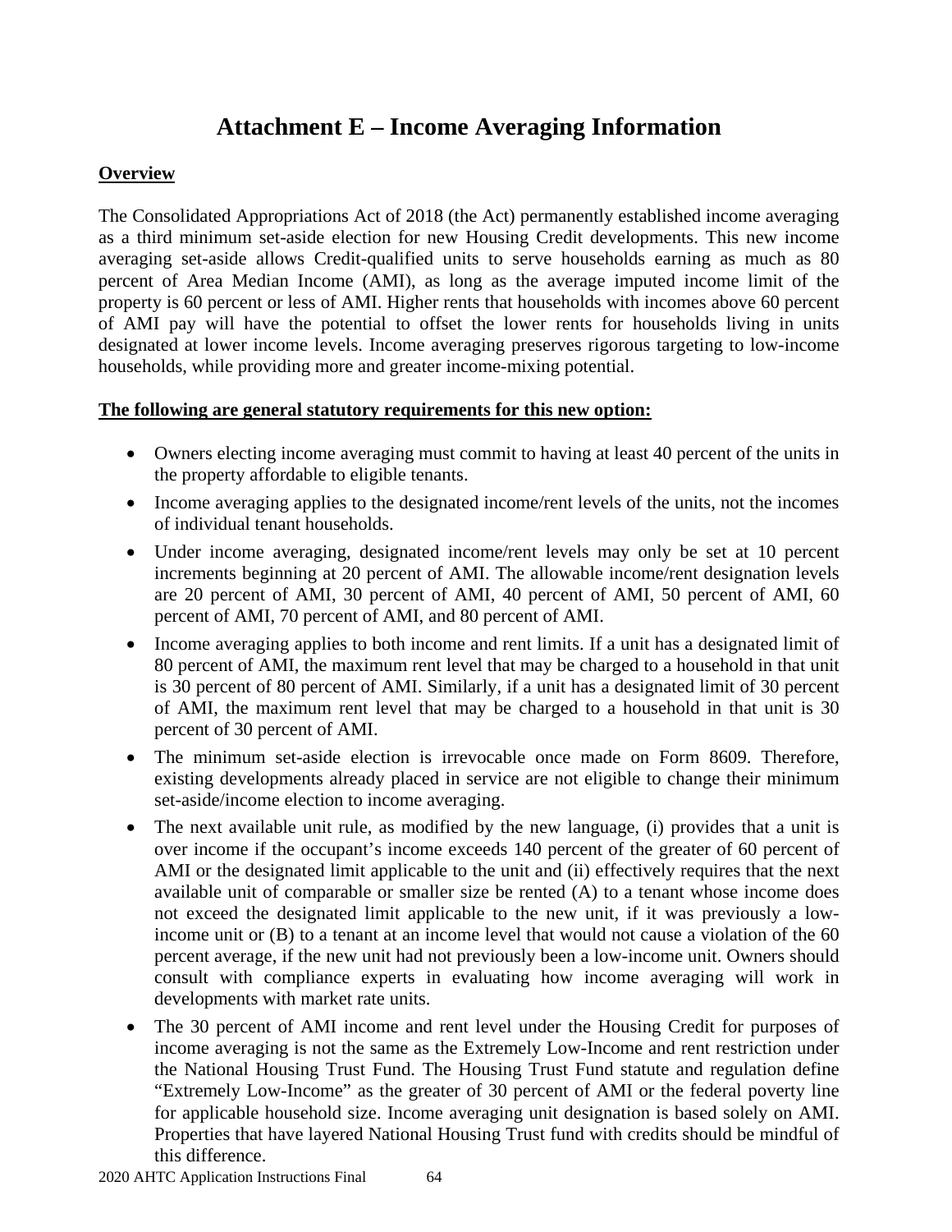# Attachment E – Income Averaging Information

**Overview**

The Consolidated Appropriations Act of 2018 (the Act) permanently established income averaging as a third minimum set-aside election for new Housing Credit developments. This new income averaging set-aside allows Credit-qualified units to serve households earning as much as 80 percent of Area Median Income (AMI), as long as the average imputed income limit of the property is 60 percent or less of AMI. Higher rents that households with incomes above 60 percent of AMI pay will have the potential to offset the lower rents for households living in units designated at lower income levels. Income averaging preserves rigorous targeting to low-income households, while providing more and greater income-mixing potential.

**The following are general statutory requirements for this new option:**

- Owners electing income averaging must commit to having at least 40 percent of the units in the property affordable to eligible tenants.
- Income averaging applies to the designated income/rent levels of the units, not the incomes of individual tenant households.
- Under income averaging, designated income/rent levels may only be set at 10 percent increments beginning at 20 percent of AMI. The allowable income/rent designation levels are 20 percent of AMI, 30 percent of AMI, 40 percent of AMI, 50 percent of AMI, 60 percent of AMI, 70 percent of AMI, and 80 percent of AMI.
- Income averaging applies to both income and rent limits. If a unit has a designated limit of 80 percent of AMI, the maximum rent level that may be charged to a household in that unit is 30 percent of 80 percent of AMI. Similarly, if a unit has a designated limit of 30 percent of AMI, the maximum rent level that may be charged to a household in that unit is 30 percent of 30 percent of AMI.
- The minimum set-aside election is irrevocable once made on Form 8609. Therefore, existing developments already placed in service are not eligible to change their minimum set-aside/income election to income averaging.
- The next available unit rule, as modified by the new language, (i) provides that a unit is over income if the occupant's income exceeds 140 percent of the greater of 60 percent of AMI or the designated limit applicable to the unit and (ii) effectively requires that the next available unit of comparable or smaller size be rented (A) to a tenant whose income does not exceed the designated limit applicable to the new unit, if it was previously a low-income unit or (B) to a tenant at an income level that would not cause a violation of the 60 percent average, if the new unit had not previously been a low-income unit. Owners should consult with compliance experts in evaluating how income averaging will work in developments with market rate units.
- The 30 percent of AMI income and rent level under the Housing Credit for purposes of income averaging is not the same as the Extremely Low-Income and rent restriction under the National Housing Trust Fund. The Housing Trust Fund statute and regulation define "Extremely Low-Income" as the greater of 30 percent of AMI or the federal poverty line for applicable household size. Income averaging unit designation is based solely on AMI. Properties that have layered National Housing Trust fund with credits should be mindful of this difference.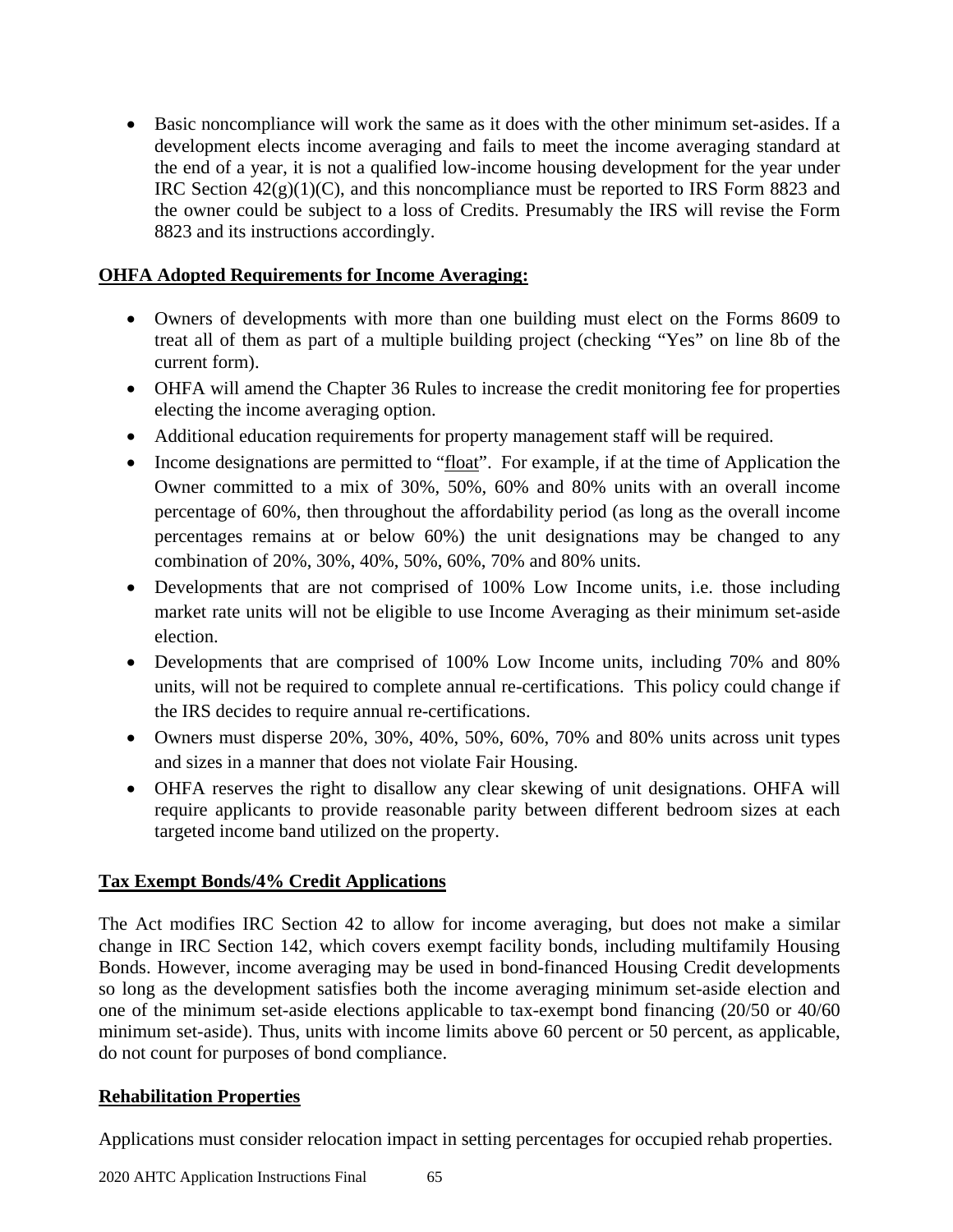- Basic noncompliance will work the same as it does with the other minimum set-asides. If a development elects income averaging and fails to meet the income averaging standard at the end of a year, it is not a qualified low-income housing development for the year under IRC Section 42(g)(1)(C), and this noncompliance must be reported to IRS Form 8823 and the owner could be subject to a loss of Credits. Presumably the IRS will revise the Form 8823 and its instructions accordingly.

**OHFA Adopted Requirements for Income Averaging:**

- Owners of developments with more than one building must elect on the Forms 8609 to treat all of them as part of a multiple building project (checking "Yes" on line 8b of the current form).
- OHFA will amend the Chapter 36 Rules to increase the credit monitoring fee for properties electing the income averaging option.
- Additional education requirements for property management staff will be required.
- Income designations are permitted to "float". For example, if at the time of Application the Owner committed to a mix of 30%, 50%, 60% and 80% units with an overall income percentage of 60%, then throughout the affordability period (as long as the overall income percentages remains at or below 60%) the unit designations may be changed to any combination of 20%, 30%, 40%, 50%, 60%, 70% and 80% units.
- Developments that are not comprised of 100% Low Income units, i.e. those including market rate units will not be eligible to use Income Averaging as their minimum set-aside election.
- Developments that are comprised of 100% Low Income units, including 70% and 80% units, will not be required to complete annual re-certifications. This policy could change if the IRS decides to require annual re-certifications.
- Owners must disperse 20%, 30%, 40%, 50%, 60%, 70% and 80% units across unit types and sizes in a manner that does not violate Fair Housing.
- OHFA reserves the right to disallow any clear skewing of unit designations. OHFA will require applicants to provide reasonable parity between different bedroom sizes at each targeted income band utilized on the property.

**Tax Exempt Bonds/4% Credit Applications**

The Act modifies IRC Section 42 to allow for income averaging, but does not make a similar change in IRC Section 142, which covers exempt facility bonds, including multifamily Housing Bonds. However, income averaging may be used in bond-financed Housing Credit developments so long as the development satisfies both the income averaging minimum set-aside election and one of the minimum set-aside elections applicable to tax-exempt bond financing (20/50 or 40/60 minimum set-aside). Thus, units with income limits above 60 percent or 50 percent, as applicable, do not count for purposes of bond compliance.

**Rehabilitation Properties**

Applications must consider relocation impact in setting percentages for occupied rehab properties.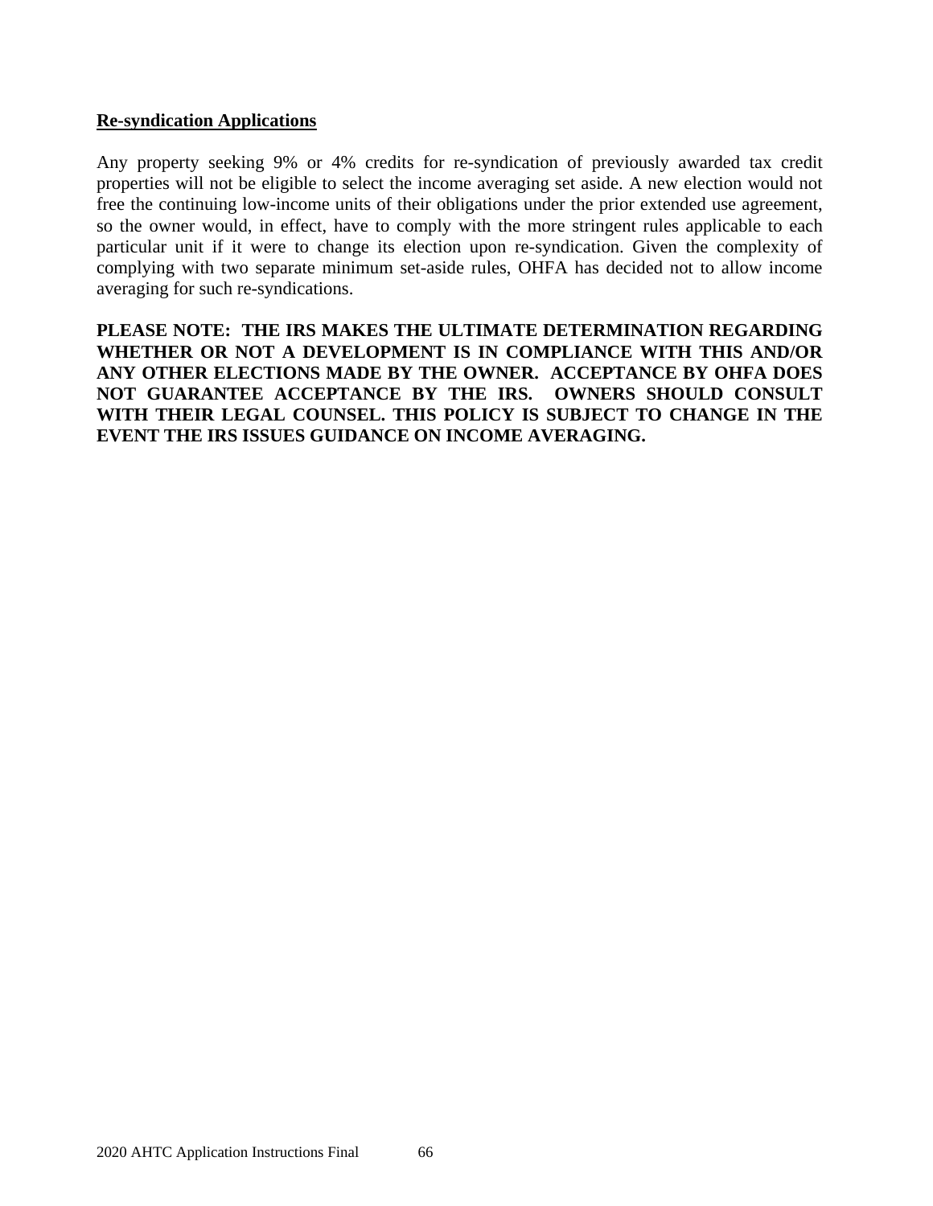**Re-syndication Applications**

Any property seeking 9% or 4% credits for re-syndication of previously awarded tax credit properties will not be eligible to select the income averaging set aside. A new election would not free the continuing low-income units of their obligations under the prior extended use agreement, so the owner would, in effect, have to comply with the more stringent rules applicable to each particular unit if it were to change its election upon re-syndication. Given the complexity of complying with two separate minimum set-aside rules, OHFA has decided not to allow income averaging for such re-syndications.

**PLEASE NOTE: THE IRS MAKES THE ULTIMATE DETERMINATION REGARDING WHETHER OR NOT A DEVELOPMENT IS IN COMPLIANCE WITH THIS AND/OR ANY OTHER ELECTIONS MADE BY THE OWNER. ACCEPTANCE BY OHFA DOES NOT GUARANTEE ACCEPTANCE BY THE IRS. OWNERS SHOULD CONSULT WITH THEIR LEGAL COUNSEL. THIS POLICY IS SUBJECT TO CHANGE IN THE EVENT THE IRS ISSUES GUIDANCE ON INCOME AVERAGING.**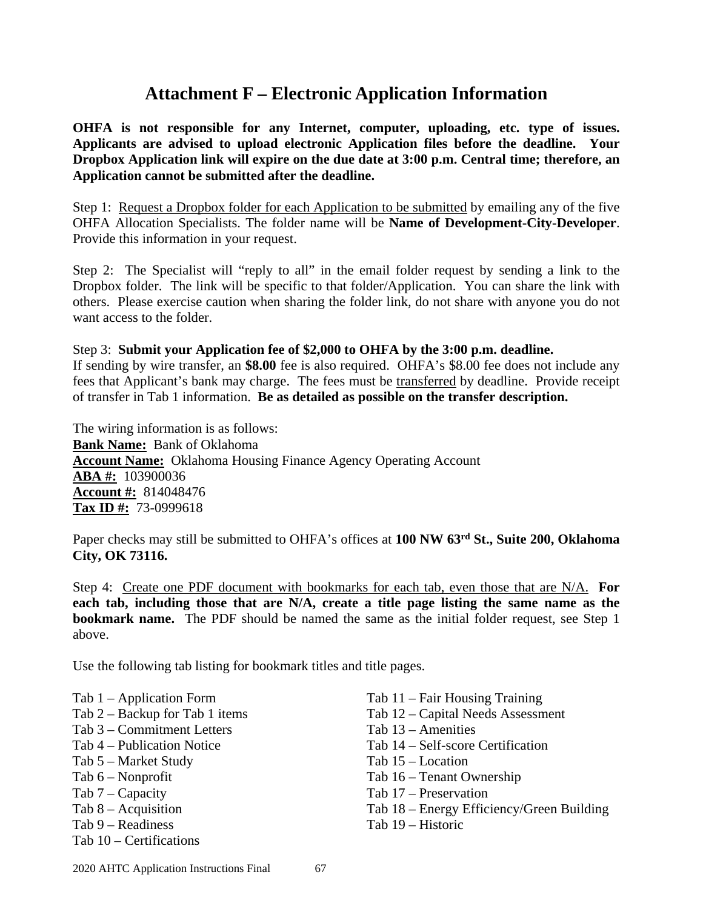# Attachment F – Electronic Application Information

**OHFA is not responsible for any Internet, computer, uploading, etc. type of issues. Applicants are advised to upload electronic Application files before the deadline. Your Dropbox Application link will expire on the due date at 3:00 p.m. Central time; therefore, an Application cannot be submitted after the deadline.**

Step 1: Request a Dropbox folder for each Application to be submitted by emailing any of the five OHFA Allocation Specialists. The folder name will be **Name of Development-City-Developer**. Provide this information in your request.

Step 2: The Specialist will "reply to all" in the email folder request by sending a link to the Dropbox folder. The link will be specific to that folder/Application. You can share the link with others. Please exercise caution when sharing the folder link, do not share with anyone you do not want access to the folder.

Step 3: **Submit your Application fee of $2,000 to OHFA by the 3:00 p.m. deadline.**
If sending by wire transfer, an **$8.00** fee is also required. OHFA's $8.00 fee does not include any fees that Applicant's bank may charge. The fees must be transferred by deadline. Provide receipt of transfer in Tab 1 information. **Be as detailed as possible on the transfer description.**

The wiring information is as follows:
**Bank Name:** Bank of Oklahoma
**Account Name:** Oklahoma Housing Finance Agency Operating Account
**ABA #:** 103900036
**Account #:** 814048476
**Tax ID #:** 73-0999618

Paper checks may still be submitted to OHFA's offices at **100 NW 63rd St., Suite 200, Oklahoma City, OK 73116.**

Step 4: Create one PDF document with bookmarks for each tab, even those that are N/A. **For each tab, including those that are N/A, create a title page listing the same name as the bookmark name.** The PDF should be named the same as the initial folder request, see Step 1 above.

Use the following tab listing for bookmark titles and title pages.

Tab 1 – Application Form
Tab 2 – Backup for Tab 1 items
Tab 3 – Commitment Letters
Tab 4 – Publication Notice
Tab 5 – Market Study
Tab 6 – Nonprofit
Tab 7 – Capacity
Tab 8 – Acquisition
Tab 9 – Readiness
Tab 10 – Certifications
Tab 11 – Fair Housing Training
Tab 12 – Capital Needs Assessment
Tab 13 – Amenities
Tab 14 – Self-score Certification
Tab 15 – Location
Tab 16 – Tenant Ownership
Tab 17 – Preservation
Tab 18 – Energy Efficiency/Green Building
Tab 19 – Historic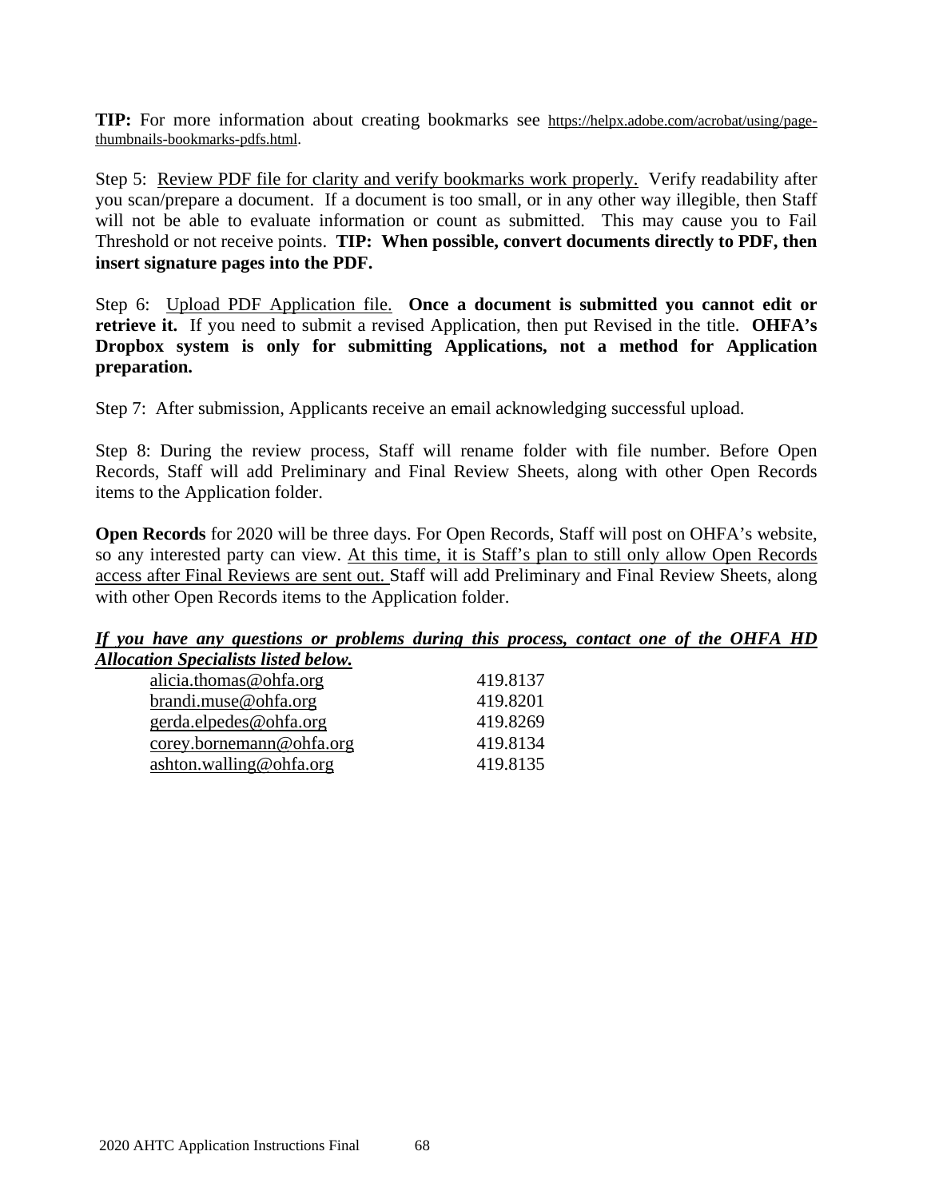**TIP:** For more information about creating bookmarks see https://helpx.adobe.com/acrobat/using/page-thumbnails-bookmarks-pdfs.html.

Step 5: Review PDF file for clarity and verify bookmarks work properly. Verify readability after you scan/prepare a document. If a document is too small, or in any other way illegible, then Staff will not be able to evaluate information or count as submitted. This may cause you to Fail Threshold or not receive points. **TIP: When possible, convert documents directly to PDF, then insert signature pages into the PDF.**

Step 6: Upload PDF Application file. **Once a document is submitted you cannot edit or retrieve it.** If you need to submit a revised Application, then put Revised in the title. **OHFA's Dropbox system is only for submitting Applications, not a method for Application preparation.**

Step 7: After submission, Applicants receive an email acknowledging successful upload.

Step 8: During the review process, Staff will rename folder with file number. Before Open Records, Staff will add Preliminary and Final Review Sheets, along with other Open Records items to the Application folder.

**Open Records** for 2020 will be three days. For Open Records, Staff will post on OHFA's website, so any interested party can view. At this time, it is Staff's plan to still only allow Open Records access after Final Reviews are sent out. Staff will add Preliminary and Final Review Sheets, along with other Open Records items to the Application folder.

***If you have any questions or problems during this process, contact one of the OHFA HD Allocation Specialists listed below.***

| | |
|---|---|
| alicia.thomas@ohfa.org | 419.8137 |
| brandi.muse@ohfa.org | 419.8201 |
| gerda.elpedes@ohfa.org | 419.8269 |
| corey.bornemann@ohfa.org | 419.8134 |
| ashton.walling@ohfa.org | 419.8135 |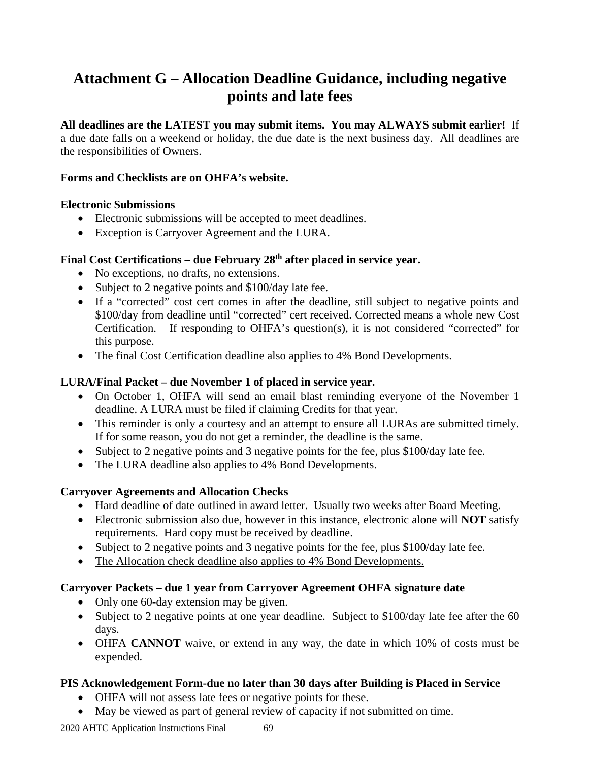# Attachment G – Allocation Deadline Guidance, including negative points and late fees

**All deadlines are the LATEST you may submit items. You may ALWAYS submit earlier!** If a due date falls on a weekend or holiday, the due date is the next business day. All deadlines are the responsibilities of Owners.

**Forms and Checklists are on OHFA's website.**

**Electronic Submissions**

- Electronic submissions will be accepted to meet deadlines.
- Exception is Carryover Agreement and the LURA.

**Final Cost Certifications – due February 28th after placed in service year.**

- No exceptions, no drafts, no extensions.
- Subject to 2 negative points and $100/day late fee.
- If a "corrected" cost cert comes in after the deadline, still subject to negative points and $100/day from deadline until "corrected" cert received. Corrected means a whole new Cost Certification. If responding to OHFA's question(s), it is not considered "corrected" for this purpose.
- <u>The final Cost Certification deadline also applies to 4% Bond Developments.</u>

**LURA/Final Packet – due November 1 of placed in service year.**

- On October 1, OHFA will send an email blast reminding everyone of the November 1 deadline. A LURA must be filed if claiming Credits for that year.
- This reminder is only a courtesy and an attempt to ensure all LURAs are submitted timely. If for some reason, you do not get a reminder, the deadline is the same.
- Subject to 2 negative points and 3 negative points for the fee, plus $100/day late fee.
- <u>The LURA deadline also applies to 4% Bond Developments.</u>

**Carryover Agreements and Allocation Checks**

- Hard deadline of date outlined in award letter. Usually two weeks after Board Meeting.
- Electronic submission also due, however in this instance, electronic alone will **NOT** satisfy requirements. Hard copy must be received by deadline.
- Subject to 2 negative points and 3 negative points for the fee, plus $100/day late fee.
- <u>The Allocation check deadline also applies to 4% Bond Developments.</u>

**Carryover Packets – due 1 year from Carryover Agreement OHFA signature date**

- Only one 60-day extension may be given.
- Subject to 2 negative points at one year deadline. Subject to $100/day late fee after the 60 days.
- OHFA **CANNOT** waive, or extend in any way, the date in which 10% of costs must be expended.

**PIS Acknowledgement Form-due no later than 30 days after Building is Placed in Service**

- OHFA will not assess late fees or negative points for these.
- May be viewed as part of general review of capacity if not submitted on time.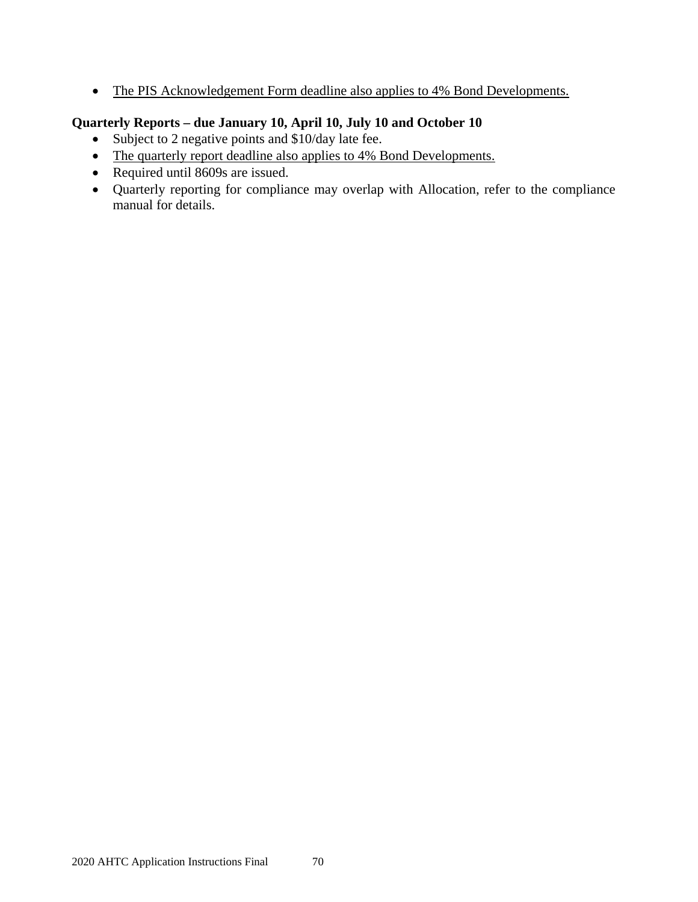- <u>The PIS Acknowledgement Form deadline also applies to 4% Bond Developments.</u>

**Quarterly Reports – due January 10, April 10, July 10 and October 10**

- Subject to 2 negative points and $10/day late fee.
- <u>The quarterly report deadline also applies to 4% Bond Developments.</u>
- Required until 8609s are issued.
- Quarterly reporting for compliance may overlap with Allocation, refer to the compliance manual for details.